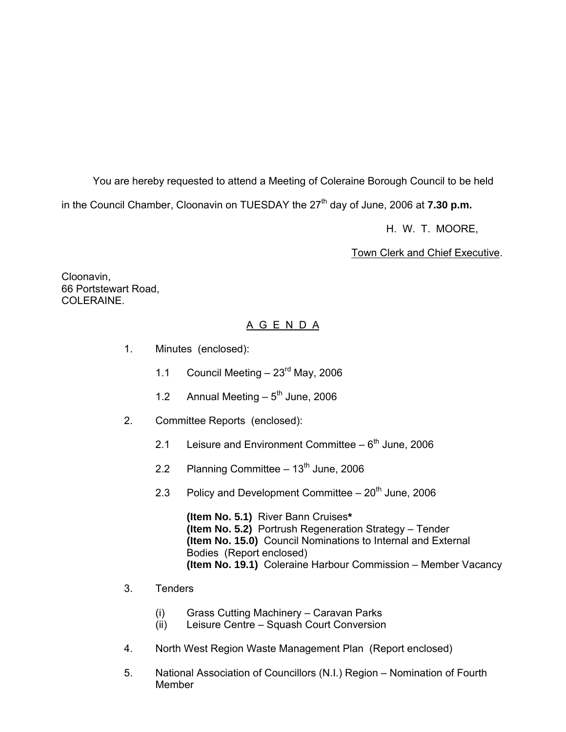You are hereby requested to attend a Meeting of Coleraine Borough Council to be held in the Council Chamber, Cloonavin on TUESDAY the 27th day of June, 2006 at **7.30 p.m.**

H. W. T. MOORE,

Town Clerk and Chief Executive.

Cloonavin,
66 Portstewart Road,
COLERAINE.

# A G E N D A

1. Minutes (enclosed):

   1.1 Council Meeting – 23rd May, 2006

   1.2 Annual Meeting – 5th June, 2006

2. Committee Reports (enclosed):

   2.1 Leisure and Environment Committee – 6th June, 2006

   2.2 Planning Committee – 13th June, 2006

   2.3 Policy and Development Committee – 20th June, 2006

   **(Item No. 5.1)** River Bann Cruises**\***
   **(Item No. 5.2)** Portrush Regeneration Strategy – Tender
   **(Item No. 15.0)** Council Nominations to Internal and External Bodies (Report enclosed)
   **(Item No. 19.1)** Coleraine Harbour Commission – Member Vacancy

3. Tenders

   (i) Grass Cutting Machinery – Caravan Parks
   (ii) Leisure Centre – Squash Court Conversion

4. North West Region Waste Management Plan (Report enclosed)

5. National Association of Councillors (N.I.) Region – Nomination of Fourth Member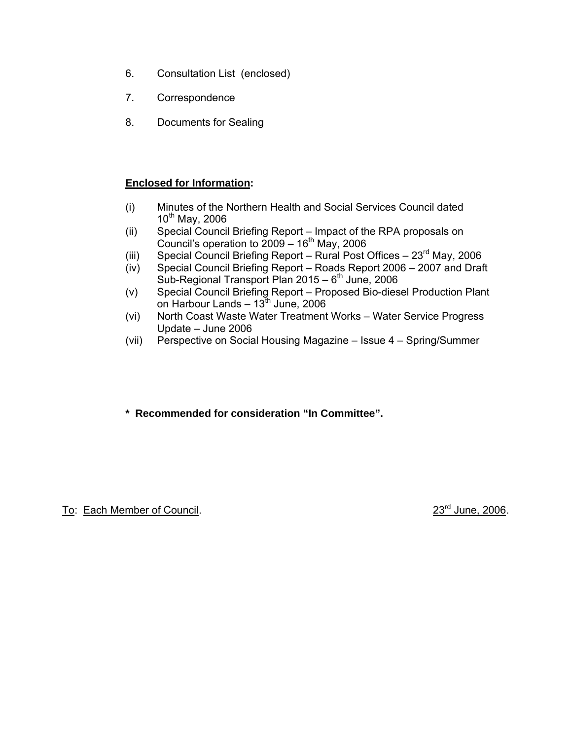6. Consultation List (enclosed)

7. Correspondence

8. Documents for Sealing

**Enclosed for Information:**

(i) Minutes of the Northern Health and Social Services Council dated 10th May, 2006
(ii) Special Council Briefing Report – Impact of the RPA proposals on Council's operation to 2009 – 16th May, 2006
(iii) Special Council Briefing Report – Rural Post Offices – 23rd May, 2006
(iv) Special Council Briefing Report – Roads Report 2006 – 2007 and Draft Sub-Regional Transport Plan 2015 – 6th June, 2006
(v) Special Council Briefing Report – Proposed Bio-diesel Production Plant on Harbour Lands – 13th June, 2006
(vi) North Coast Waste Water Treatment Works – Water Service Progress Update – June 2006
(vii) Perspective on Social Housing Magazine – Issue 4 – Spring/Summer

**\* Recommended for consideration "In Committee".**

To: Each Member of Council. 23rd June, 2006.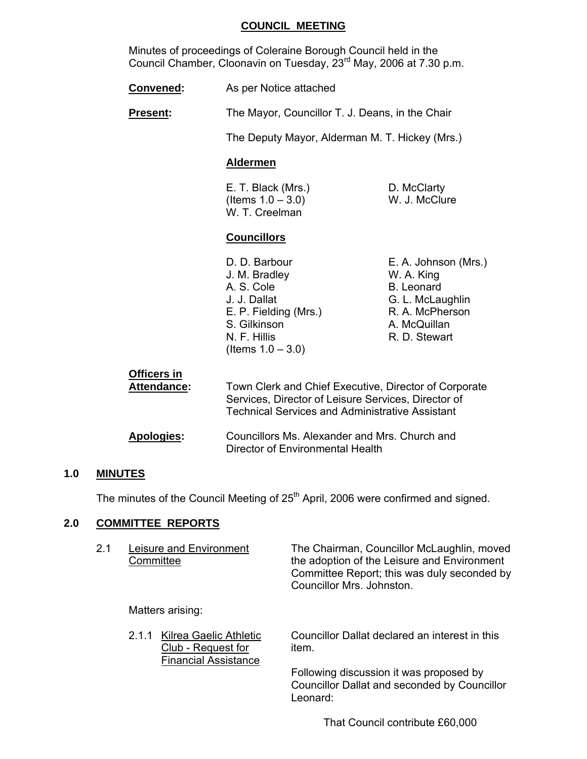## COUNCIL MEETING

Minutes of proceedings of Coleraine Borough Council held in the Council Chamber, Cloonavin on Tuesday, 23rd May, 2006 at 7.30 p.m.

**Convened:** As per Notice attached

**Present:** The Mayor, Councillor T. J. Deans, in the Chair

The Deputy Mayor, Alderman M. T. Hickey (Mrs.)

**Aldermen**

E. T. Black (Mrs.) (Items 1.0 – 3.0)
W. T. Creelman
D. McClarty
W. J. McClure

**Councillors**

D. D. Barbour
J. M. Bradley
A. S. Cole
J. J. Dallat
E. P. Fielding (Mrs.)
S. Gilkinson
N. F. Hillis (Items 1.0 – 3.0)
E. A. Johnson (Mrs.)
W. A. King
B. Leonard
G. L. McLaughlin
R. A. McPherson
A. McQuillan
R. D. Stewart

**Officers in Attendance:** Town Clerk and Chief Executive, Director of Corporate Services, Director of Leisure Services, Director of Technical Services and Administrative Assistant

**Apologies:** Councillors Ms. Alexander and Mrs. Church and Director of Environmental Health

### 1.0 MINUTES

The minutes of the Council Meeting of 25th April, 2006 were confirmed and signed.

### 2.0 COMMITTEE REPORTS

2.1 Leisure and Environment Committee

The Chairman, Councillor McLaughlin, moved the adoption of the Leisure and Environment Committee Report; this was duly seconded by Councillor Mrs. Johnston.

Matters arising:

2.1.1 Kilrea Gaelic Athletic Club - Request for Financial Assistance

Councillor Dallat declared an interest in this item.

Following discussion it was proposed by Councillor Dallat and seconded by Councillor Leonard:

That Council contribute £60,000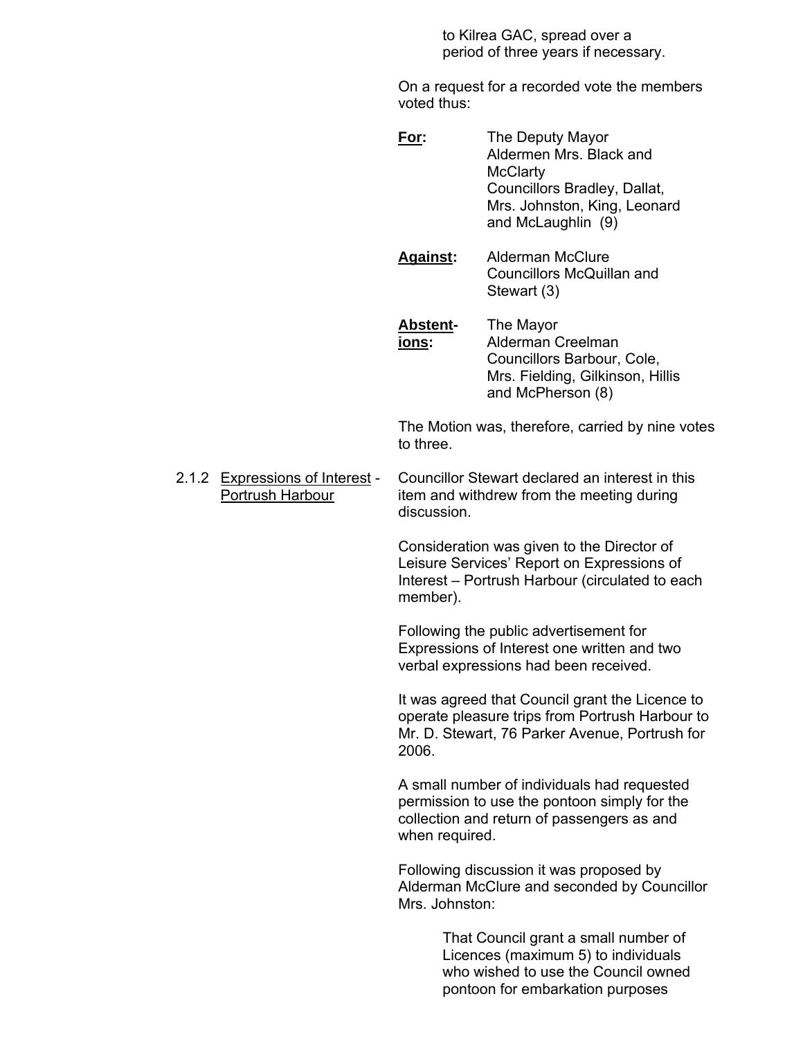to Kilrea GAC, spread over a period of three years if necessary.

On a request for a recorded vote the members voted thus:

**For:** The Deputy Mayor
Aldermen Mrs. Black and McClarty
Councillors Bradley, Dallat, Mrs. Johnston, King, Leonard and McLaughlin (9)

**Against:** Alderman McClure
Councillors McQuillan and Stewart (3)

**Abstentions:** The Mayor
Alderman Creelman
Councillors Barbour, Cole, Mrs. Fielding, Gilkinson, Hillis and McPherson (8)

The Motion was, therefore, carried by nine votes to three.

2.1.2 Expressions of Interest - Portrush Harbour

Councillor Stewart declared an interest in this item and withdrew from the meeting during discussion.

Consideration was given to the Director of Leisure Services' Report on Expressions of Interest – Portrush Harbour (circulated to each member).

Following the public advertisement for Expressions of Interest one written and two verbal expressions had been received.

It was agreed that Council grant the Licence to operate pleasure trips from Portrush Harbour to Mr. D. Stewart, 76 Parker Avenue, Portrush for 2006.

A small number of individuals had requested permission to use the pontoon simply for the collection and return of passengers as and when required.

Following discussion it was proposed by Alderman McClure and seconded by Councillor Mrs. Johnston:

> That Council grant a small number of Licences (maximum 5) to individuals who wished to use the Council owned pontoon for embarkation purposes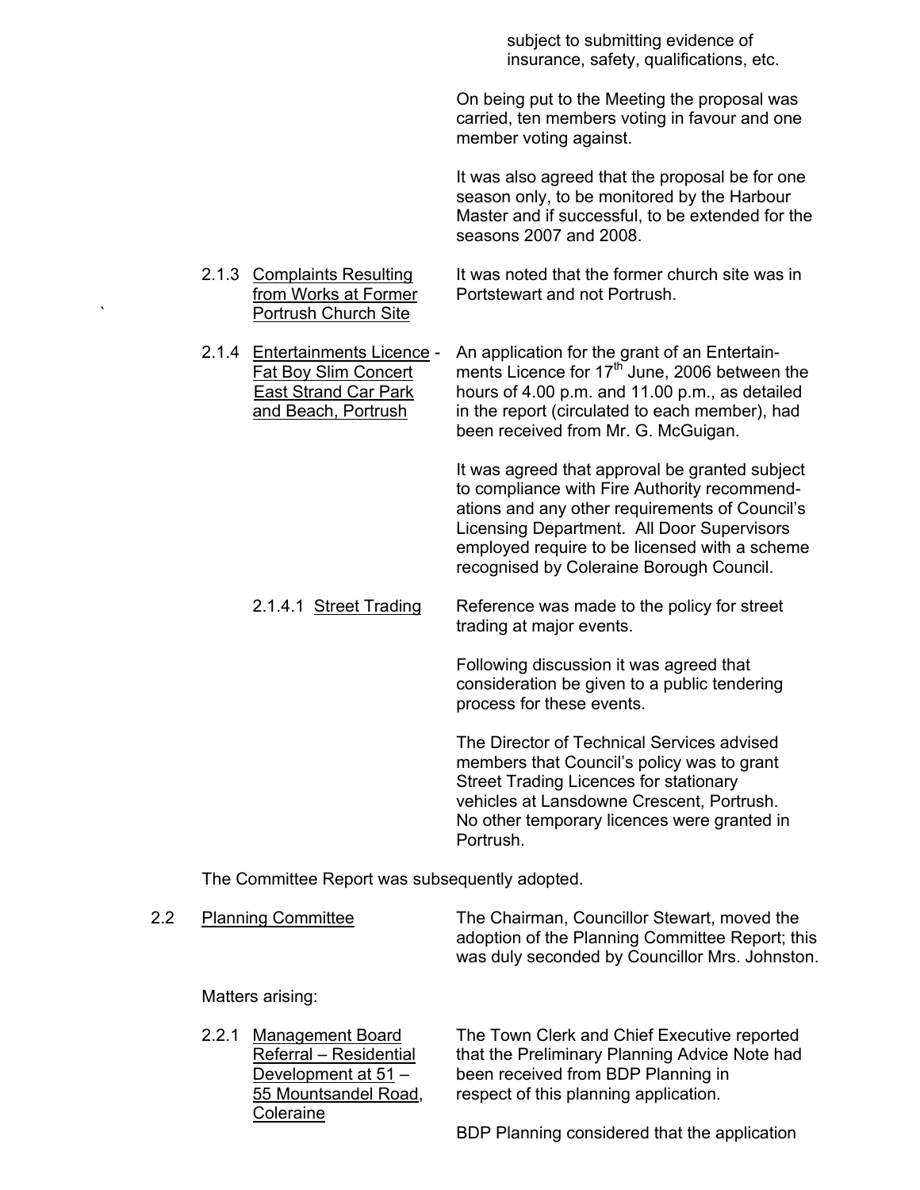subject to submitting evidence of insurance, safety, qualifications, etc.

On being put to the Meeting the proposal was carried, ten members voting in favour and one member voting against.

It was also agreed that the proposal be for one season only, to be monitored by the Harbour Master and if successful, to be extended for the seasons 2007 and 2008.

2.1.3 Complaints Resulting from Works at Former Portrush Church Site

It was noted that the former church site was in Portstewart and not Portrush.

2.1.4 Entertainments Licence - Fat Boy Slim Concert East Strand Car Park and Beach, Portrush

An application for the grant of an Entertainments Licence for 17th June, 2006 between the hours of 4.00 p.m. and 11.00 p.m., as detailed in the report (circulated to each member), had been received from Mr. G. McGuigan.

It was agreed that approval be granted subject to compliance with Fire Authority recommendations and any other requirements of Council's Licensing Department. All Door Supervisors employed require to be licensed with a scheme recognised by Coleraine Borough Council.

2.1.4.1 Street Trading

Reference was made to the policy for street trading at major events.

Following discussion it was agreed that consideration be given to a public tendering process for these events.

The Director of Technical Services advised members that Council's policy was to grant Street Trading Licences for stationary vehicles at Lansdowne Crescent, Portrush. No other temporary licences were granted in Portrush.

The Committee Report was subsequently adopted.

2.2 Planning Committee

The Chairman, Councillor Stewart, moved the adoption of the Planning Committee Report; this was duly seconded by Councillor Mrs. Johnston.

Matters arising:

2.2.1 Management Board Referral – Residential Development at 51 – 55 Mountsandel Road, Coleraine

The Town Clerk and Chief Executive reported that the Preliminary Planning Advice Note had been received from BDP Planning in respect of this planning application.

BDP Planning considered that the application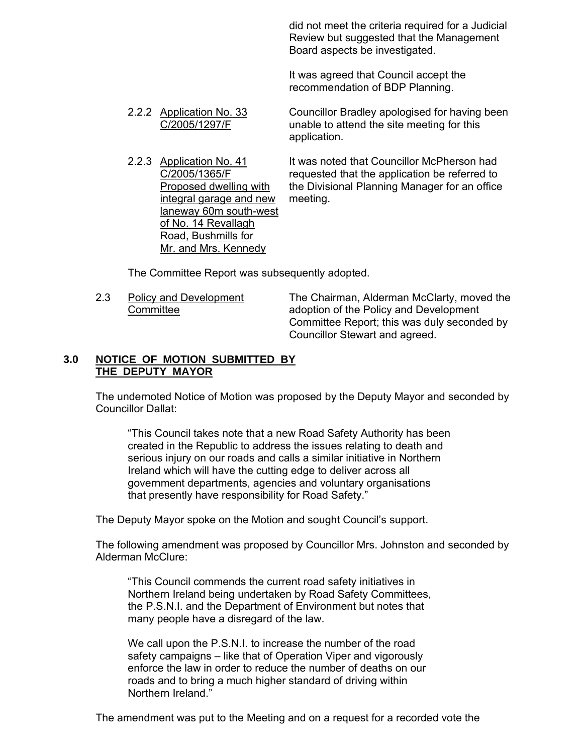did not meet the criteria required for a Judicial Review but suggested that the Management Board aspects be investigated.

It was agreed that Council accept the recommendation of BDP Planning.

2.2.2 Application No. 33 C/2005/1297/F

Councillor Bradley apologised for having been unable to attend the site meeting for this application.

2.2.3 Application No. 41 C/2005/1365/F Proposed dwelling with integral garage and new laneway 60m south-west of No. 14 Revallagh Road, Bushmills for Mr. and Mrs. Kennedy

It was noted that Councillor McPherson had requested that the application be referred to the Divisional Planning Manager for an office meeting.

The Committee Report was subsequently adopted.

2.3 Policy and Development Committee

The Chairman, Alderman McClarty, moved the adoption of the Policy and Development Committee Report; this was duly seconded by Councillor Stewart and agreed.

## 3.0 NOTICE OF MOTION SUBMITTED BY THE DEPUTY MAYOR

The undernoted Notice of Motion was proposed by the Deputy Mayor and seconded by Councillor Dallat:

> "This Council takes note that a new Road Safety Authority has been created in the Republic to address the issues relating to death and serious injury on our roads and calls a similar initiative in Northern Ireland which will have the cutting edge to deliver across all government departments, agencies and voluntary organisations that presently have responsibility for Road Safety."

The Deputy Mayor spoke on the Motion and sought Council's support.

The following amendment was proposed by Councillor Mrs. Johnston and seconded by Alderman McClure:

> "This Council commends the current road safety initiatives in Northern Ireland being undertaken by Road Safety Committees, the P.S.N.I. and the Department of Environment but notes that many people have a disregard of the law.
>
> We call upon the P.S.N.I. to increase the number of the road safety campaigns – like that of Operation Viper and vigorously enforce the law in order to reduce the number of deaths on our roads and to bring a much higher standard of driving within Northern Ireland."

The amendment was put to the Meeting and on a request for a recorded vote the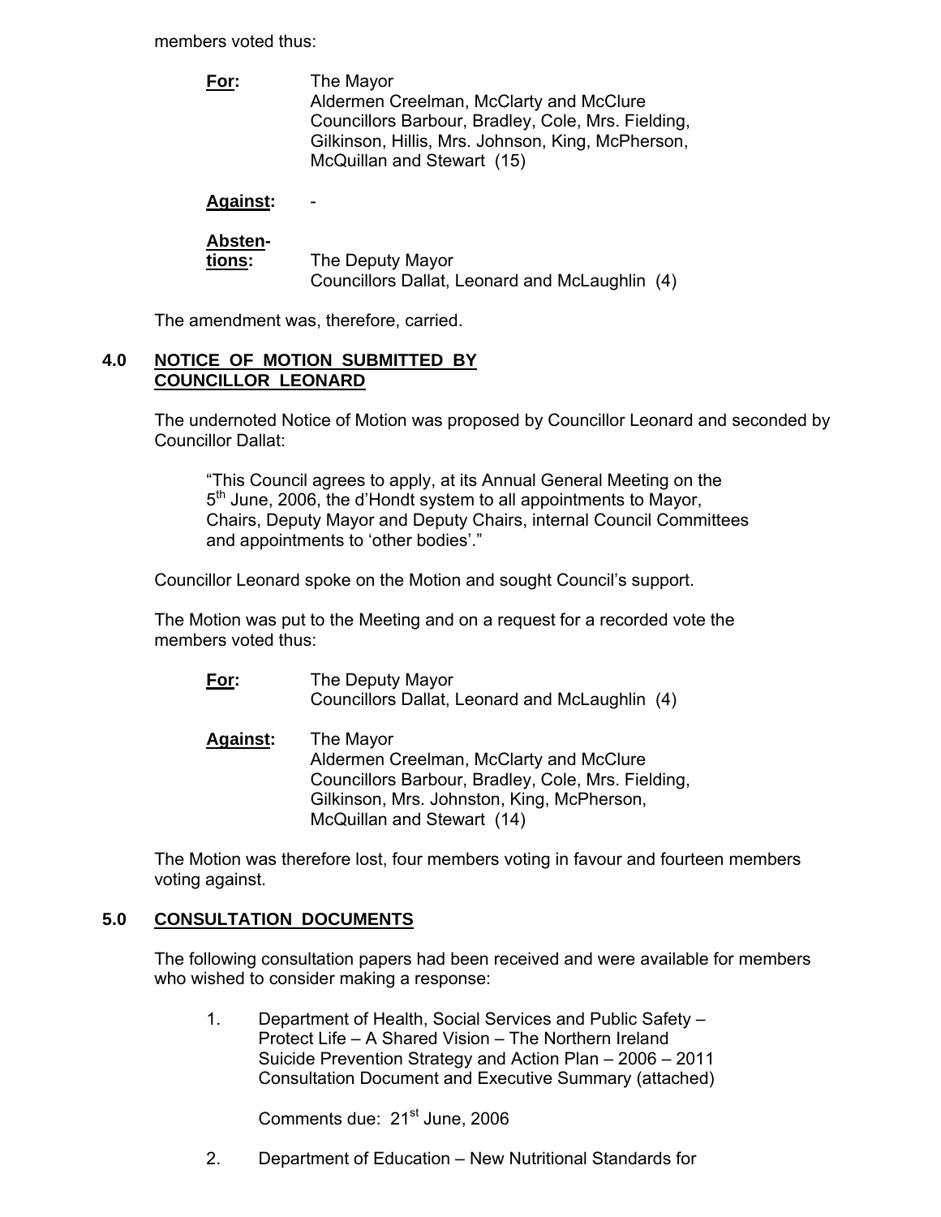members voted thus:

**For:** The Mayor
Aldermen Creelman, McClarty and McClure
Councillors Barbour, Bradley, Cole, Mrs. Fielding, Gilkinson, Hillis, Mrs. Johnson, King, McPherson, McQuillan and Stewart (15)

**Against:** -

**Abstentions:** The Deputy Mayor
Councillors Dallat, Leonard and McLaughlin (4)

The amendment was, therefore, carried.

## 4.0 NOTICE OF MOTION SUBMITTED BY COUNCILLOR LEONARD

The undernoted Notice of Motion was proposed by Councillor Leonard and seconded by Councillor Dallat:

> "This Council agrees to apply, at its Annual General Meeting on the 5th June, 2006, the d'Hondt system to all appointments to Mayor, Chairs, Deputy Mayor and Deputy Chairs, internal Council Committees and appointments to 'other bodies'."

Councillor Leonard spoke on the Motion and sought Council's support.

The Motion was put to the Meeting and on a request for a recorded vote the members voted thus:

**For:** The Deputy Mayor
Councillors Dallat, Leonard and McLaughlin (4)

**Against:** The Mayor
Aldermen Creelman, McClarty and McClure
Councillors Barbour, Bradley, Cole, Mrs. Fielding, Gilkinson, Mrs. Johnston, King, McPherson, McQuillan and Stewart (14)

The Motion was therefore lost, four members voting in favour and fourteen members voting against.

## 5.0 CONSULTATION DOCUMENTS

The following consultation papers had been received and were available for members who wished to consider making a response:

1. Department of Health, Social Services and Public Safety – Protect Life – A Shared Vision – The Northern Ireland Suicide Prevention Strategy and Action Plan – 2006 – 2011 Consultation Document and Executive Summary (attached)

   Comments due: 21st June, 2006

2. Department of Education – New Nutritional Standards for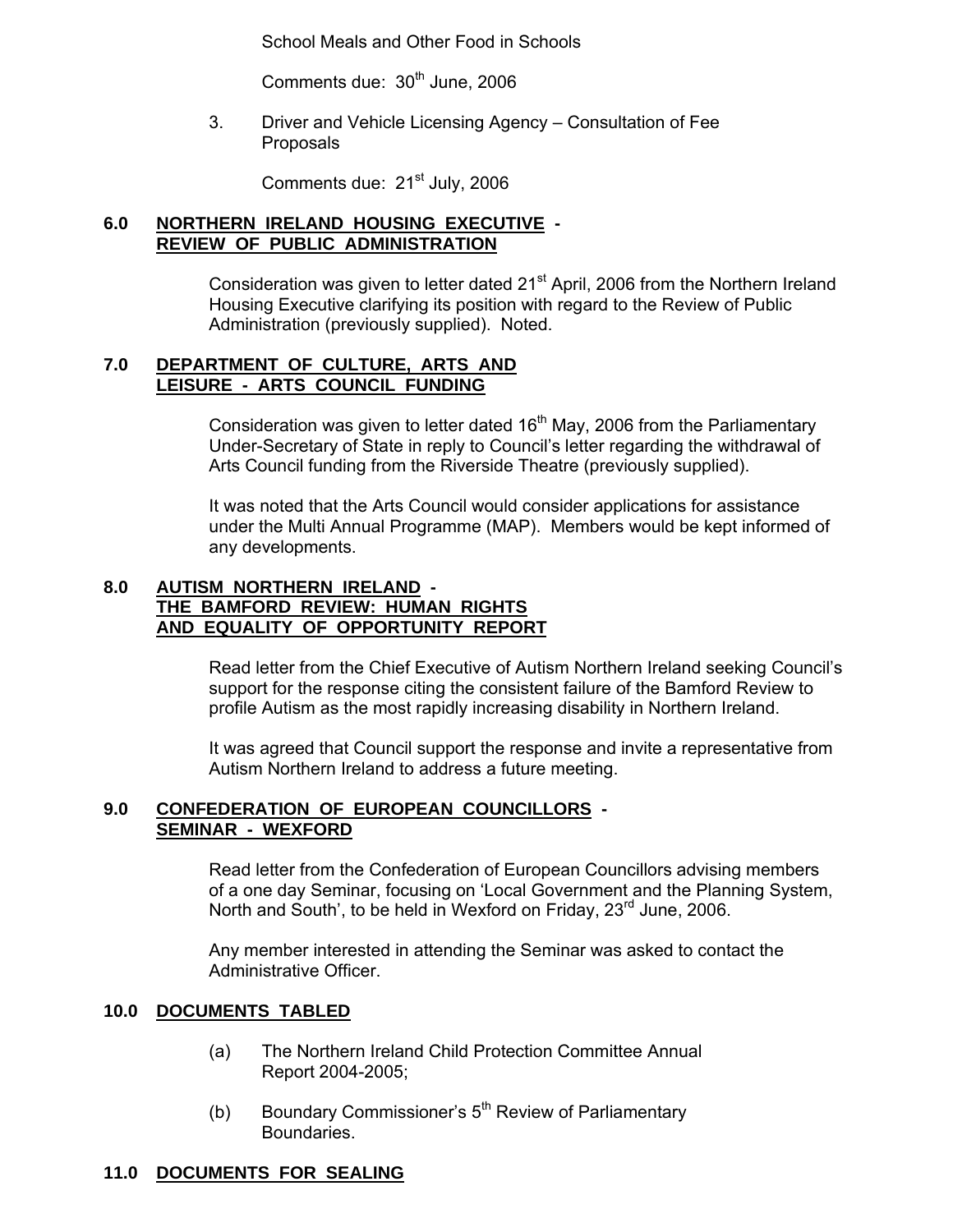School Meals and Other Food in Schools

Comments due: 30th June, 2006

3. Driver and Vehicle Licensing Agency – Consultation of Fee Proposals

   Comments due: 21st July, 2006

## 6.0 NORTHERN IRELAND HOUSING EXECUTIVE - REVIEW OF PUBLIC ADMINISTRATION

Consideration was given to letter dated 21st April, 2006 from the Northern Ireland Housing Executive clarifying its position with regard to the Review of Public Administration (previously supplied). Noted.

## 7.0 DEPARTMENT OF CULTURE, ARTS AND LEISURE - ARTS COUNCIL FUNDING

Consideration was given to letter dated 16th May, 2006 from the Parliamentary Under-Secretary of State in reply to Council's letter regarding the withdrawal of Arts Council funding from the Riverside Theatre (previously supplied).

It was noted that the Arts Council would consider applications for assistance under the Multi Annual Programme (MAP). Members would be kept informed of any developments.

## 8.0 AUTISM NORTHERN IRELAND - THE BAMFORD REVIEW: HUMAN RIGHTS AND EQUALITY OF OPPORTUNITY REPORT

Read letter from the Chief Executive of Autism Northern Ireland seeking Council's support for the response citing the consistent failure of the Bamford Review to profile Autism as the most rapidly increasing disability in Northern Ireland.

It was agreed that Council support the response and invite a representative from Autism Northern Ireland to address a future meeting.

## 9.0 CONFEDERATION OF EUROPEAN COUNCILLORS - SEMINAR - WEXFORD

Read letter from the Confederation of European Councillors advising members of a one day Seminar, focusing on 'Local Government and the Planning System, North and South', to be held in Wexford on Friday, 23rd June, 2006.

Any member interested in attending the Seminar was asked to contact the Administrative Officer.

## 10.0 DOCUMENTS TABLED

(a) The Northern Ireland Child Protection Committee Annual Report 2004-2005;

(b) Boundary Commissioner's 5th Review of Parliamentary Boundaries.

## 11.0 DOCUMENTS FOR SEALING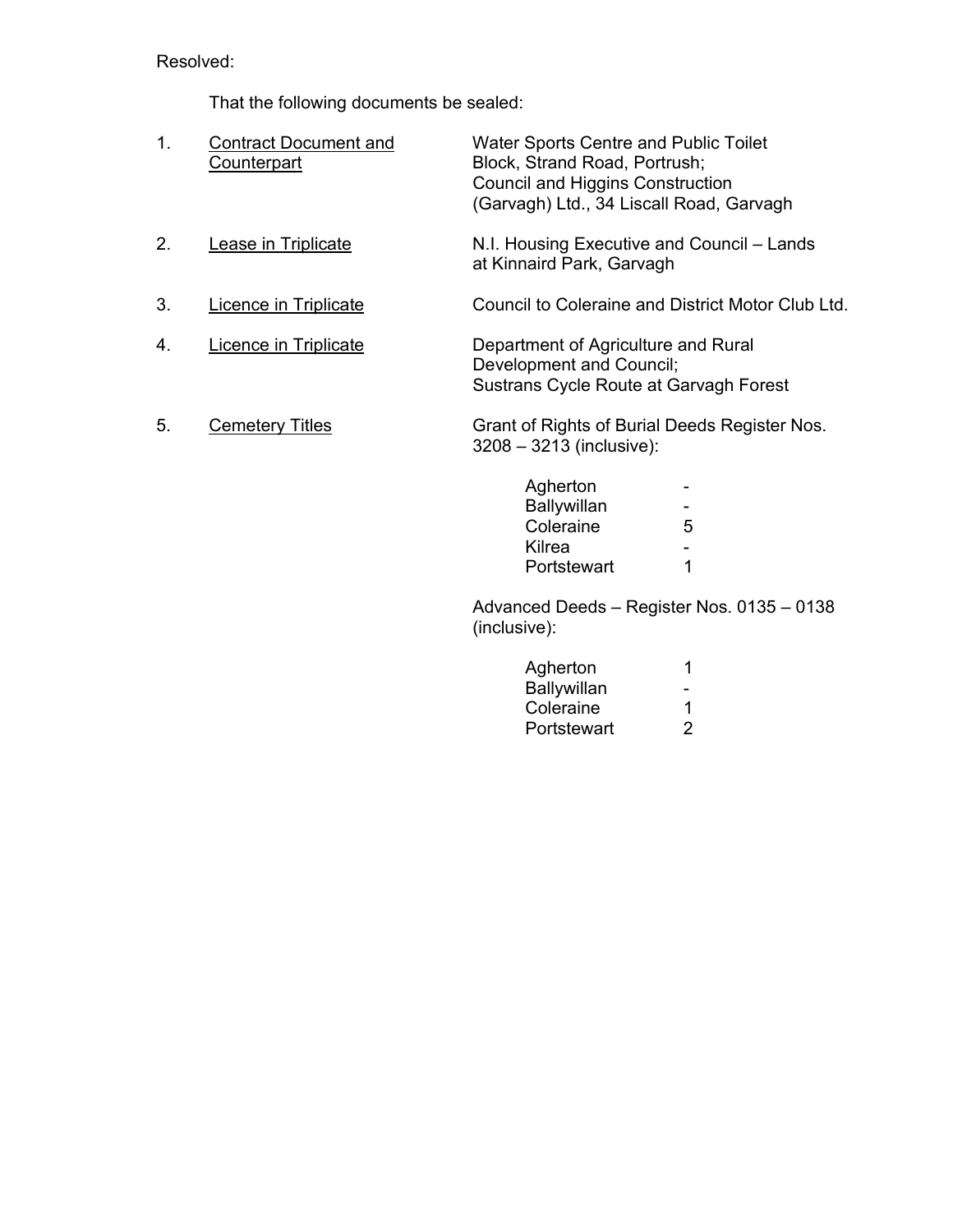Resolved:

That the following documents be sealed:

1. <u>Contract Document and Counterpart</u> — Water Sports Centre and Public Toilet Block, Strand Road, Portrush; Council and Higgins Construction (Garvagh) Ltd., 34 Liscall Road, Garvagh

2. <u>Lease in Triplicate</u> — N.I. Housing Executive and Council – Lands at Kinnaird Park, Garvagh

3. <u>Licence in Triplicate</u> — Council to Coleraine and District Motor Club Ltd.

4. <u>Licence in Triplicate</u> — Department of Agriculture and Rural Development and Council; Sustrans Cycle Route at Garvagh Forest

5. <u>Cemetery Titles</u> — Grant of Rights of Burial Deeds Register Nos. 3208 – 3213 (inclusive):

| | |
|---|---|
| Agherton | - |
| Ballywillan | - |
| Coleraine | 5 |
| Kilrea | - |
| Portstewart | 1 |

Advanced Deeds – Register Nos. 0135 – 0138 (inclusive):

| | |
|---|---|
| Agherton | 1 |
| Ballywillan | - |
| Coleraine | 1 |
| Portstewart | 2 |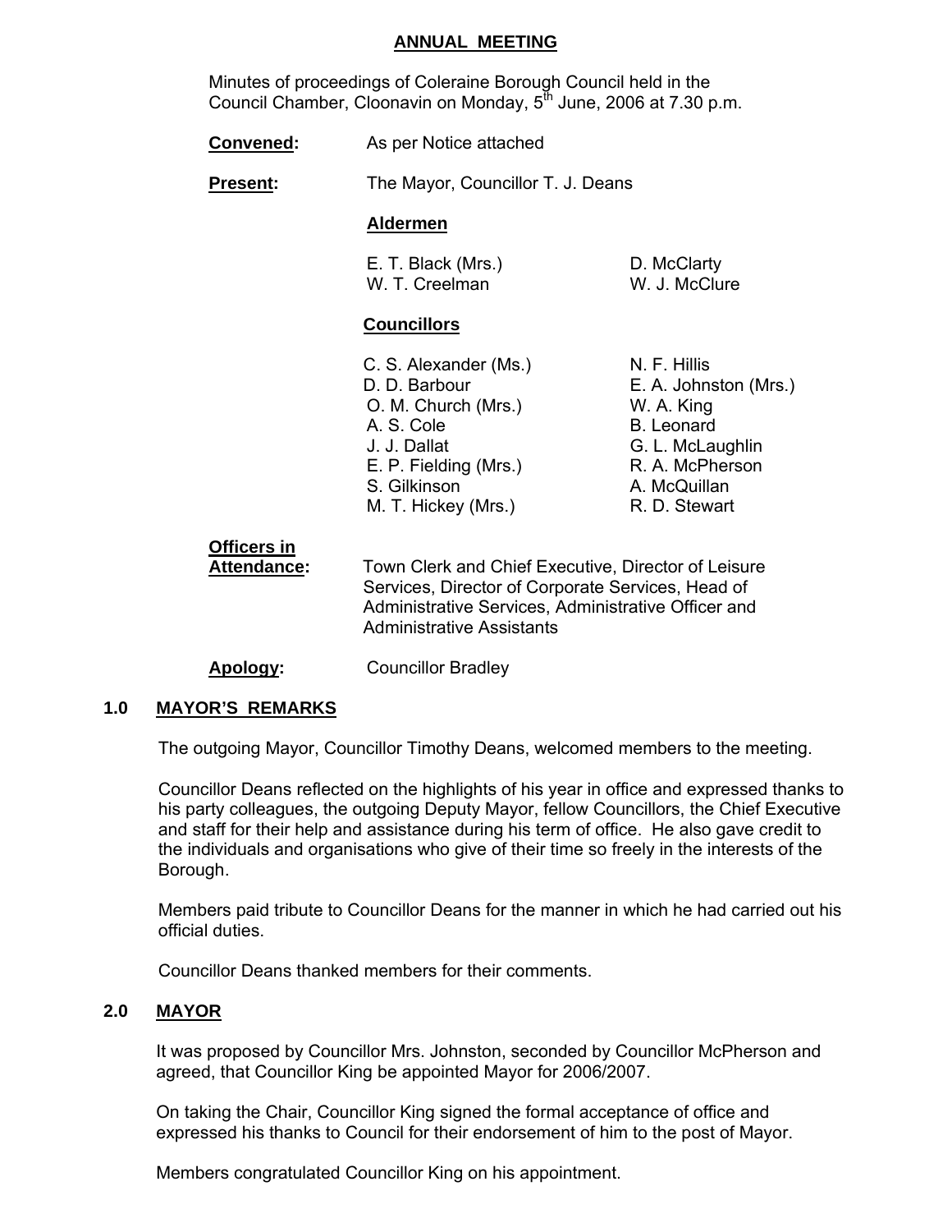## ANNUAL MEETING

Minutes of proceedings of Coleraine Borough Council held in the Council Chamber, Cloonavin on Monday, 5th June, 2006 at 7.30 p.m.

**Convened:** As per Notice attached

**Present:** The Mayor, Councillor T. J. Deans

**Aldermen**

E. T. Black (Mrs.)
W. T. Creelman
D. McClarty
W. J. McClure

**Councillors**

C. S. Alexander (Ms.)
D. D. Barbour
O. M. Church (Mrs.)
A. S. Cole
J. J. Dallat
E. P. Fielding (Mrs.)
S. Gilkinson
M. T. Hickey (Mrs.)
N. F. Hillis
E. A. Johnston (Mrs.)
W. A. King
B. Leonard
G. L. McLaughlin
R. A. McPherson
A. McQuillan
R. D. Stewart

**Officers in Attendance:** Town Clerk and Chief Executive, Director of Leisure Services, Director of Corporate Services, Head of Administrative Services, Administrative Officer and Administrative Assistants

**Apology:** Councillor Bradley

### 1.0 MAYOR'S REMARKS

The outgoing Mayor, Councillor Timothy Deans, welcomed members to the meeting.

Councillor Deans reflected on the highlights of his year in office and expressed thanks to his party colleagues, the outgoing Deputy Mayor, fellow Councillors, the Chief Executive and staff for their help and assistance during his term of office. He also gave credit to the individuals and organisations who give of their time so freely in the interests of the Borough.

Members paid tribute to Councillor Deans for the manner in which he had carried out his official duties.

Councillor Deans thanked members for their comments.

### 2.0 MAYOR

It was proposed by Councillor Mrs. Johnston, seconded by Councillor McPherson and agreed, that Councillor King be appointed Mayor for 2006/2007.

On taking the Chair, Councillor King signed the formal acceptance of office and expressed his thanks to Council for their endorsement of him to the post of Mayor.

Members congratulated Councillor King on his appointment.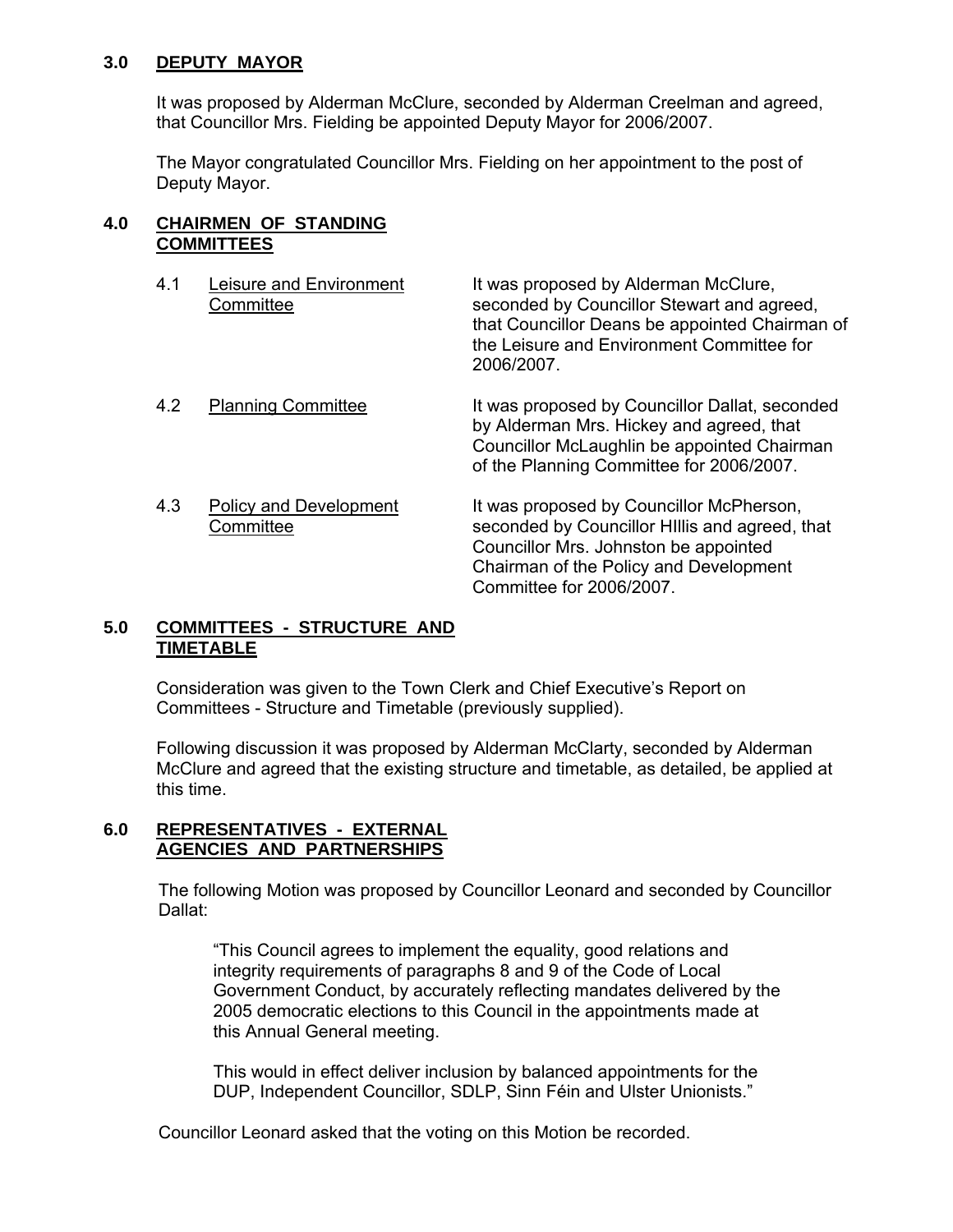## 3.0 DEPUTY MAYOR

It was proposed by Alderman McClure, seconded by Alderman Creelman and agreed, that Councillor Mrs. Fielding be appointed Deputy Mayor for 2006/2007.

The Mayor congratulated Councillor Mrs. Fielding on her appointment to the post of Deputy Mayor.

## 4.0 CHAIRMEN OF STANDING COMMITTEES

4.1 Leisure and Environment Committee

It was proposed by Alderman McClure, seconded by Councillor Stewart and agreed, that Councillor Deans be appointed Chairman of the Leisure and Environment Committee for 2006/2007.

4.2 Planning Committee

It was proposed by Councillor Dallat, seconded by Alderman Mrs. Hickey and agreed, that Councillor McLaughlin be appointed Chairman of the Planning Committee for 2006/2007.

4.3 Policy and Development Committee

It was proposed by Councillor McPherson, seconded by Councillor HIllis and agreed, that Councillor Mrs. Johnston be appointed Chairman of the Policy and Development Committee for 2006/2007.

## 5.0 COMMITTEES - STRUCTURE AND TIMETABLE

Consideration was given to the Town Clerk and Chief Executive's Report on Committees - Structure and Timetable (previously supplied).

Following discussion it was proposed by Alderman McClarty, seconded by Alderman McClure and agreed that the existing structure and timetable, as detailed, be applied at this time.

## 6.0 REPRESENTATIVES - EXTERNAL AGENCIES AND PARTNERSHIPS

The following Motion was proposed by Councillor Leonard and seconded by Councillor Dallat:

> "This Council agrees to implement the equality, good relations and integrity requirements of paragraphs 8 and 9 of the Code of Local Government Conduct, by accurately reflecting mandates delivered by the 2005 democratic elections to this Council in the appointments made at this Annual General meeting.
>
> This would in effect deliver inclusion by balanced appointments for the DUP, Independent Councillor, SDLP, Sinn Féin and Ulster Unionists."

Councillor Leonard asked that the voting on this Motion be recorded.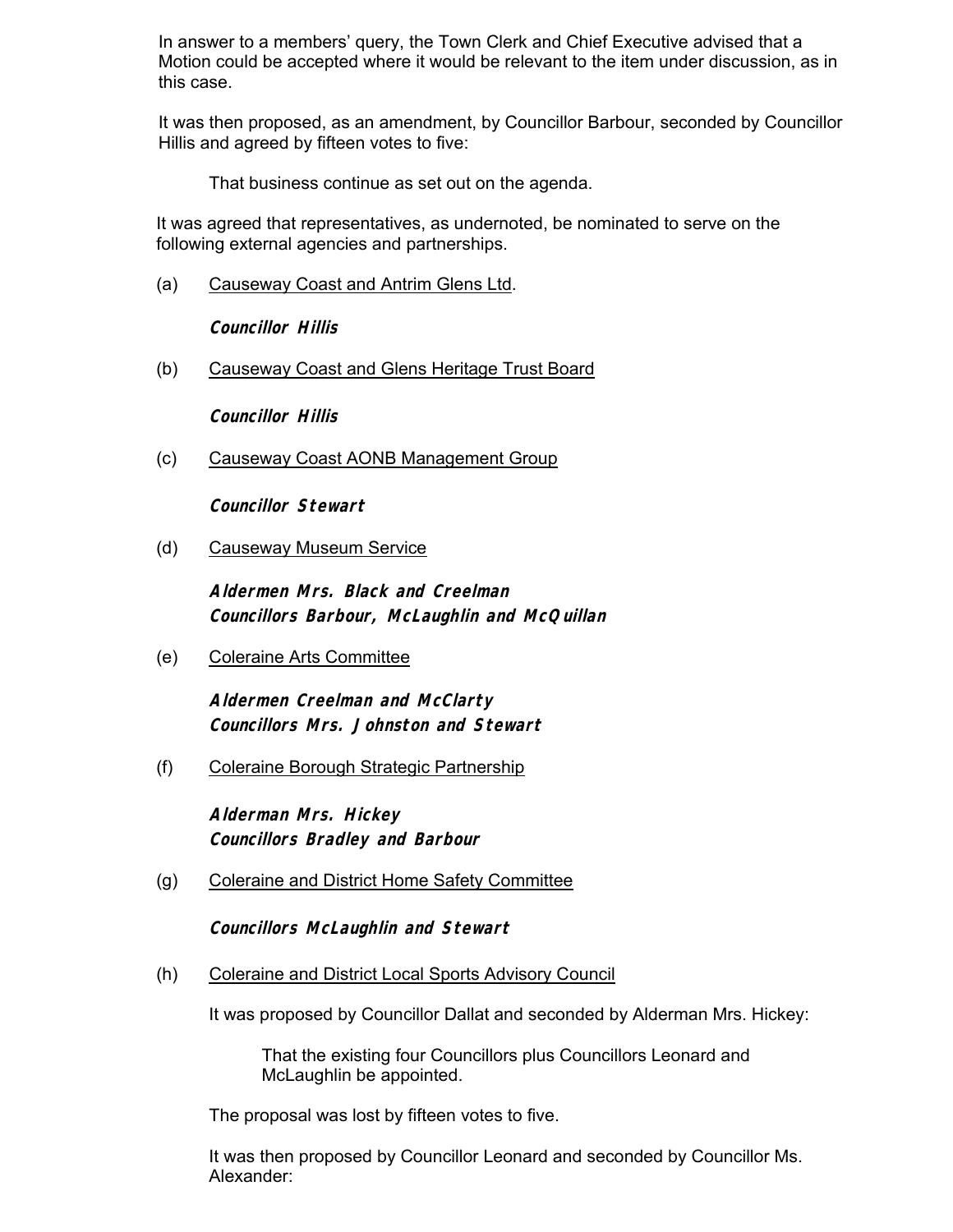In answer to a members' query, the Town Clerk and Chief Executive advised that a Motion could be accepted where it would be relevant to the item under discussion, as in this case.

It was then proposed, as an amendment, by Councillor Barbour, seconded by Councillor Hillis and agreed by fifteen votes to five:

> That business continue as set out on the agenda.

It was agreed that representatives, as undernoted, be nominated to serve on the following external agencies and partnerships.

(a) Causeway Coast and Antrim Glens Ltd.

**Councillor Hillis**

(b) Causeway Coast and Glens Heritage Trust Board

**Councillor Hillis**

(c) Causeway Coast AONB Management Group

**Councillor Stewart**

(d) Causeway Museum Service

**Aldermen Mrs. Black and Creelman**
**Councillors Barbour, McLaughlin and McQuillan**

(e) Coleraine Arts Committee

**Aldermen Creelman and McClarty**
**Councillors Mrs. Johnston and Stewart**

(f) Coleraine Borough Strategic Partnership

**Alderman Mrs. Hickey**
**Councillors Bradley and Barbour**

(g) Coleraine and District Home Safety Committee

**Councillors McLaughlin and Stewart**

(h) Coleraine and District Local Sports Advisory Council

It was proposed by Councillor Dallat and seconded by Alderman Mrs. Hickey:

> That the existing four Councillors plus Councillors Leonard and McLaughlin be appointed.

The proposal was lost by fifteen votes to five.

It was then proposed by Councillor Leonard and seconded by Councillor Ms. Alexander: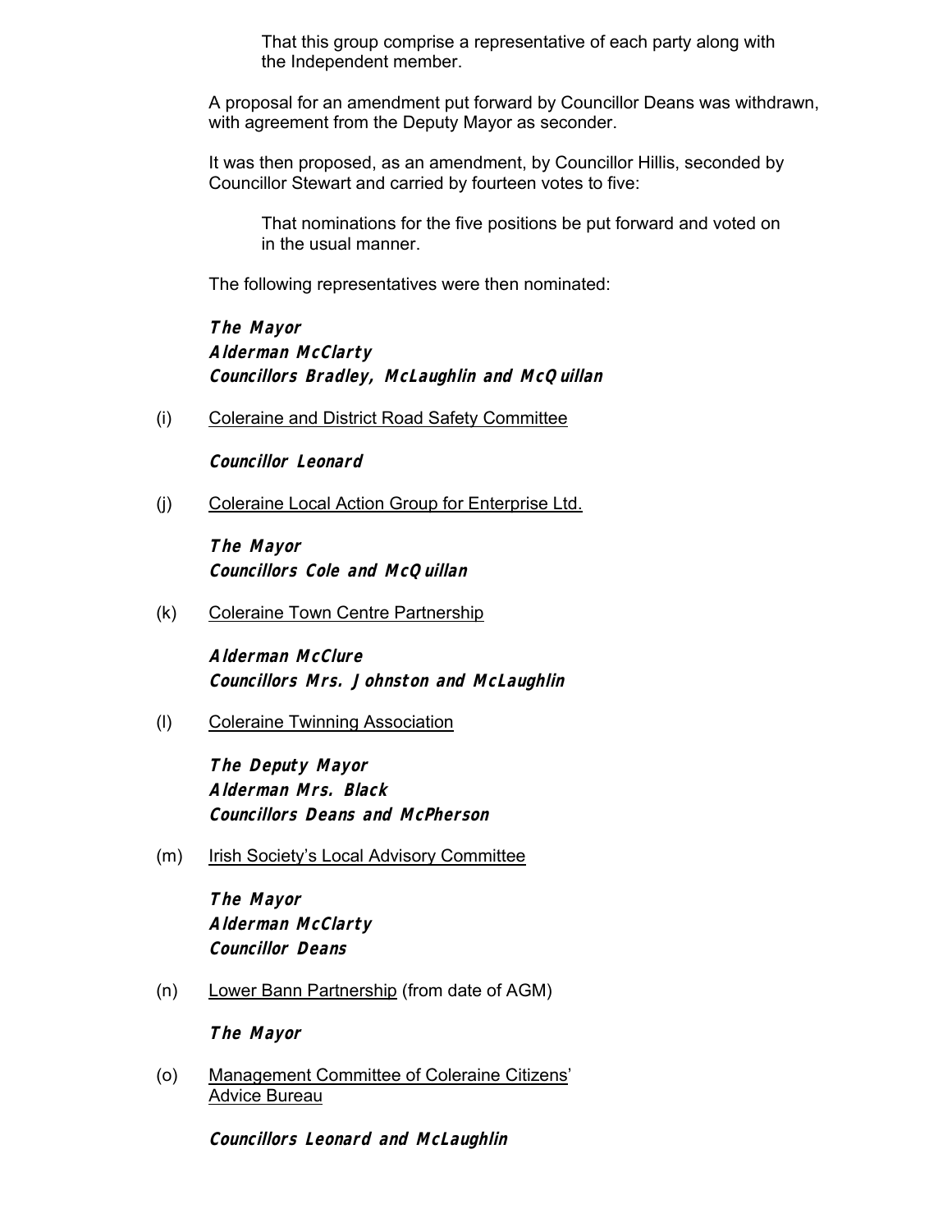That this group comprise a representative of each party along with the Independent member.

A proposal for an amendment put forward by Councillor Deans was withdrawn, with agreement from the Deputy Mayor as seconder.

It was then proposed, as an amendment, by Councillor Hillis, seconded by Councillor Stewart and carried by fourteen votes to five:

That nominations for the five positions be put forward and voted on in the usual manner.

The following representatives were then nominated:

**The Mayor**
**Alderman McClarty**
**Councillors Bradley, McLaughlin and McQuillan**

(i) Coleraine and District Road Safety Committee

**Councillor Leonard**

(j) Coleraine Local Action Group for Enterprise Ltd.

**The Mayor**
**Councillors Cole and McQuillan**

(k) Coleraine Town Centre Partnership

**Alderman McClure**
**Councillors Mrs. Johnston and McLaughlin**

(l) Coleraine Twinning Association

**The Deputy Mayor**
**Alderman Mrs. Black**
**Councillors Deans and McPherson**

(m) Irish Society's Local Advisory Committee

**The Mayor**
**Alderman McClarty**
**Councillor Deans**

(n) Lower Bann Partnership (from date of AGM)

**The Mayor**

(o) Management Committee of Coleraine Citizens' Advice Bureau

**Councillors Leonard and McLaughlin**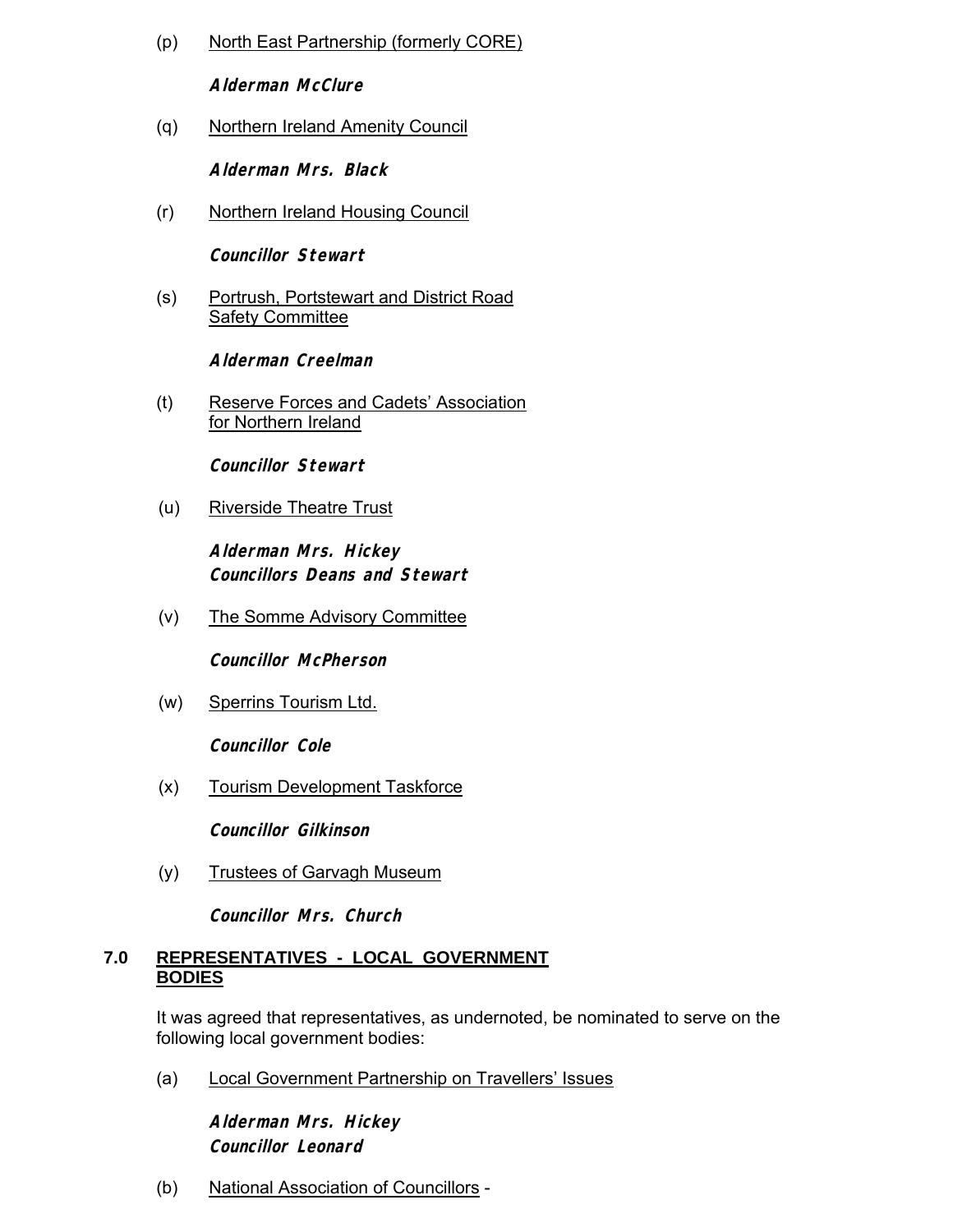(p) North East Partnership (formerly CORE)

**Alderman McClure**

(q) Northern Ireland Amenity Council

**Alderman Mrs. Black**

(r) Northern Ireland Housing Council

**Councillor Stewart**

(s) Portrush, Portstewart and District Road Safety Committee

**Alderman Creelman**

(t) Reserve Forces and Cadets' Association for Northern Ireland

**Councillor Stewart**

(u) Riverside Theatre Trust

**Alderman Mrs. Hickey**
**Councillors Deans and Stewart**

(v) The Somme Advisory Committee

**Councillor McPherson**

(w) Sperrins Tourism Ltd.

**Councillor Cole**

(x) Tourism Development Taskforce

**Councillor Gilkinson**

(y) Trustees of Garvagh Museum

**Councillor Mrs. Church**

## 7.0 REPRESENTATIVES - LOCAL GOVERNMENT BODIES

It was agreed that representatives, as undernoted, be nominated to serve on the following local government bodies:

(a) Local Government Partnership on Travellers' Issues

**Alderman Mrs. Hickey**
**Councillor Leonard**

(b) National Association of Councillors -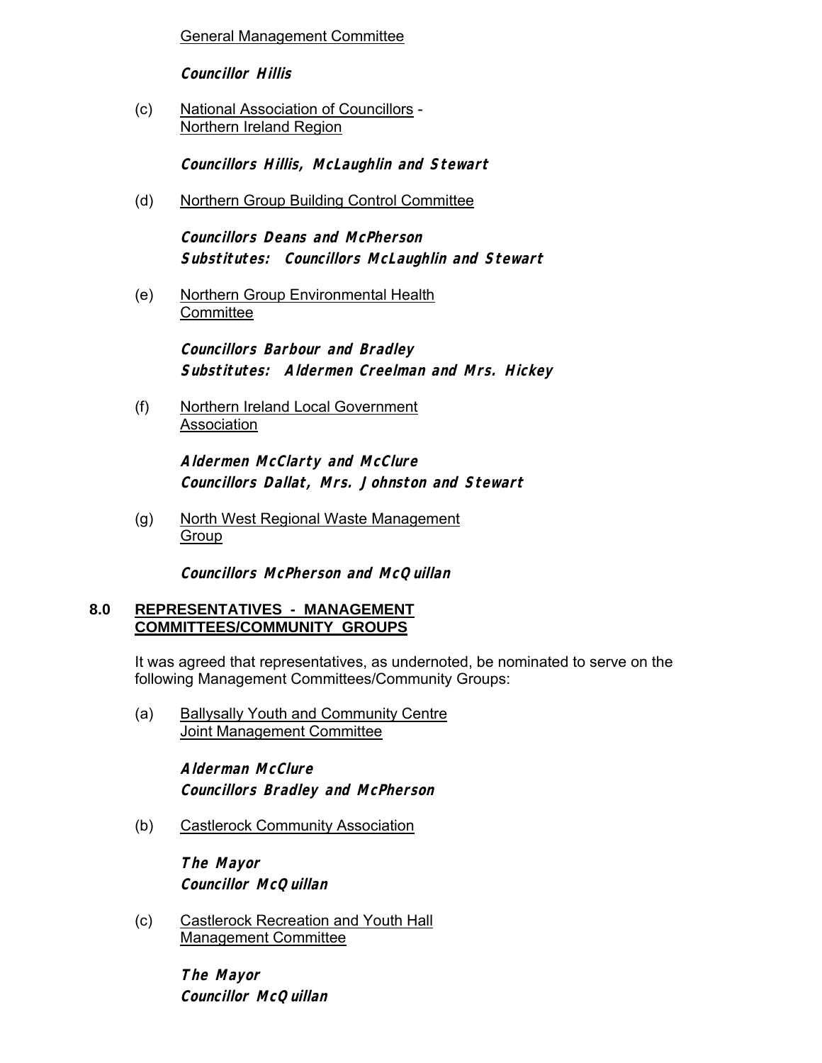General Management Committee

***Councillor Hillis***

(c) National Association of Councillors - Northern Ireland Region

***Councillors Hillis, McLaughlin and Stewart***

(d) Northern Group Building Control Committee

***Councillors Deans and McPherson***
***Substitutes: Councillors McLaughlin and Stewart***

(e) Northern Group Environmental Health Committee

***Councillors Barbour and Bradley***
***Substitutes: Aldermen Creelman and Mrs. Hickey***

(f) Northern Ireland Local Government Association

***Aldermen McClarty and McClure***
***Councillors Dallat, Mrs. Johnston and Stewart***

(g) North West Regional Waste Management Group

***Councillors McPherson and McQuillan***

## 8.0 REPRESENTATIVES - MANAGEMENT COMMITTEES/COMMUNITY GROUPS

It was agreed that representatives, as undernoted, be nominated to serve on the following Management Committees/Community Groups:

(a) Ballysally Youth and Community Centre Joint Management Committee

***Alderman McClure***
***Councillors Bradley and McPherson***

(b) Castlerock Community Association

***The Mayor***
***Councillor McQuillan***

(c) Castlerock Recreation and Youth Hall Management Committee

***The Mayor***
***Councillor McQuillan***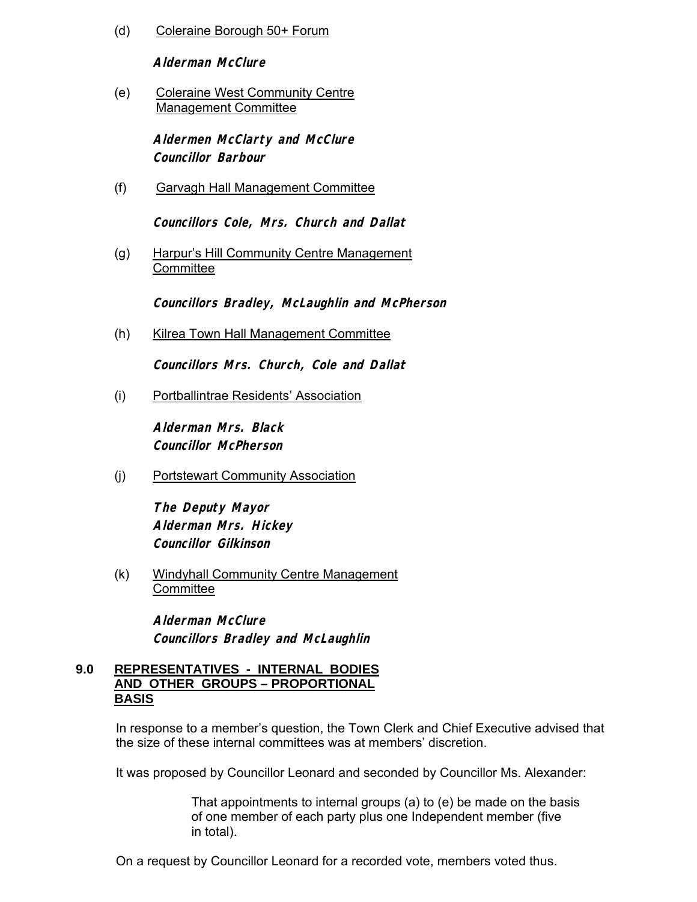(d) Coleraine Borough 50+ Forum

**Alderman McClure**

(e) Coleraine West Community Centre Management Committee

**Aldermen McClarty and McClure**
**Councillor Barbour**

(f) Garvagh Hall Management Committee

**Councillors Cole, Mrs. Church and Dallat**

(g) Harpur's Hill Community Centre Management Committee

**Councillors Bradley, McLaughlin and McPherson**

(h) Kilrea Town Hall Management Committee

**Councillors Mrs. Church, Cole and Dallat**

(i) Portballintrae Residents' Association

**Alderman Mrs. Black**
**Councillor McPherson**

(j) Portstewart Community Association

**The Deputy Mayor**
**Alderman Mrs. Hickey**
**Councillor Gilkinson**

(k) Windyhall Community Centre Management Committee

**Alderman McClure**
**Councillors Bradley and McLaughlin**

## 9.0 REPRESENTATIVES - INTERNAL BODIES AND OTHER GROUPS – PROPORTIONAL BASIS

In response to a member's question, the Town Clerk and Chief Executive advised that the size of these internal committees was at members' discretion.

It was proposed by Councillor Leonard and seconded by Councillor Ms. Alexander:

> That appointments to internal groups (a) to (e) be made on the basis of one member of each party plus one Independent member (five in total).

On a request by Councillor Leonard for a recorded vote, members voted thus.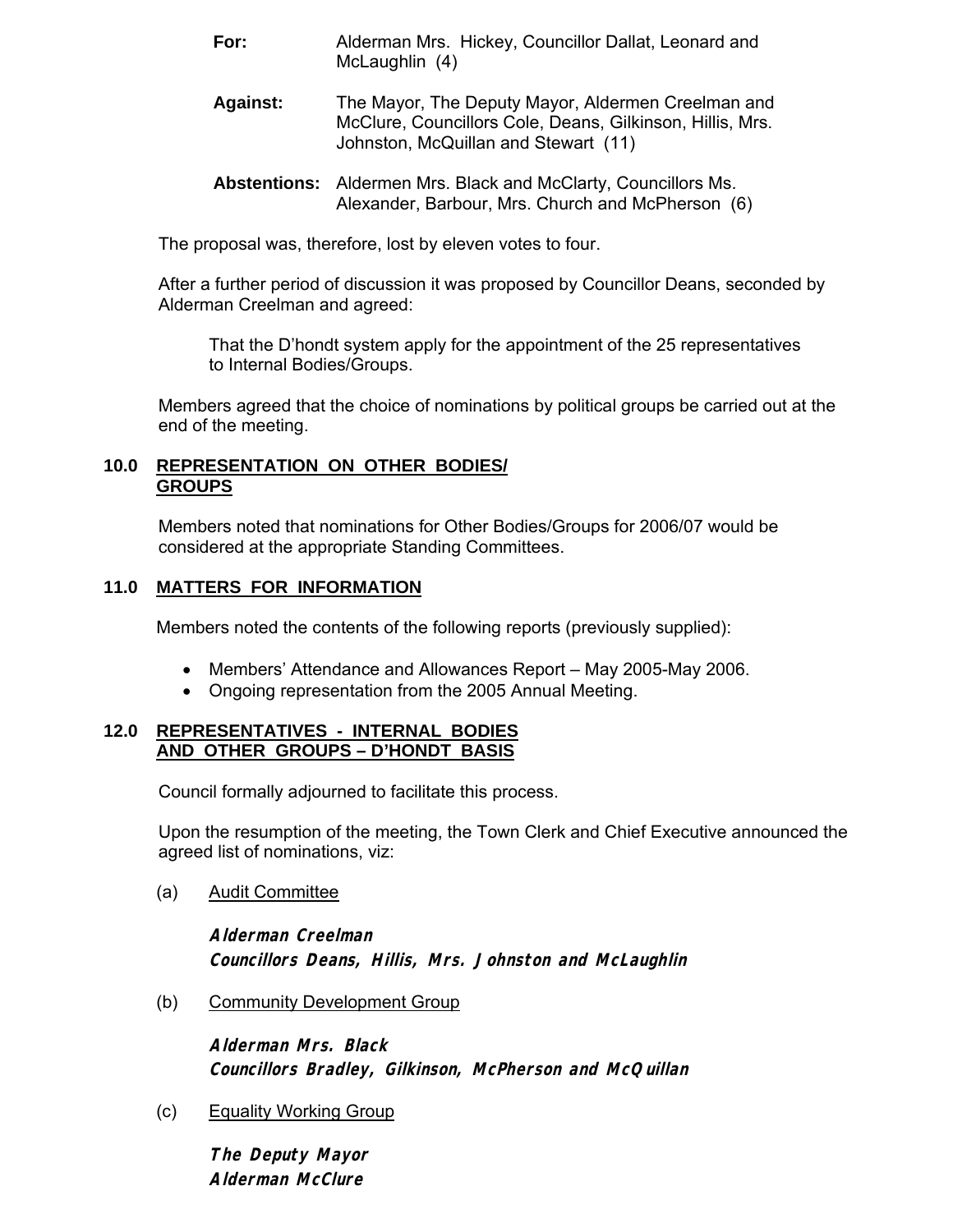**For:** Alderman Mrs. Hickey, Councillor Dallat, Leonard and McLaughlin (4)

**Against:** The Mayor, The Deputy Mayor, Aldermen Creelman and McClure, Councillors Cole, Deans, Gilkinson, Hillis, Mrs. Johnston, McQuillan and Stewart (11)

**Abstentions:** Aldermen Mrs. Black and McClarty, Councillors Ms. Alexander, Barbour, Mrs. Church and McPherson (6)

The proposal was, therefore, lost by eleven votes to four.

After a further period of discussion it was proposed by Councillor Deans, seconded by Alderman Creelman and agreed:

> That the D'hondt system apply for the appointment of the 25 representatives to Internal Bodies/Groups.

Members agreed that the choice of nominations by political groups be carried out at the end of the meeting.

## 10.0 REPRESENTATION ON OTHER BODIES/ GROUPS

Members noted that nominations for Other Bodies/Groups for 2006/07 would be considered at the appropriate Standing Committees.

## 11.0 MATTERS FOR INFORMATION

Members noted the contents of the following reports (previously supplied):

- Members' Attendance and Allowances Report – May 2005-May 2006.
- Ongoing representation from the 2005 Annual Meeting.

## 12.0 REPRESENTATIVES - INTERNAL BODIES AND OTHER GROUPS – D'HONDT BASIS

Council formally adjourned to facilitate this process.

Upon the resumption of the meeting, the Town Clerk and Chief Executive announced the agreed list of nominations, viz:

(a) Audit Committee

**Alderman Creelman**
**Councillors Deans, Hillis, Mrs. Johnston and McLaughlin**

(b) Community Development Group

**Alderman Mrs. Black**
**Councillors Bradley, Gilkinson, McPherson and McQuillan**

(c) Equality Working Group

**The Deputy Mayor**
**Alderman McClure**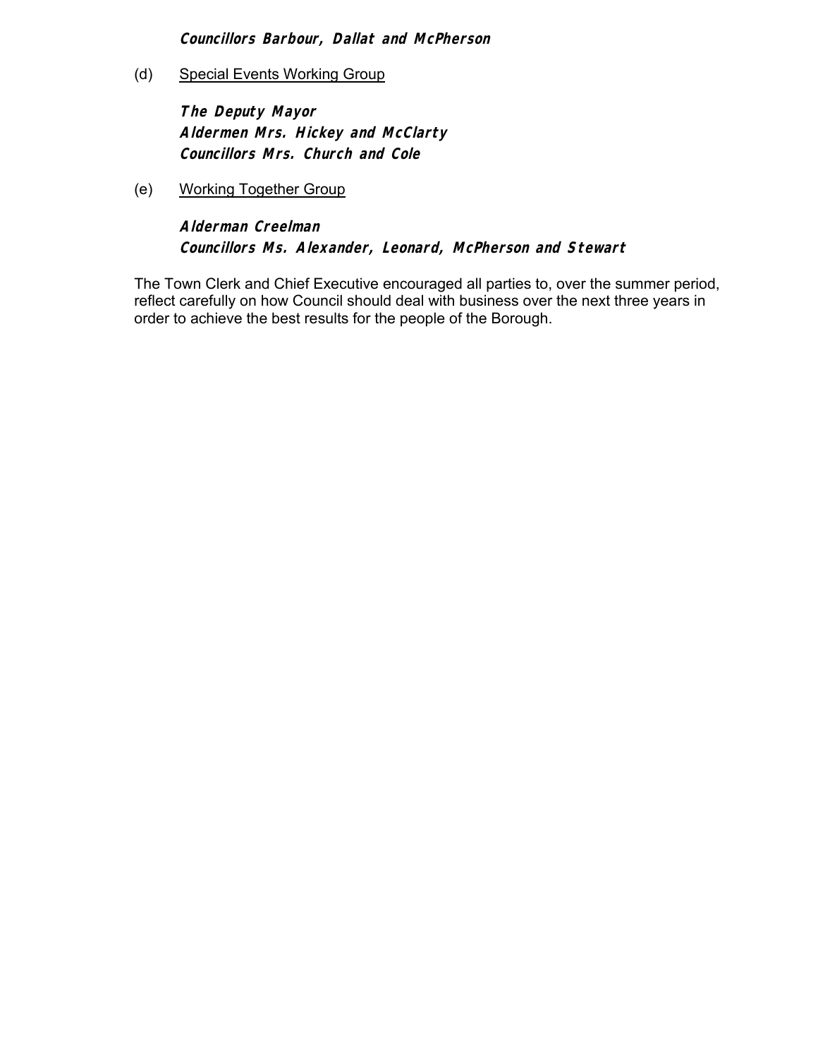***Councillors Barbour, Dallat and McPherson***

(d) Special Events Working Group

***The Deputy Mayor***
***Aldermen Mrs. Hickey and McClarty***
***Councillors Mrs. Church and Cole***

(e) Working Together Group

***Alderman Creelman***
***Councillors Ms. Alexander, Leonard, McPherson and Stewart***

The Town Clerk and Chief Executive encouraged all parties to, over the summer period, reflect carefully on how Council should deal with business over the next three years in order to achieve the best results for the people of the Borough.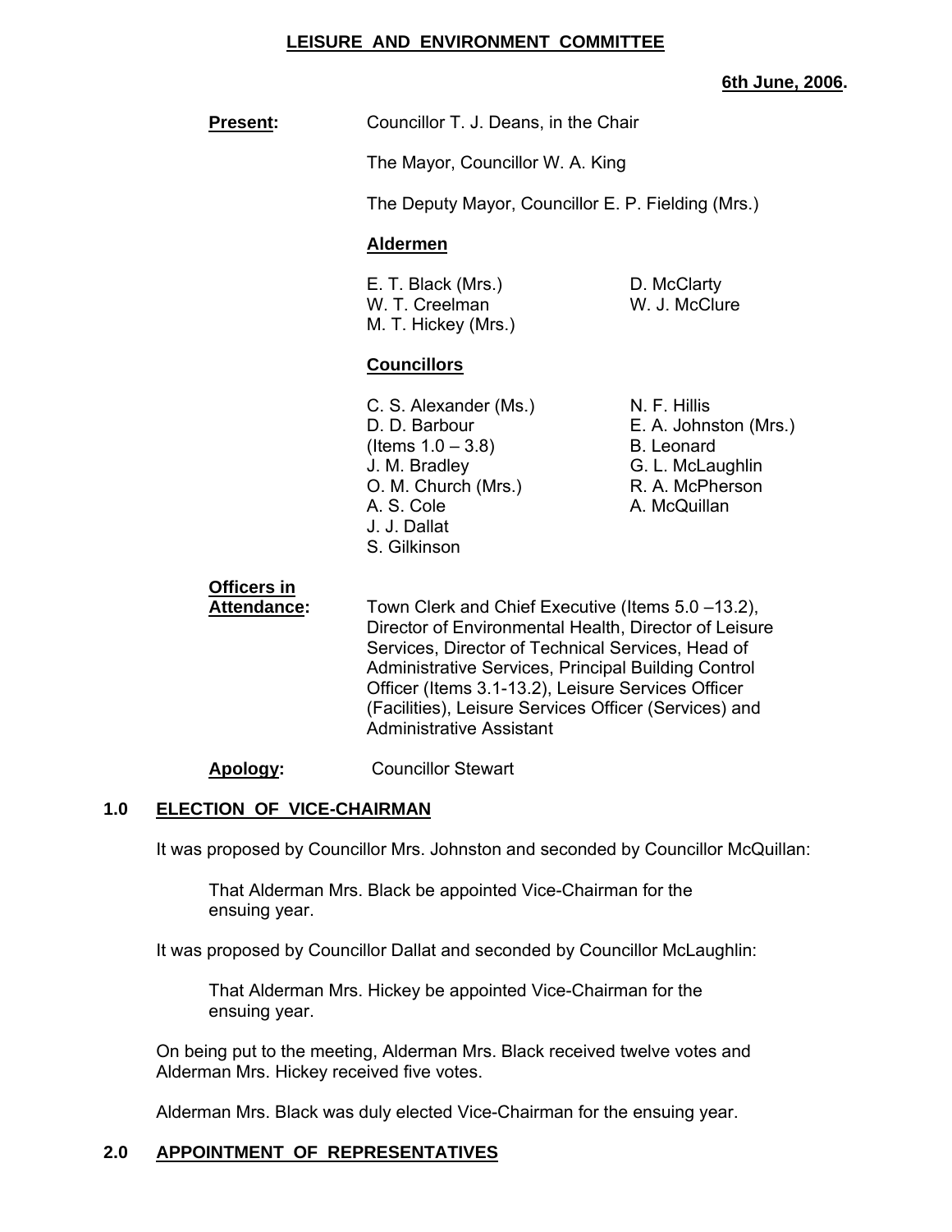# LEISURE AND ENVIRONMENT COMMITTEE

**6th June, 2006.**

**Present:** Councillor T. J. Deans, in the Chair

The Mayor, Councillor W. A. King

The Deputy Mayor, Councillor E. P. Fielding (Mrs.)

**Aldermen**

E. T. Black (Mrs.)
W. T. Creelman
M. T. Hickey (Mrs.)
D. McClarty
W. J. McClure

**Councillors**

C. S. Alexander (Ms.)
D. D. Barbour (Items 1.0 – 3.8)
J. M. Bradley
O. M. Church (Mrs.)
A. S. Cole
J. J. Dallat
S. Gilkinson
N. F. Hillis
E. A. Johnston (Mrs.)
B. Leonard
G. L. McLaughlin
R. A. McPherson
A. McQuillan

**Officers in Attendance:** Town Clerk and Chief Executive (Items 5.0 –13.2), Director of Environmental Health, Director of Leisure Services, Director of Technical Services, Head of Administrative Services, Principal Building Control Officer (Items 3.1-13.2), Leisure Services Officer (Facilities), Leisure Services Officer (Services) and Administrative Assistant

**Apology:** Councillor Stewart

## 1.0 ELECTION OF VICE-CHAIRMAN

It was proposed by Councillor Mrs. Johnston and seconded by Councillor McQuillan:

> That Alderman Mrs. Black be appointed Vice-Chairman for the ensuing year.

It was proposed by Councillor Dallat and seconded by Councillor McLaughlin:

> That Alderman Mrs. Hickey be appointed Vice-Chairman for the ensuing year.

On being put to the meeting, Alderman Mrs. Black received twelve votes and Alderman Mrs. Hickey received five votes.

Alderman Mrs. Black was duly elected Vice-Chairman for the ensuing year.

## 2.0 APPOINTMENT OF REPRESENTATIVES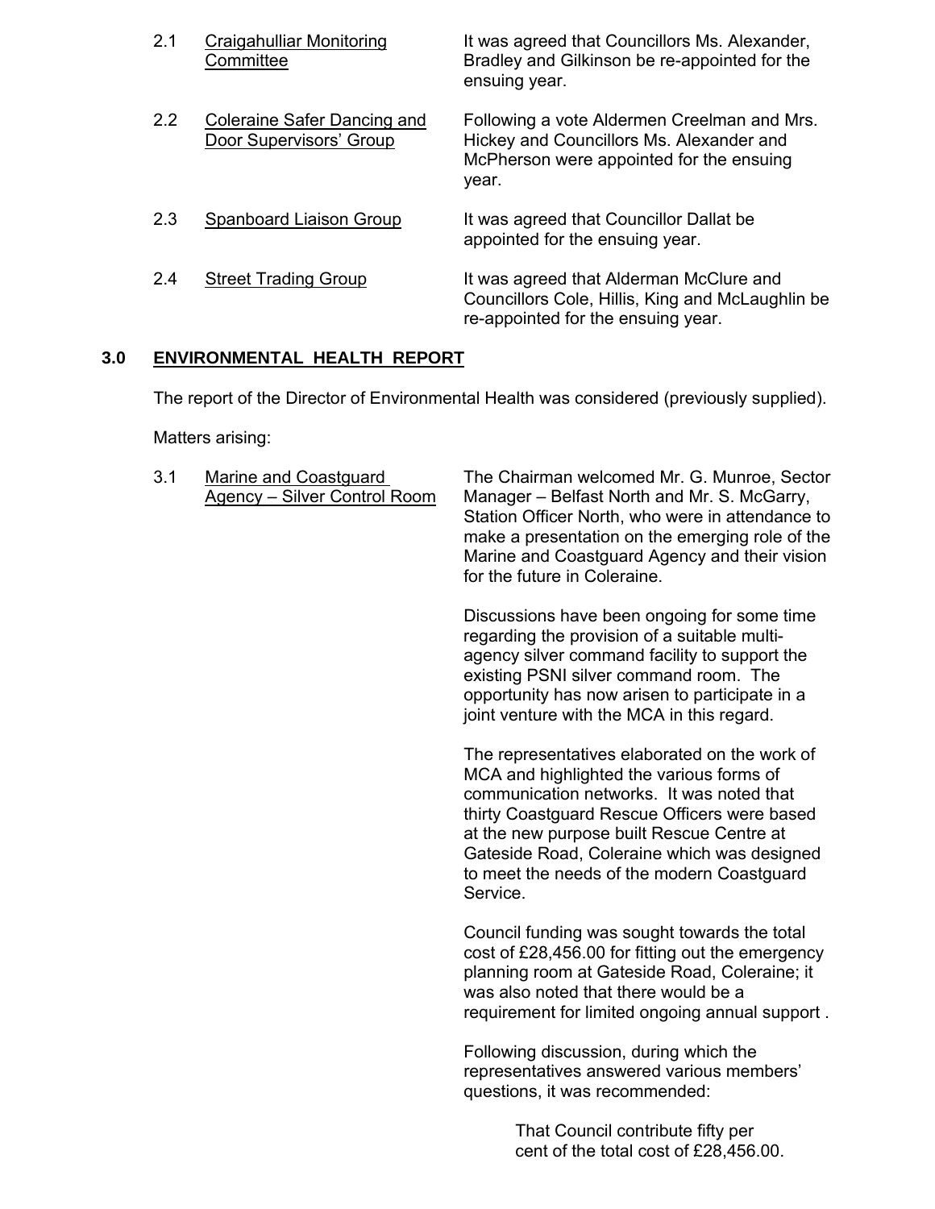2.1 Craigahulliar Monitoring Committee

It was agreed that Councillors Ms. Alexander, Bradley and Gilkinson be re-appointed for the ensuing year.

2.2 Coleraine Safer Dancing and Door Supervisors' Group

Following a vote Aldermen Creelman and Mrs. Hickey and Councillors Ms. Alexander and McPherson were appointed for the ensuing year.

2.3 Spanboard Liaison Group

It was agreed that Councillor Dallat be appointed for the ensuing year.

2.4 Street Trading Group

It was agreed that Alderman McClure and Councillors Cole, Hillis, King and McLaughlin be re-appointed for the ensuing year.

## 3.0 ENVIRONMENTAL HEALTH REPORT

The report of the Director of Environmental Health was considered (previously supplied).

Matters arising:

3.1 Marine and Coastguard Agency – Silver Control Room

The Chairman welcomed Mr. G. Munroe, Sector Manager – Belfast North and Mr. S. McGarry, Station Officer North, who were in attendance to make a presentation on the emerging role of the Marine and Coastguard Agency and their vision for the future in Coleraine.

Discussions have been ongoing for some time regarding the provision of a suitable multi-agency silver command facility to support the existing PSNI silver command room. The opportunity has now arisen to participate in a joint venture with the MCA in this regard.

The representatives elaborated on the work of MCA and highlighted the various forms of communication networks. It was noted that thirty Coastguard Rescue Officers were based at the new purpose built Rescue Centre at Gateside Road, Coleraine which was designed to meet the needs of the modern Coastguard Service.

Council funding was sought towards the total cost of £28,456.00 for fitting out the emergency planning room at Gateside Road, Coleraine; it was also noted that there would be a requirement for limited ongoing annual support .

Following discussion, during which the representatives answered various members' questions, it was recommended:

> That Council contribute fifty per cent of the total cost of £28,456.00.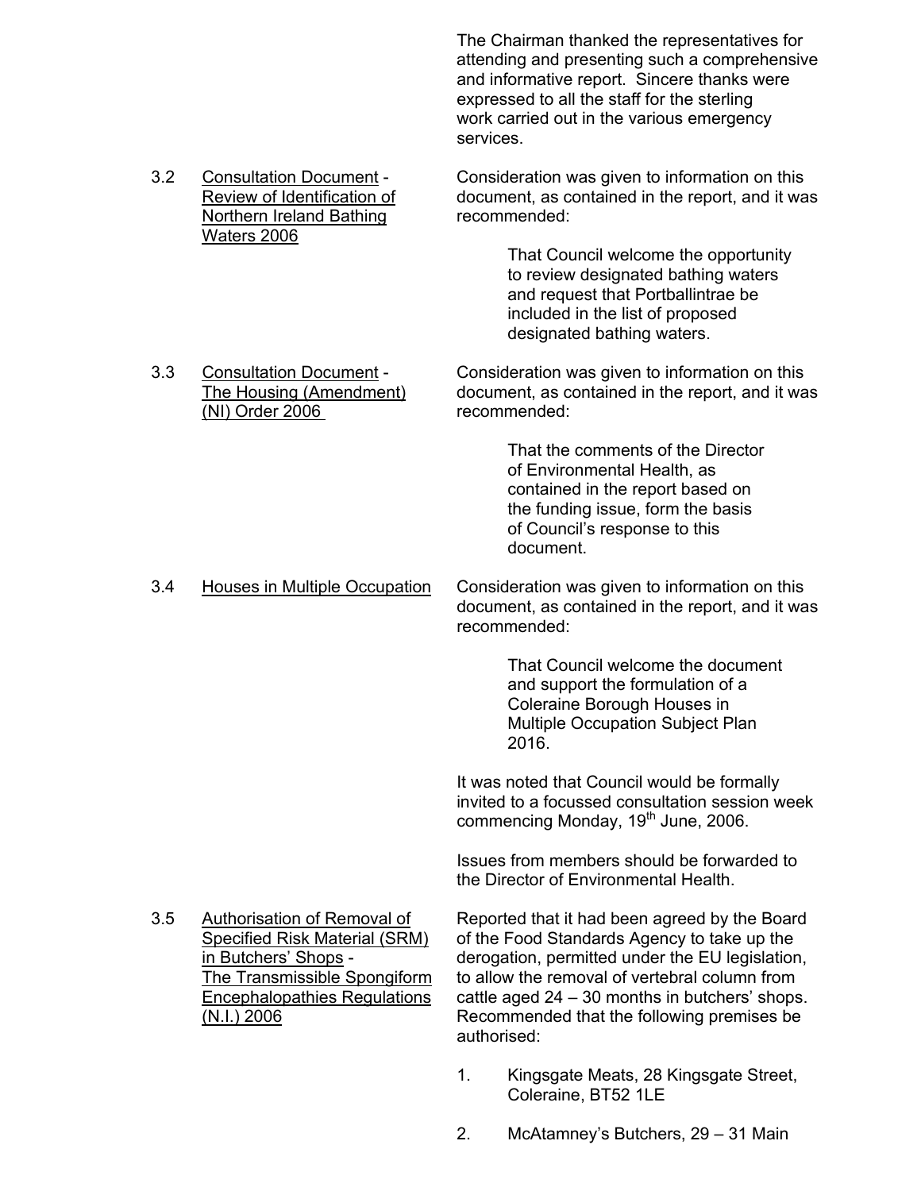The Chairman thanked the representatives for attending and presenting such a comprehensive and informative report. Sincere thanks were expressed to all the staff for the sterling work carried out in the various emergency services.

3.2 Consultation Document - Review of Identification of Northern Ireland Bathing Waters 2006

Consideration was given to information on this document, as contained in the report, and it was recommended:

> That Council welcome the opportunity to review designated bathing waters and request that Portballintrae be included in the list of proposed designated bathing waters.

3.3 Consultation Document - The Housing (Amendment) (NI) Order 2006

Consideration was given to information on this document, as contained in the report, and it was recommended:

> That the comments of the Director of Environmental Health, as contained in the report based on the funding issue, form the basis of Council's response to this document.

3.4 Houses in Multiple Occupation

Consideration was given to information on this document, as contained in the report, and it was recommended:

> That Council welcome the document and support the formulation of a Coleraine Borough Houses in Multiple Occupation Subject Plan 2016.

It was noted that Council would be formally invited to a focussed consultation session week commencing Monday, 19th June, 2006.

Issues from members should be forwarded to the Director of Environmental Health.

3.5 Authorisation of Removal of Specified Risk Material (SRM) in Butchers' Shops - The Transmissible Spongiform Encephalopathies Regulations (N.I.) 2006

Reported that it had been agreed by the Board of the Food Standards Agency to take up the derogation, permitted under the EU legislation, to allow the removal of vertebral column from cattle aged 24 – 30 months in butchers' shops. Recommended that the following premises be authorised:

1. Kingsgate Meats, 28 Kingsgate Street, Coleraine, BT52 1LE
2. McAtamney's Butchers, 29 – 31 Main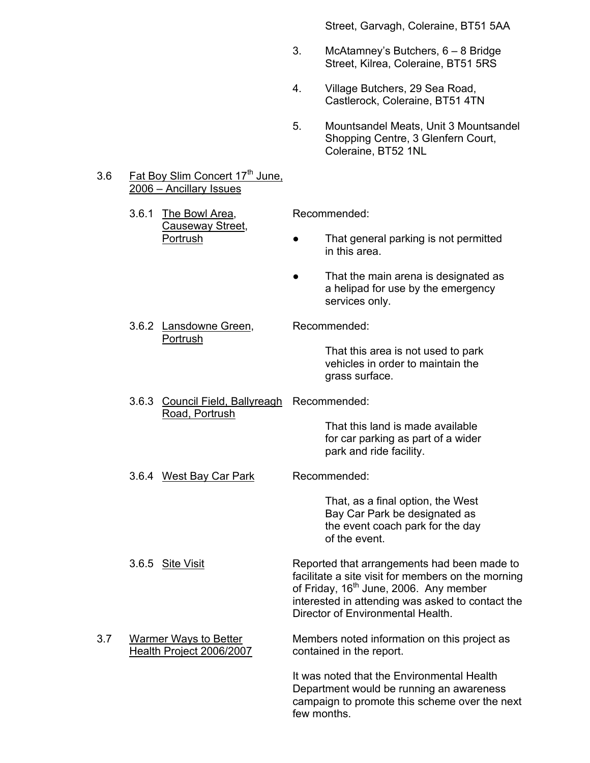Street, Garvagh, Coleraine, BT51 5AA

3. McAtamney's Butchers, 6 – 8 Bridge Street, Kilrea, Coleraine, BT51 5RS

4. Village Butchers, 29 Sea Road, Castlerock, Coleraine, BT51 4TN

5. Mountsandel Meats, Unit 3 Mountsandel Shopping Centre, 3 Glenfern Court, Coleraine, BT52 1NL

3.6 Fat Boy Slim Concert 17th June, 2006 – Ancillary Issues

3.6.1 The Bowl Area, Causeway Street, Portrush

Recommended:

- That general parking is not permitted in this area.
- That the main arena is designated as a helipad for use by the emergency services only.

3.6.2 Lansdowne Green, Portrush

Recommended:

That this area is not used to park vehicles in order to maintain the grass surface.

3.6.3 Council Field, Ballyreagh Road, Portrush

Recommended:

That this land is made available for car parking as part of a wider park and ride facility.

3.6.4 West Bay Car Park

Recommended:

That, as a final option, the West Bay Car Park be designated as the event coach park for the day of the event.

3.6.5 Site Visit

Reported that arrangements had been made to facilitate a site visit for members on the morning of Friday, 16th June, 2006. Any member interested in attending was asked to contact the Director of Environmental Health.

3.7 Warmer Ways to Better Health Project 2006/2007

Members noted information on this project as contained in the report.

It was noted that the Environmental Health Department would be running an awareness campaign to promote this scheme over the next few months.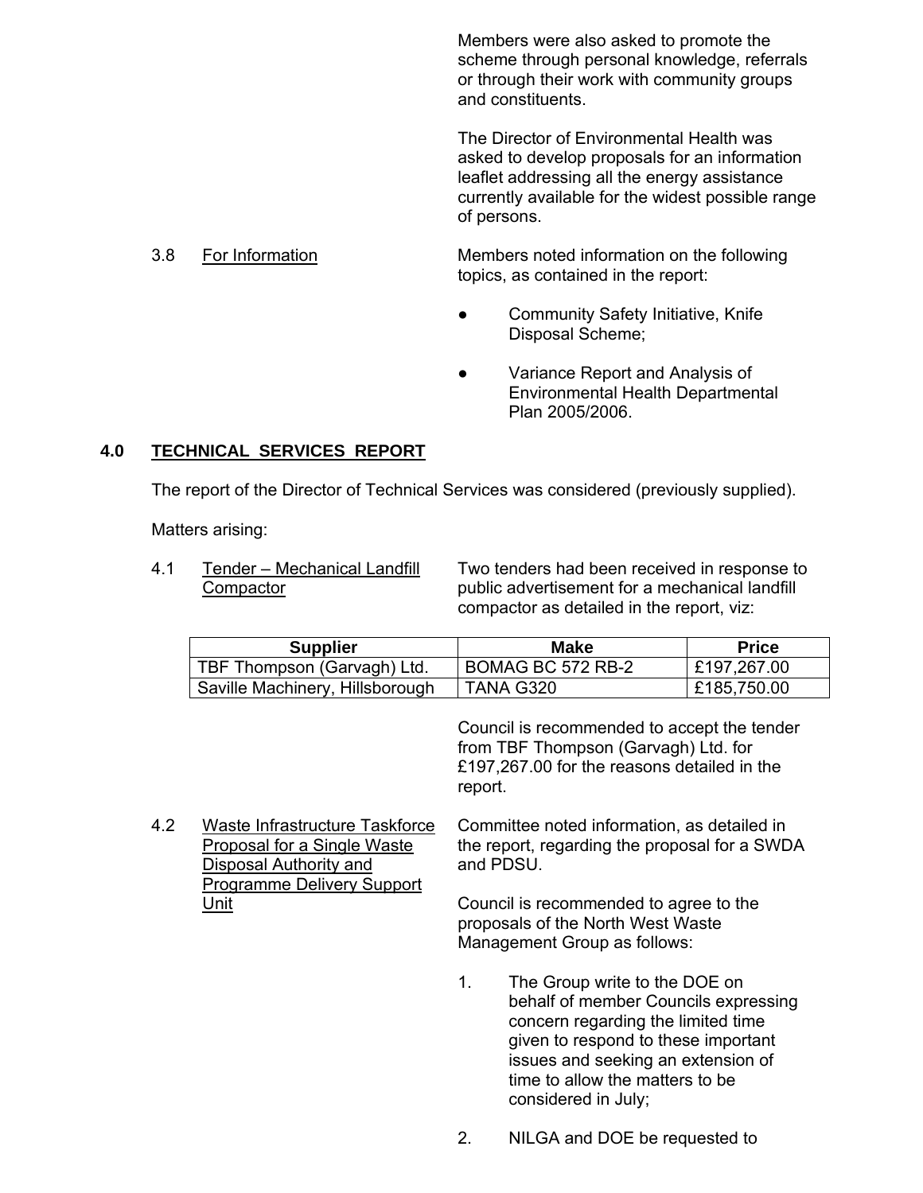Members were also asked to promote the scheme through personal knowledge, referrals or through their work with community groups and constituents.

The Director of Environmental Health was asked to develop proposals for an information leaflet addressing all the energy assistance currently available for the widest possible range of persons.

3.8 For Information

Members noted information on the following topics, as contained in the report:

- Community Safety Initiative, Knife Disposal Scheme;
- Variance Report and Analysis of Environmental Health Departmental Plan 2005/2006.

## 4.0 TECHNICAL SERVICES REPORT

The report of the Director of Technical Services was considered (previously supplied).

Matters arising:

4.1 Tender – Mechanical Landfill Compactor

Two tenders had been received in response to public advertisement for a mechanical landfill compactor as detailed in the report, viz:

| Supplier | Make | Price |
|---|---|---|
| TBF Thompson (Garvagh) Ltd. | BOMAG BC 572 RB-2 | £197,267.00 |
| Saville Machinery, Hillsborough | TANA G320 | £185,750.00 |

Council is recommended to accept the tender from TBF Thompson (Garvagh) Ltd. for £197,267.00 for the reasons detailed in the report.

4.2 Waste Infrastructure Taskforce Proposal for a Single Waste Disposal Authority and Programme Delivery Support Unit

Committee noted information, as detailed in the report, regarding the proposal for a SWDA and PDSU.

Council is recommended to agree to the proposals of the North West Waste Management Group as follows:

1. The Group write to the DOE on behalf of member Councils expressing concern regarding the limited time given to respond to these important issues and seeking an extension of time to allow the matters to be considered in July;

2. NILGA and DOE be requested to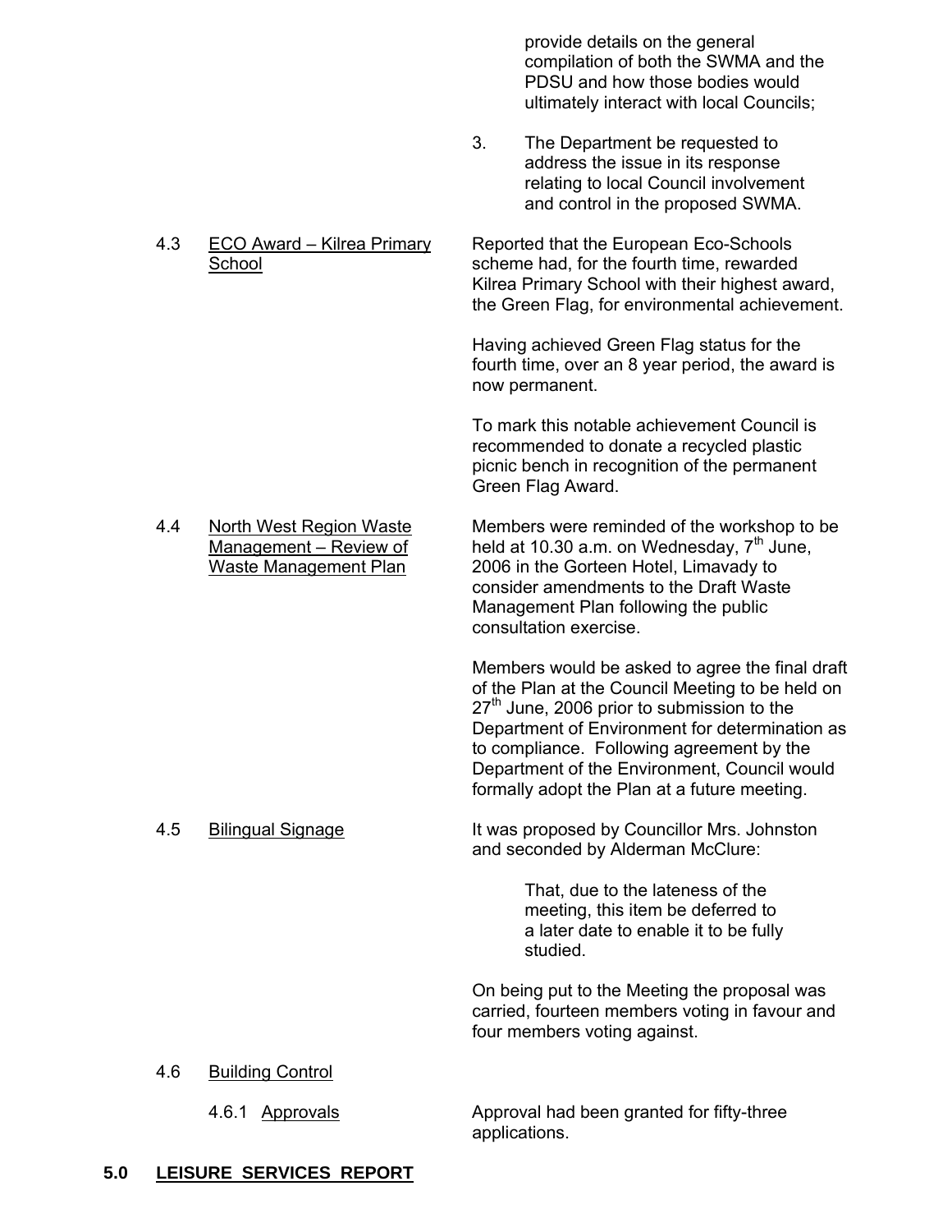provide details on the general compilation of both the SWMA and the PDSU and how those bodies would ultimately interact with local Councils;

3. The Department be requested to address the issue in its response relating to local Council involvement and control in the proposed SWMA.

4.3 ECO Award – Kilrea Primary School

Reported that the European Eco-Schools scheme had, for the fourth time, rewarded Kilrea Primary School with their highest award, the Green Flag, for environmental achievement.

Having achieved Green Flag status for the fourth time, over an 8 year period, the award is now permanent.

To mark this notable achievement Council is recommended to donate a recycled plastic picnic bench in recognition of the permanent Green Flag Award.

4.4 North West Region Waste Management – Review of Waste Management Plan

Members were reminded of the workshop to be held at 10.30 a.m. on Wednesday, 7th June, 2006 in the Gorteen Hotel, Limavady to consider amendments to the Draft Waste Management Plan following the public consultation exercise.

Members would be asked to agree the final draft of the Plan at the Council Meeting to be held on 27th June, 2006 prior to submission to the Department of Environment for determination as to compliance. Following agreement by the Department of the Environment, Council would formally adopt the Plan at a future meeting.

4.5 Bilingual Signage

It was proposed by Councillor Mrs. Johnston and seconded by Alderman McClure:

> That, due to the lateness of the meeting, this item be deferred to a later date to enable it to be fully studied.

On being put to the Meeting the proposal was carried, fourteen members voting in favour and four members voting against.

4.6 Building Control

4.6.1 Approvals

Approval had been granted for fifty-three applications.

## 5.0 LEISURE SERVICES REPORT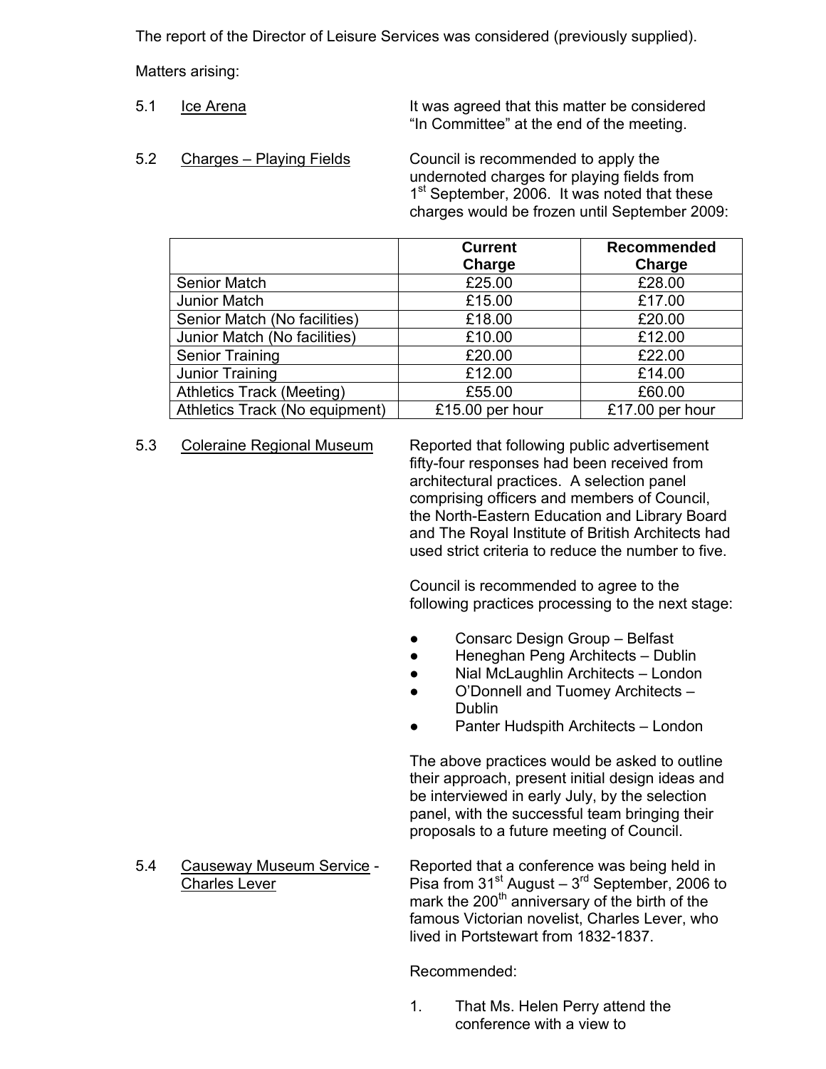The report of the Director of Leisure Services was considered (previously supplied).

Matters arising:

5.1 Ice Arena

It was agreed that this matter be considered "In Committee" at the end of the meeting.

5.2 Charges – Playing Fields

Council is recommended to apply the undernoted charges for playing fields from 1st September, 2006. It was noted that these charges would be frozen until September 2009:

| | Current Charge | Recommended Charge |
|---|---|---|
| Senior Match | £25.00 | £28.00 |
| Junior Match | £15.00 | £17.00 |
| Senior Match (No facilities) | £18.00 | £20.00 |
| Junior Match (No facilities) | £10.00 | £12.00 |
| Senior Training | £20.00 | £22.00 |
| Junior Training | £12.00 | £14.00 |
| Athletics Track (Meeting) | £55.00 | £60.00 |
| Athletics Track (No equipment) | £15.00 per hour | £17.00 per hour |

5.3 Coleraine Regional Museum

Reported that following public advertisement fifty-four responses had been received from architectural practices. A selection panel comprising officers and members of Council, the North-Eastern Education and Library Board and The Royal Institute of British Architects had used strict criteria to reduce the number to five.

Council is recommended to agree to the following practices processing to the next stage:

- Consarc Design Group – Belfast
- Heneghan Peng Architects – Dublin
- Nial McLaughlin Architects – London
- O'Donnell and Tuomey Architects – Dublin
- Panter Hudspith Architects – London

The above practices would be asked to outline their approach, present initial design ideas and be interviewed in early July, by the selection panel, with the successful team bringing their proposals to a future meeting of Council.

5.4 Causeway Museum Service - Charles Lever

Reported that a conference was being held in Pisa from 31st August – 3rd September, 2006 to mark the 200th anniversary of the birth of the famous Victorian novelist, Charles Lever, who lived in Portstewart from 1832-1837.

Recommended:

1. That Ms. Helen Perry attend the conference with a view to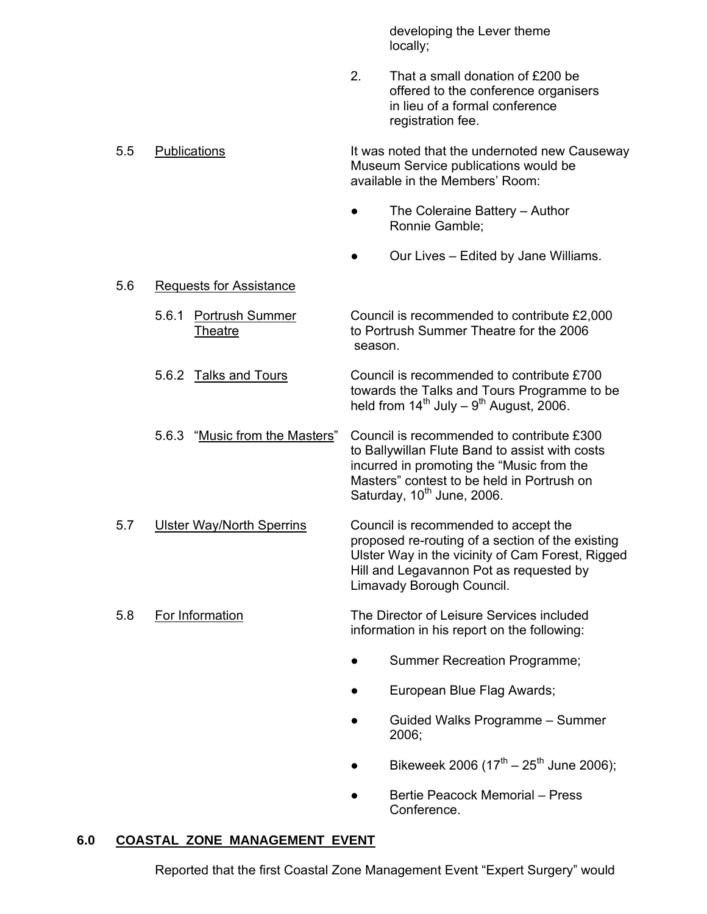developing the Lever theme locally;

2. That a small donation of £200 be offered to the conference organisers in lieu of a formal conference registration fee.

5.5 Publications

It was noted that the undernoted new Causeway Museum Service publications would be available in the Members' Room:

- The Coleraine Battery – Author Ronnie Gamble;
- Our Lives – Edited by Jane Williams.

5.6 Requests for Assistance

5.6.1 Portrush Summer Theatre

Council is recommended to contribute £2,000 to Portrush Summer Theatre for the 2006 season.

5.6.2 Talks and Tours

Council is recommended to contribute £700 towards the Talks and Tours Programme to be held from 14th July – 9th August, 2006.

5.6.3 "Music from the Masters"

Council is recommended to contribute £300 to Ballywillan Flute Band to assist with costs incurred in promoting the "Music from the Masters" contest to be held in Portrush on Saturday, 10th June, 2006.

5.7 Ulster Way/North Sperrins

Council is recommended to accept the proposed re-routing of a section of the existing Ulster Way in the vicinity of Cam Forest, Rigged Hill and Legavannon Pot as requested by Limavady Borough Council.

5.8 For Information

The Director of Leisure Services included information in his report on the following:

- Summer Recreation Programme;
- European Blue Flag Awards;
- Guided Walks Programme – Summer 2006;
- Bikeweek 2006 (17th – 25th June 2006);
- Bertie Peacock Memorial – Press Conference.

**6.0 COASTAL ZONE MANAGEMENT EVENT**

Reported that the first Coastal Zone Management Event "Expert Surgery" would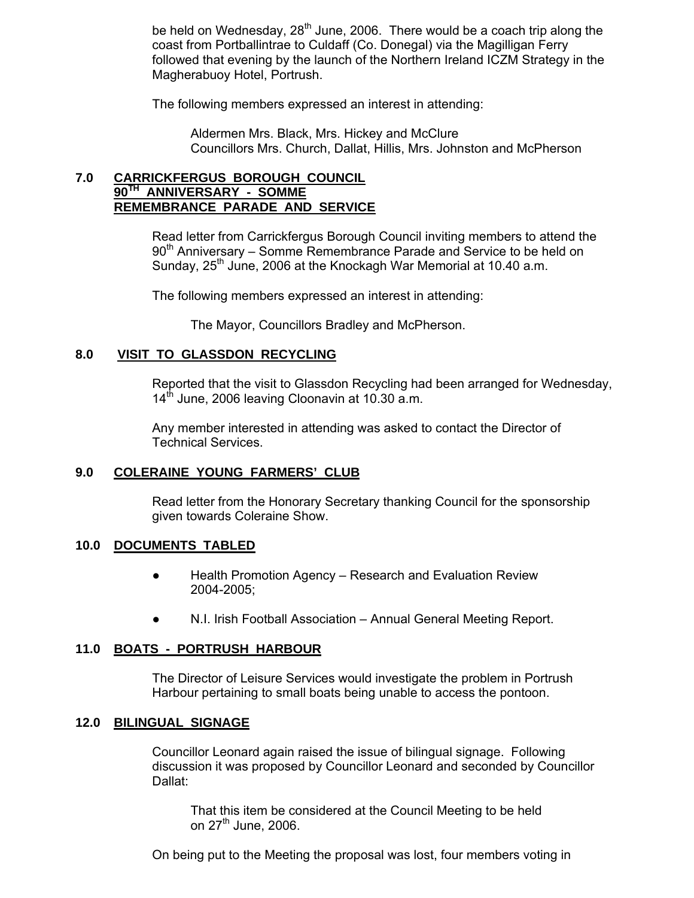be held on Wednesday, 28th June, 2006. There would be a coach trip along the coast from Portballintrae to Culdaff (Co. Donegal) via the Magilligan Ferry followed that evening by the launch of the Northern Ireland ICZM Strategy in the Magherabuoy Hotel, Portrush.

The following members expressed an interest in attending:

> Aldermen Mrs. Black, Mrs. Hickey and McClure
> Councillors Mrs. Church, Dallat, Hillis, Mrs. Johnston and McPherson

## 7.0 CARRICKFERGUS BOROUGH COUNCIL 90TH ANNIVERSARY - SOMME REMEMBRANCE PARADE AND SERVICE

Read letter from Carrickfergus Borough Council inviting members to attend the 90th Anniversary – Somme Remembrance Parade and Service to be held on Sunday, 25th June, 2006 at the Knockagh War Memorial at 10.40 a.m.

The following members expressed an interest in attending:

> The Mayor, Councillors Bradley and McPherson.

## 8.0 VISIT TO GLASSDON RECYCLING

Reported that the visit to Glassdon Recycling had been arranged for Wednesday, 14th June, 2006 leaving Cloonavin at 10.30 a.m.

Any member interested in attending was asked to contact the Director of Technical Services.

## 9.0 COLERAINE YOUNG FARMERS' CLUB

Read letter from the Honorary Secretary thanking Council for the sponsorship given towards Coleraine Show.

## 10.0 DOCUMENTS TABLED

- Health Promotion Agency – Research and Evaluation Review 2004-2005;
- N.I. Irish Football Association – Annual General Meeting Report.

## 11.0 BOATS - PORTRUSH HARBOUR

The Director of Leisure Services would investigate the problem in Portrush Harbour pertaining to small boats being unable to access the pontoon.

## 12.0 BILINGUAL SIGNAGE

Councillor Leonard again raised the issue of bilingual signage. Following discussion it was proposed by Councillor Leonard and seconded by Councillor Dallat:

> That this item be considered at the Council Meeting to be held on 27th June, 2006.

On being put to the Meeting the proposal was lost, four members voting in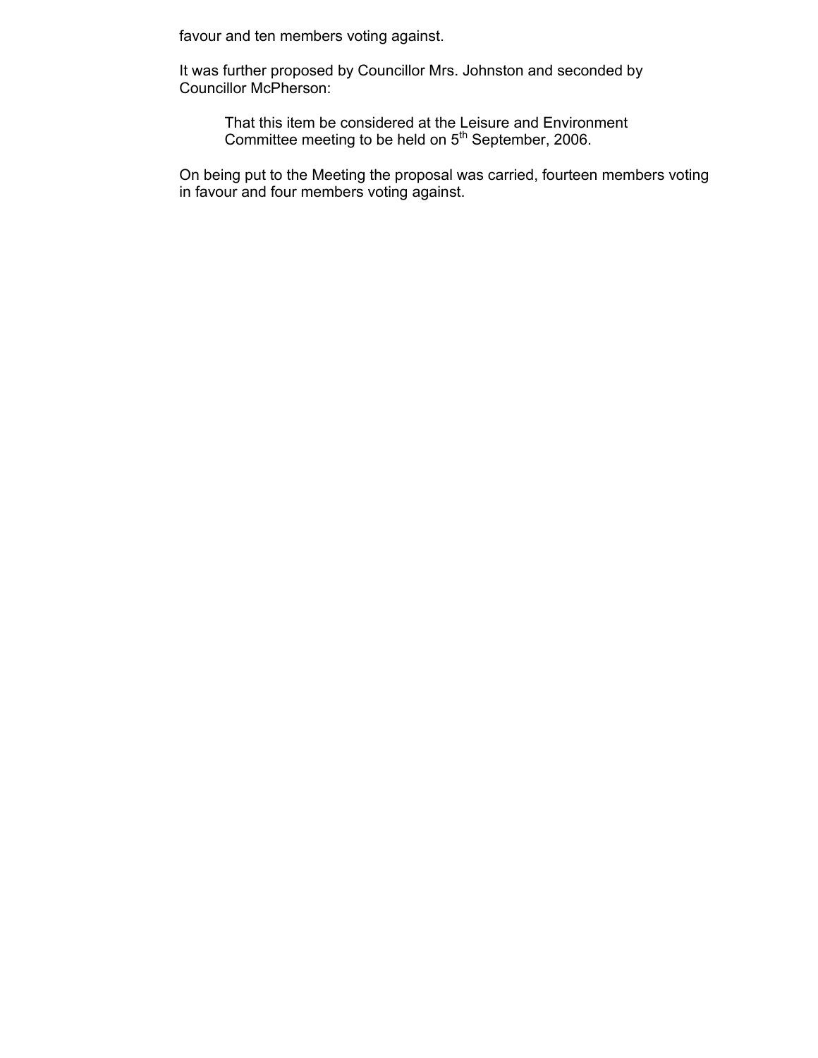favour and ten members voting against.

It was further proposed by Councillor Mrs. Johnston and seconded by Councillor McPherson:

> That this item be considered at the Leisure and Environment Committee meeting to be held on 5th September, 2006.

On being put to the Meeting the proposal was carried, fourteen members voting in favour and four members voting against.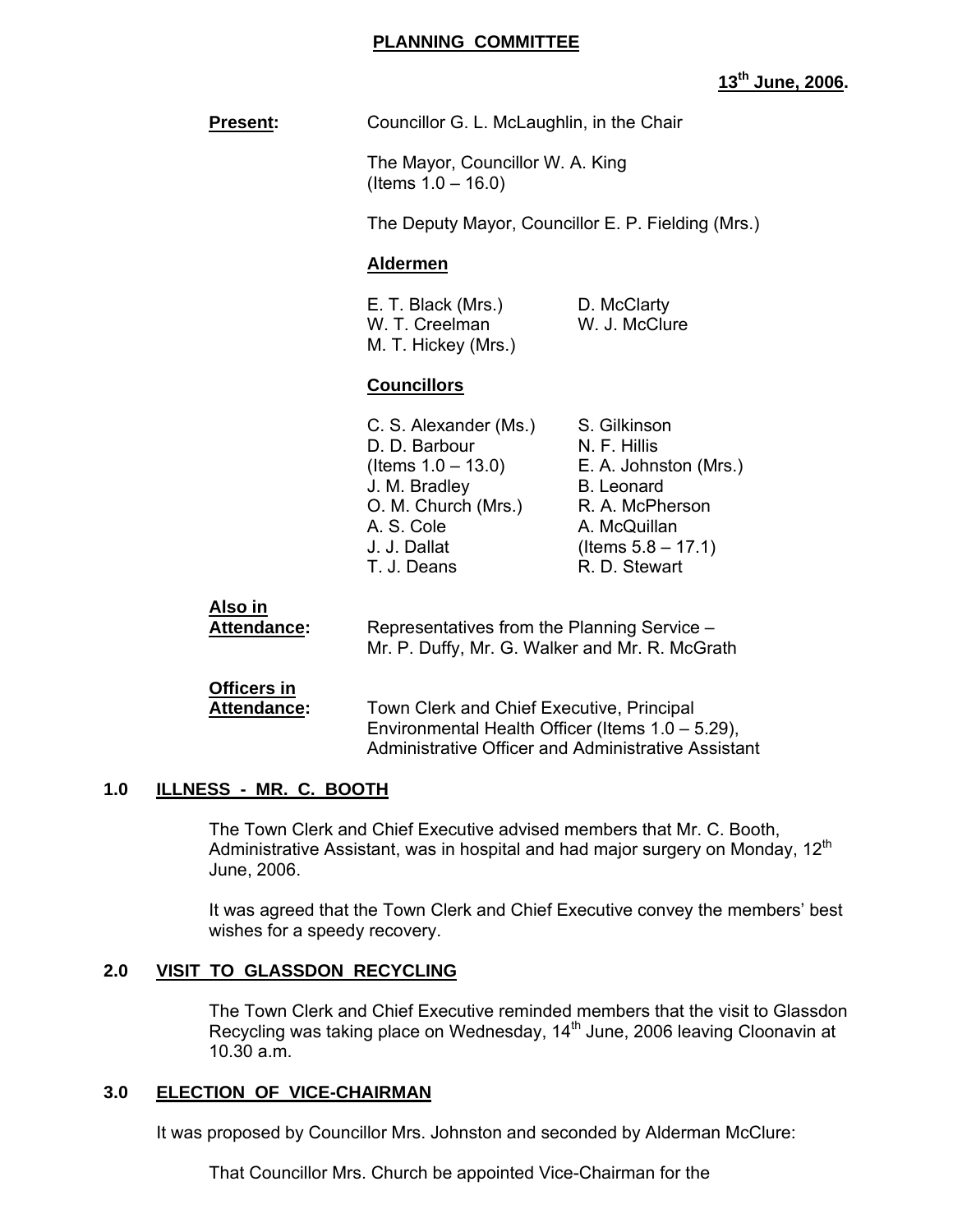**PLANNING COMMITTEE**

**13th June, 2006.**

**Present:** Councillor G. L. McLaughlin, in the Chair

The Mayor, Councillor W. A. King
(Items 1.0 – 16.0)

The Deputy Mayor, Councillor E. P. Fielding (Mrs.)

**Aldermen**

E. T. Black (Mrs.)
W. T. Creelman
M. T. Hickey (Mrs.)
D. McClarty
W. J. McClure

**Councillors**

C. S. Alexander (Ms.)
D. D. Barbour
(Items 1.0 – 13.0)
J. M. Bradley
O. M. Church (Mrs.)
A. S. Cole
J. J. Dallat
T. J. Deans
S. Gilkinson
N. F. Hillis
E. A. Johnston (Mrs.)
B. Leonard
R. A. McPherson
A. McQuillan
(Items 5.8 – 17.1)
R. D. Stewart

**Also in Attendance:** Representatives from the Planning Service – Mr. P. Duffy, Mr. G. Walker and Mr. R. McGrath

**Officers in Attendance:** Town Clerk and Chief Executive, Principal Environmental Health Officer (Items 1.0 – 5.29), Administrative Officer and Administrative Assistant

## 1.0 ILLNESS - MR. C. BOOTH

The Town Clerk and Chief Executive advised members that Mr. C. Booth, Administrative Assistant, was in hospital and had major surgery on Monday, 12th June, 2006.

It was agreed that the Town Clerk and Chief Executive convey the members' best wishes for a speedy recovery.

## 2.0 VISIT TO GLASSDON RECYCLING

The Town Clerk and Chief Executive reminded members that the visit to Glassdon Recycling was taking place on Wednesday, 14th June, 2006 leaving Cloonavin at 10.30 a.m.

## 3.0 ELECTION OF VICE-CHAIRMAN

It was proposed by Councillor Mrs. Johnston and seconded by Alderman McClure:

That Councillor Mrs. Church be appointed Vice-Chairman for the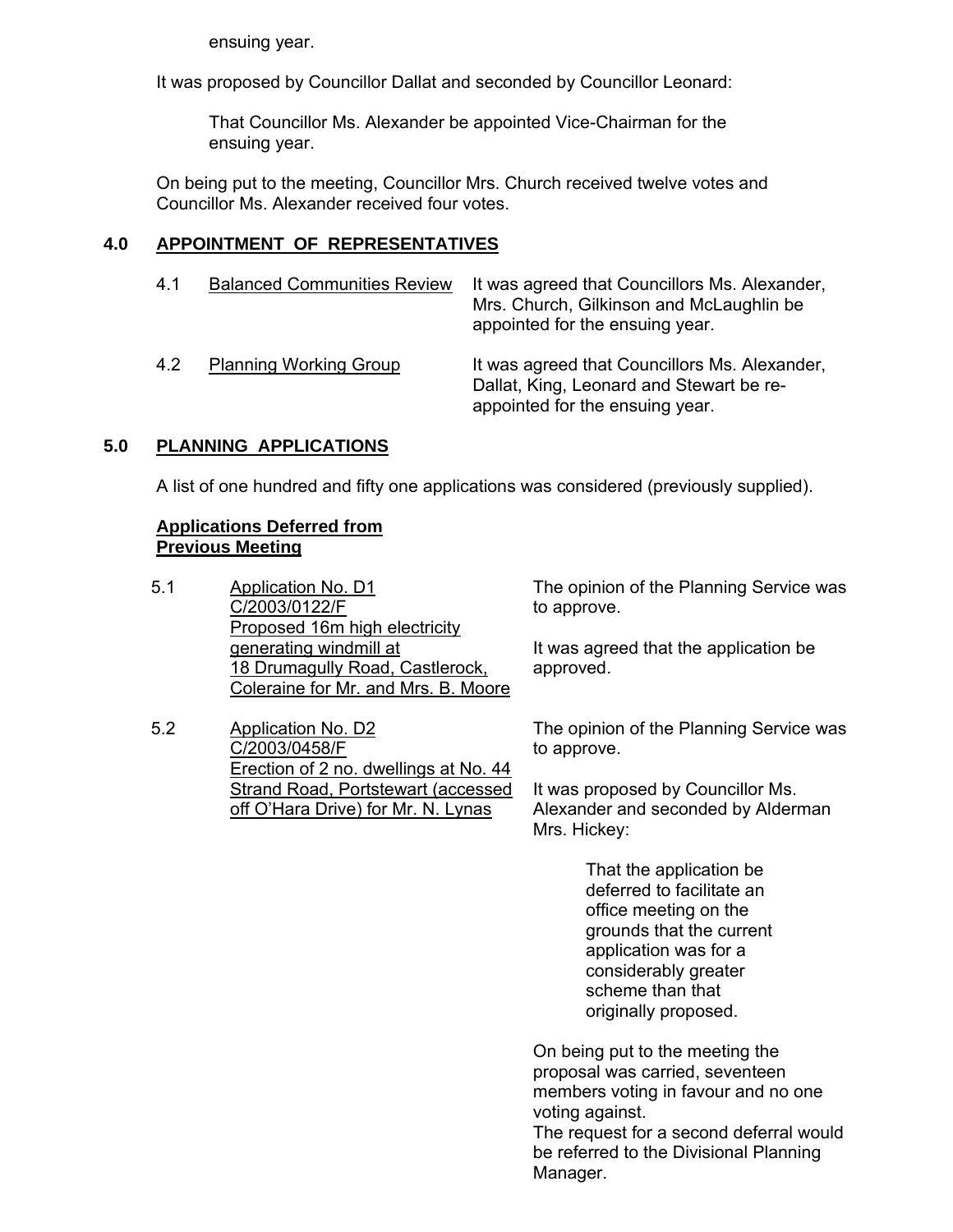ensuing year.

It was proposed by Councillor Dallat and seconded by Councillor Leonard:

> That Councillor Ms. Alexander be appointed Vice-Chairman for the ensuing year.

On being put to the meeting, Councillor Mrs. Church received twelve votes and Councillor Ms. Alexander received four votes.

## 4.0 APPOINTMENT OF REPRESENTATIVES

| | | |
|---|---|---|
| 4.1 | Balanced Communities Review | It was agreed that Councillors Ms. Alexander, Mrs. Church, Gilkinson and McLaughlin be appointed for the ensuing year. |
| 4.2 | Planning Working Group | It was agreed that Councillors Ms. Alexander, Dallat, King, Leonard and Stewart be re-appointed for the ensuing year. |

## 5.0 PLANNING APPLICATIONS

A list of one hundred and fifty one applications was considered (previously supplied).

**Applications Deferred from Previous Meeting**

| | | |
|---|---|---|
| 5.1 | Application No. D1<br>C/2003/0122/F<br>Proposed 16m high electricity generating windmill at 18 Drumagully Road, Castlerock, Coleraine for Mr. and Mrs. B. Moore | The opinion of the Planning Service was to approve.<br><br>It was agreed that the application be approved. |
| 5.2 | Application No. D2<br>C/2003/0458/F<br>Erection of 2 no. dwellings at No. 44 Strand Road, Portstewart (accessed off O'Hara Drive) for Mr. N. Lynas | The opinion of the Planning Service was to approve.<br><br>It was proposed by Councillor Ms. Alexander and seconded by Alderman Mrs. Hickey:<br><br>That the application be deferred to facilitate an office meeting on the grounds that the current application was for a considerably greater scheme than that originally proposed.<br><br>On being put to the meeting the proposal was carried, seventeen members voting in favour and no one voting against.<br>The request for a second deferral would be referred to the Divisional Planning Manager. |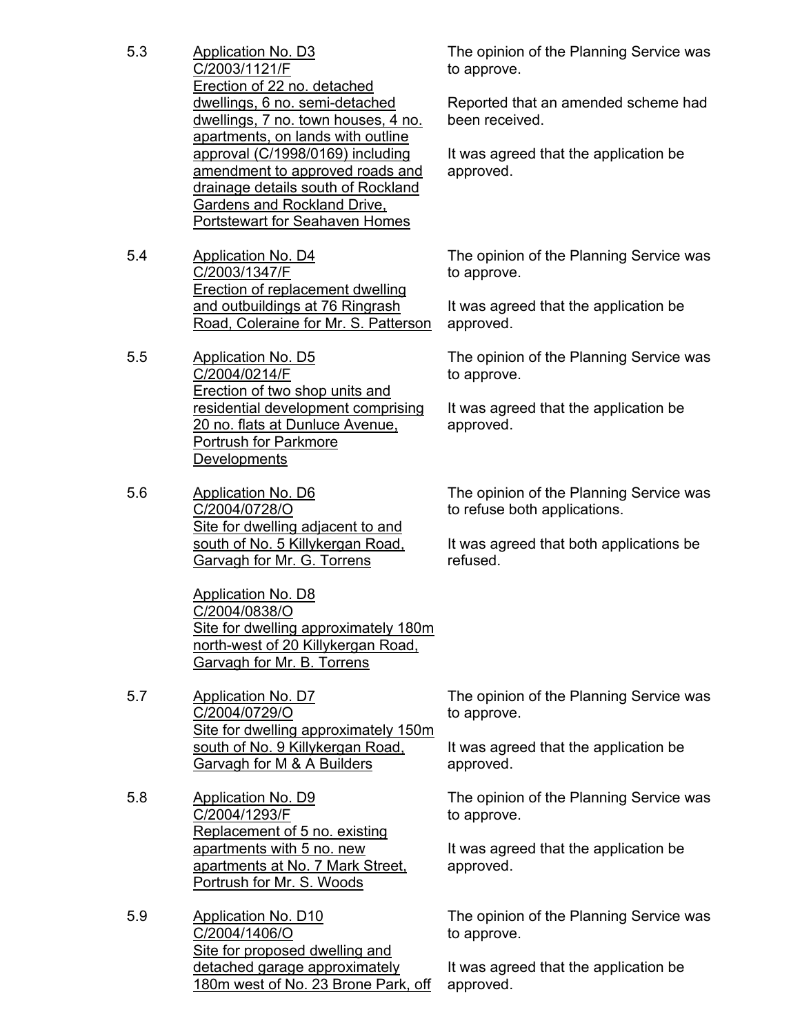5.3 <u>Application No. D3 C/2003/1121/F Erection of 22 no. detached dwellings, 6 no. semi-detached dwellings, 7 no. town houses, 4 no. apartments, on lands with outline approval (C/1998/0169) including amendment to approved roads and drainage details south of Rockland Gardens and Rockland Drive, Portstewart for Seahaven Homes</u>

The opinion of the Planning Service was to approve.

Reported that an amended scheme had been received.

It was agreed that the application be approved.

5.4 <u>Application No. D4 C/2003/1347/F Erection of replacement dwelling and outbuildings at 76 Ringrash Road, Coleraine for Mr. S. Patterson</u>

The opinion of the Planning Service was to approve.

It was agreed that the application be approved.

5.5 <u>Application No. D5 C/2004/0214/F Erection of two shop units and residential development comprising 20 no. flats at Dunluce Avenue, Portrush for Parkmore Developments</u>

The opinion of the Planning Service was to approve.

It was agreed that the application be approved.

5.6 <u>Application No. D6 C/2004/0728/O Site for dwelling adjacent to and south of No. 5 Killykergan Road, Garvagh for Mr. G. Torrens</u>

<u>Application No. D8 C/2004/0838/O Site for dwelling approximately 180m north-west of 20 Killykergan Road, Garvagh for Mr. B. Torrens</u>

The opinion of the Planning Service was to refuse both applications.

It was agreed that both applications be refused.

5.7 <u>Application No. D7 C/2004/0729/O Site for dwelling approximately 150m south of No. 9 Killykergan Road, Garvagh for M & A Builders</u>

The opinion of the Planning Service was to approve.

It was agreed that the application be approved.

5.8 <u>Application No. D9 C/2004/1293/F Replacement of 5 no. existing apartments with 5 no. new apartments at No. 7 Mark Street, Portrush for Mr. S. Woods</u>

The opinion of the Planning Service was to approve.

It was agreed that the application be approved.

5.9 <u>Application No. D10 C/2004/1406/O Site for proposed dwelling and detached garage approximately 180m west of No. 23 Brone Park, off</u>

The opinion of the Planning Service was to approve.

It was agreed that the application be approved.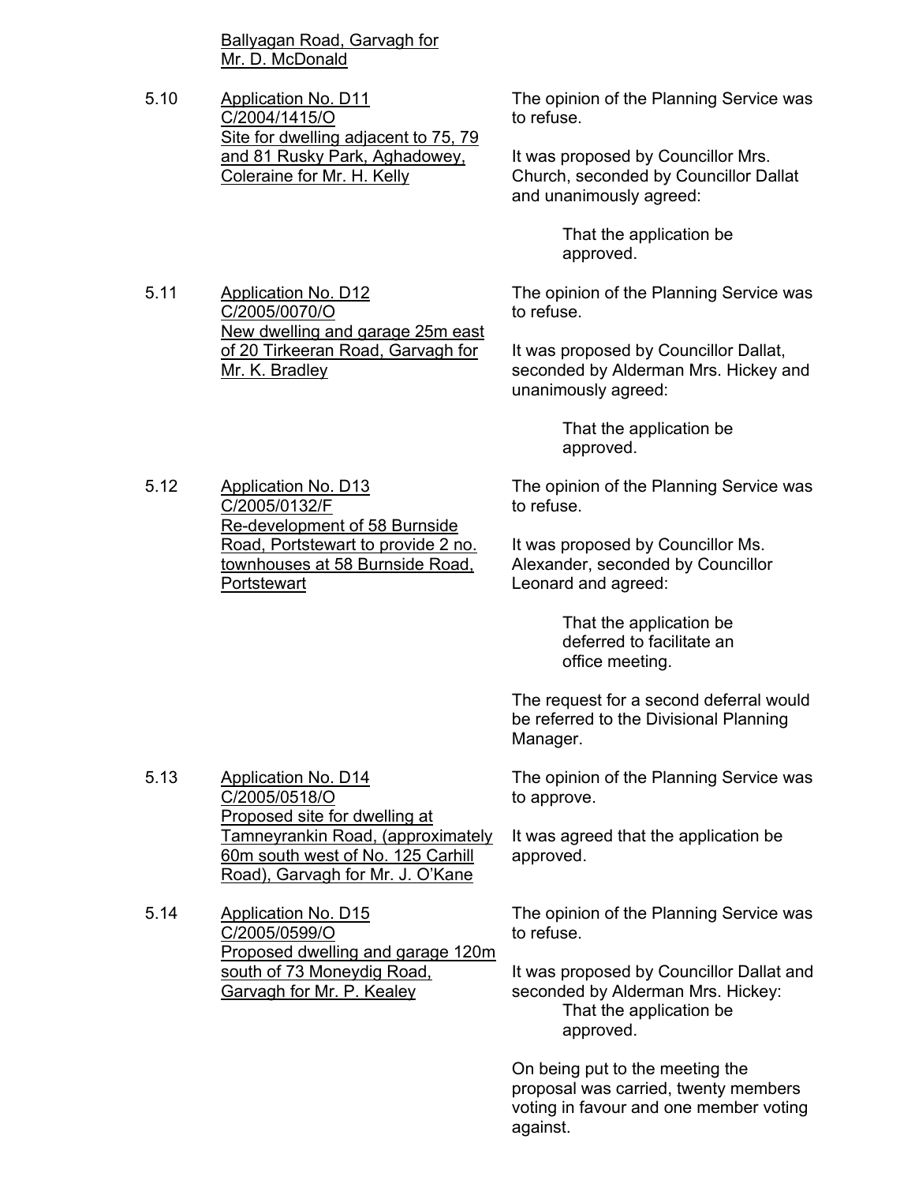Ballyagan Road, Garvagh for Mr. D. McDonald

5.10 Application No. D11
C/2004/1415/O
Site for dwelling adjacent to 75, 79 and 81 Rusky Park, Aghadowey, Coleraine for Mr. H. Kelly

The opinion of the Planning Service was to refuse.

It was proposed by Councillor Mrs. Church, seconded by Councillor Dallat and unanimously agreed:

> That the application be approved.

5.11 Application No. D12
C/2005/0070/O
New dwelling and garage 25m east of 20 Tirkeeran Road, Garvagh for Mr. K. Bradley

The opinion of the Planning Service was to refuse.

It was proposed by Councillor Dallat, seconded by Alderman Mrs. Hickey and unanimously agreed:

> That the application be approved.

5.12 Application No. D13
C/2005/0132/F
Re-development of 58 Burnside Road, Portstewart to provide 2 no. townhouses at 58 Burnside Road, Portstewart

The opinion of the Planning Service was to refuse.

It was proposed by Councillor Ms. Alexander, seconded by Councillor Leonard and agreed:

> That the application be deferred to facilitate an office meeting.

The request for a second deferral would be referred to the Divisional Planning Manager.

5.13 Application No. D14
C/2005/0518/O
Proposed site for dwelling at Tamneyrankin Road, (approximately 60m south west of No. 125 Carhill Road), Garvagh for Mr. J. O'Kane

The opinion of the Planning Service was to approve.

It was agreed that the application be approved.

5.14 Application No. D15
C/2005/0599/O
Proposed dwelling and garage 120m south of 73 Moneydig Road, Garvagh for Mr. P. Kealey

The opinion of the Planning Service was to refuse.

It was proposed by Councillor Dallat and seconded by Alderman Mrs. Hickey:

> That the application be approved.

On being put to the meeting the proposal was carried, twenty members voting in favour and one member voting against.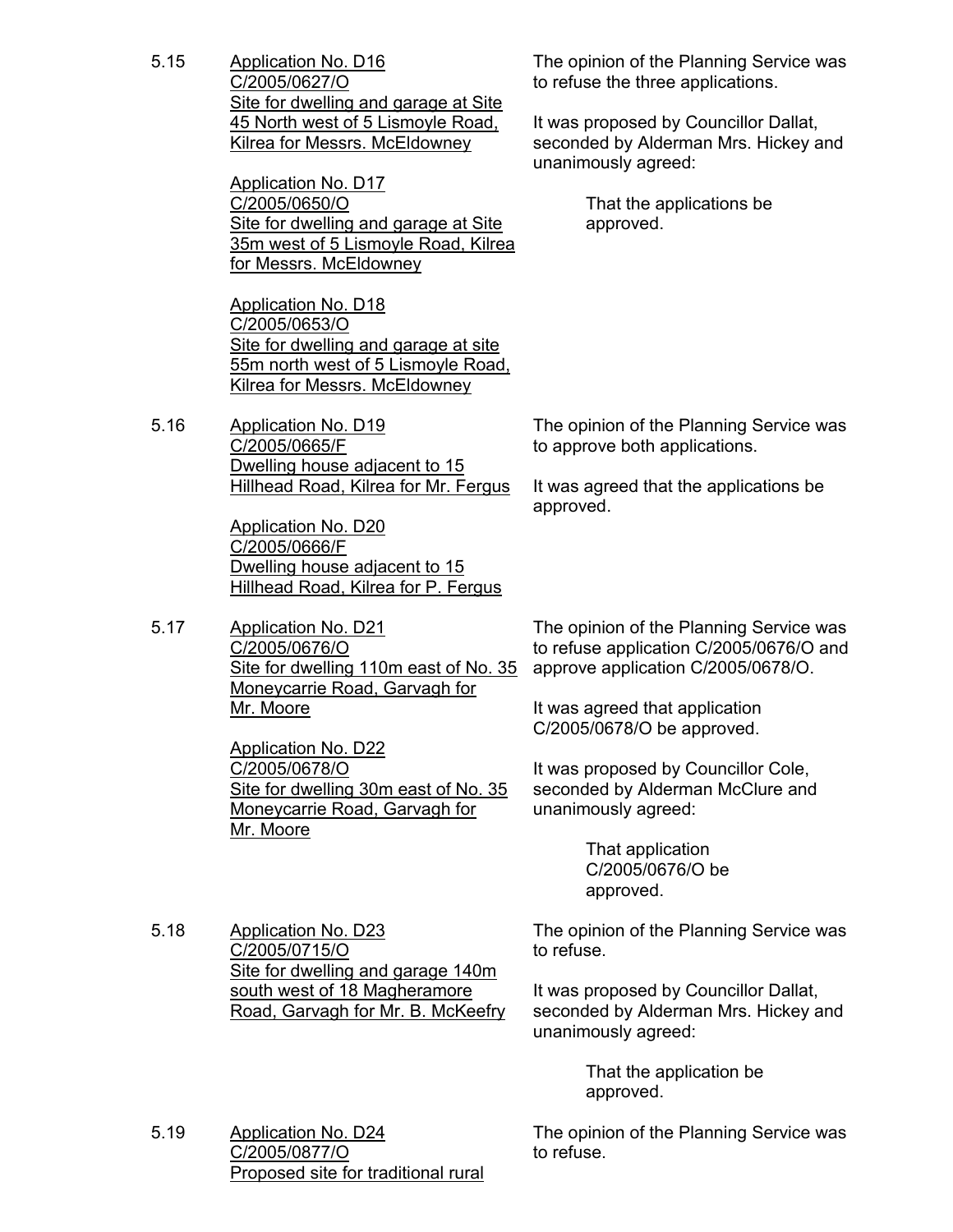5.15 <u>Application No. D16</u>
<u>C/2005/0627/O</u>
<u>Site for dwelling and garage at Site 45 North west of 5 Lismoyle Road, Kilrea for Messrs. McEldowney</u>

<u>Application No. D17</u>
<u>C/2005/0650/O</u>
<u>Site for dwelling and garage at Site 35m west of 5 Lismoyle Road, Kilrea for Messrs. McEldowney</u>

<u>Application No. D18</u>
<u>C/2005/0653/O</u>
<u>Site for dwelling and garage at site 55m north west of 5 Lismoyle Road, Kilrea for Messrs. McEldowney</u>

The opinion of the Planning Service was to refuse the three applications.

It was proposed by Councillor Dallat, seconded by Alderman Mrs. Hickey and unanimously agreed:

> That the applications be approved.

5.16 <u>Application No. D19</u>
<u>C/2005/0665/F</u>
<u>Dwelling house adjacent to 15 Hillhead Road, Kilrea for Mr. Fergus</u>

<u>Application No. D20</u>
<u>C/2005/0666/F</u>
<u>Dwelling house adjacent to 15 Hillhead Road, Kilrea for P. Fergus</u>

The opinion of the Planning Service was to approve both applications.

It was agreed that the applications be approved.

5.17 <u>Application No. D21</u>
<u>C/2005/0676/O</u>
<u>Site for dwelling 110m east of No. 35 Moneycarrie Road, Garvagh for Mr. Moore</u>

<u>Application No. D22</u>
<u>C/2005/0678/O</u>
<u>Site for dwelling 30m east of No. 35 Moneycarrie Road, Garvagh for Mr. Moore</u>

The opinion of the Planning Service was to refuse application C/2005/0676/O and approve application C/2005/0678/O.

It was agreed that application C/2005/0678/O be approved.

It was proposed by Councillor Cole, seconded by Alderman McClure and unanimously agreed:

> That application C/2005/0676/O be approved.

5.18 <u>Application No. D23</u>
<u>C/2005/0715/O</u>
<u>Site for dwelling and garage 140m south west of 18 Magheramore Road, Garvagh for Mr. B. McKeefry</u>

The opinion of the Planning Service was to refuse.

It was proposed by Councillor Dallat, seconded by Alderman Mrs. Hickey and unanimously agreed:

> That the application be approved.

5.19 <u>Application No. D24</u>
<u>C/2005/0877/O</u>
<u>Proposed site for traditional rural</u>

The opinion of the Planning Service was to refuse.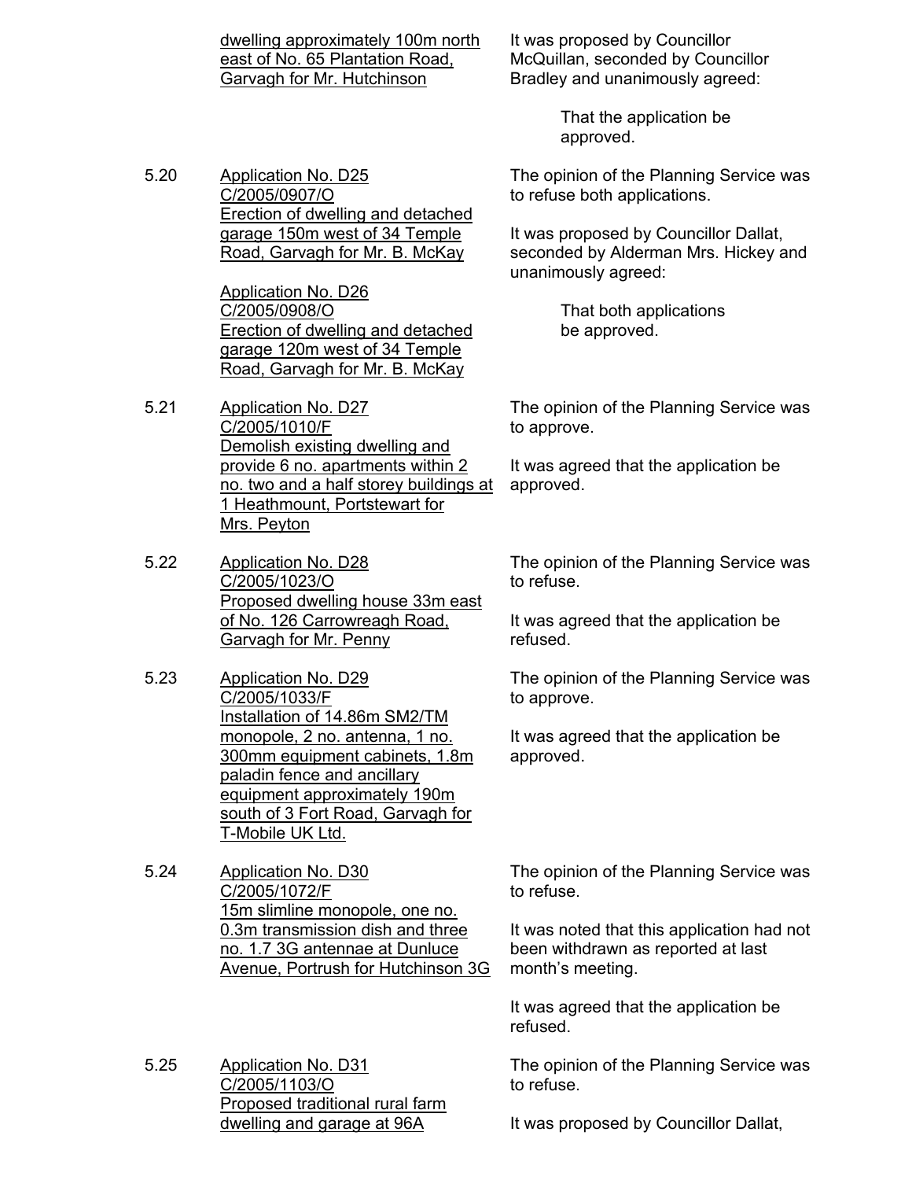| | | |
|---|---|---|
| | <u>dwelling approximately 100m north east of No. 65 Plantation Road, Garvagh for Mr. Hutchinson</u> | It was proposed by Councillor McQuillan, seconded by Councillor Bradley and unanimously agreed:<br><br>That the application be approved. |
| 5.20 | <u>Application No. D25</u><br><u>C/2005/0907/O</u><br><u>Erection of dwelling and detached garage 150m west of 34 Temple Road, Garvagh for Mr. B. McKay</u><br><br><u>Application No. D26</u><br><u>C/2005/0908/O</u><br><u>Erection of dwelling and detached garage 120m west of 34 Temple Road, Garvagh for Mr. B. McKay</u> | The opinion of the Planning Service was to refuse both applications.<br><br>It was proposed by Councillor Dallat, seconded by Alderman Mrs. Hickey and unanimously agreed:<br><br>That both applications be approved. |
| 5.21 | <u>Application No. D27</u><br><u>C/2005/1010/F</u><br><u>Demolish existing dwelling and provide 6 no. apartments within 2 no. two and a half storey buildings at 1 Heathmount, Portstewart for Mrs. Peyton</u> | The opinion of the Planning Service was to approve.<br><br>It was agreed that the application be approved. |
| 5.22 | <u>Application No. D28</u><br><u>C/2005/1023/O</u><br><u>Proposed dwelling house 33m east of No. 126 Carrowreagh Road, Garvagh for Mr. Penny</u> | The opinion of the Planning Service was to refuse.<br><br>It was agreed that the application be refused. |
| 5.23 | <u>Application No. D29</u><br><u>C/2005/1033/F</u><br><u>Installation of 14.86m SM2/TM monopole, 2 no. antenna, 1 no. 300mm equipment cabinets, 1.8m paladin fence and ancillary equipment approximately 190m south of 3 Fort Road, Garvagh for T-Mobile UK Ltd.</u> | The opinion of the Planning Service was to approve.<br><br>It was agreed that the application be approved. |
| 5.24 | <u>Application No. D30</u><br><u>C/2005/1072/F</u><br><u>15m slimline monopole, one no. 0.3m transmission dish and three no. 1.7 3G antennae at Dunluce Avenue, Portrush for Hutchinson 3G</u> | The opinion of the Planning Service was to refuse.<br><br>It was noted that this application had not been withdrawn as reported at last month's meeting.<br><br>It was agreed that the application be refused. |
| 5.25 | <u>Application No. D31</u><br><u>C/2005/1103/O</u><br><u>Proposed traditional rural farm dwelling and garage at 96A</u> | The opinion of the Planning Service was to refuse.<br><br>It was proposed by Councillor Dallat, |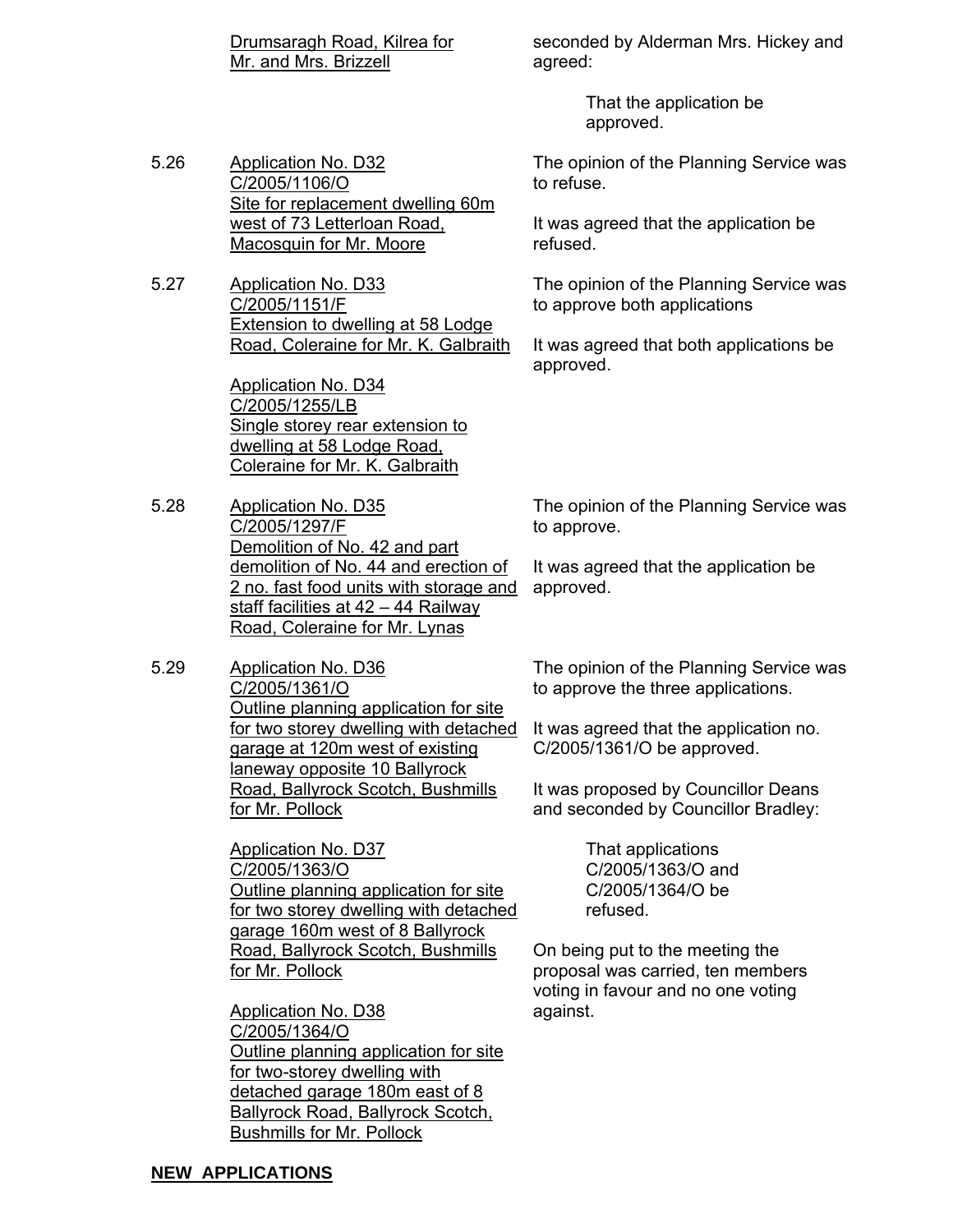Drumsaragh Road, Kilrea for Mr. and Mrs. Brizzell

seconded by Alderman Mrs. Hickey and agreed:

> That the application be approved.

5.26 Application No. D32
C/2005/1106/O
Site for replacement dwelling 60m west of 73 Letterloan Road, Macosquin for Mr. Moore

The opinion of the Planning Service was to refuse.

It was agreed that the application be refused.

5.27 Application No. D33
C/2005/1151/F
Extension to dwelling at 58 Lodge Road, Coleraine for Mr. K. Galbraith

Application No. D34
C/2005/1255/LB
Single storey rear extension to dwelling at 58 Lodge Road, Coleraine for Mr. K. Galbraith

The opinion of the Planning Service was to approve both applications

It was agreed that both applications be approved.

5.28 Application No. D35
C/2005/1297/F
Demolition of No. 42 and part demolition of No. 44 and erection of 2 no. fast food units with storage and staff facilities at 42 – 44 Railway Road, Coleraine for Mr. Lynas

The opinion of the Planning Service was to approve.

It was agreed that the application be approved.

5.29 Application No. D36
C/2005/1361/O
Outline planning application for site for two storey dwelling with detached garage at 120m west of existing laneway opposite 10 Ballyrock Road, Ballyrock Scotch, Bushmills for Mr. Pollock

Application No. D37
C/2005/1363/O
Outline planning application for site for two storey dwelling with detached garage 160m west of 8 Ballyrock Road, Ballyrock Scotch, Bushmills for Mr. Pollock

Application No. D38
C/2005/1364/O
Outline planning application for site for two-storey dwelling with detached garage 180m east of 8 Ballyrock Road, Ballyrock Scotch, Bushmills for Mr. Pollock

The opinion of the Planning Service was to approve the three applications.

It was agreed that the application no. C/2005/1361/O be approved.

It was proposed by Councillor Deans and seconded by Councillor Bradley:

> That applications C/2005/1363/O and C/2005/1364/O be refused.

On being put to the meeting the proposal was carried, ten members voting in favour and no one voting against.

**NEW APPLICATIONS**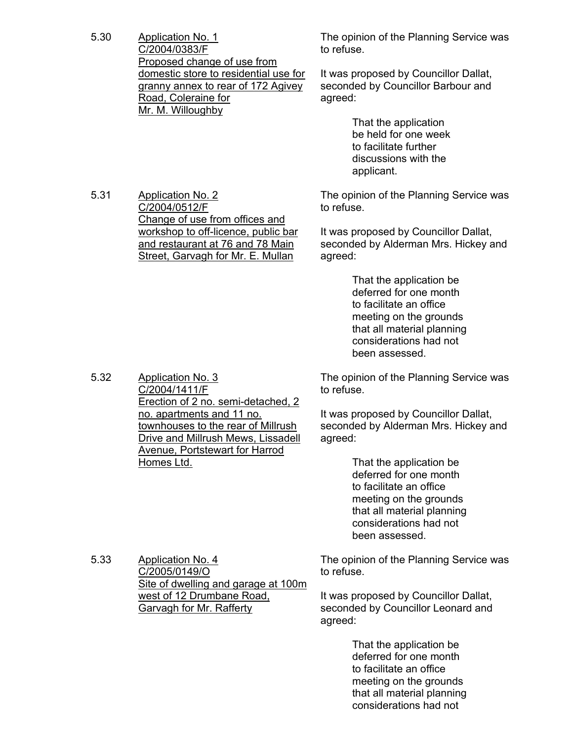5.30 Application No. 1
C/2004/0383/F
Proposed change of use from domestic store to residential use for granny annex to rear of 172 Agivey Road, Coleraine for Mr. M. Willoughby

The opinion of the Planning Service was to refuse.

It was proposed by Councillor Dallat, seconded by Councillor Barbour and agreed:

> That the application be held for one week to facilitate further discussions with the applicant.

5.31 Application No. 2
C/2004/0512/F
Change of use from offices and workshop to off-licence, public bar and restaurant at 76 and 78 Main Street, Garvagh for Mr. E. Mullan

The opinion of the Planning Service was to refuse.

It was proposed by Councillor Dallat, seconded by Alderman Mrs. Hickey and agreed:

> That the application be deferred for one month to facilitate an office meeting on the grounds that all material planning considerations had not been assessed.

5.32 Application No. 3
C/2004/1411/F
Erection of 2 no. semi-detached, 2 no. apartments and 11 no. townhouses to the rear of Millrush Drive and Millrush Mews, Lissadell Avenue, Portstewart for Harrod Homes Ltd.

The opinion of the Planning Service was to refuse.

It was proposed by Councillor Dallat, seconded by Alderman Mrs. Hickey and agreed:

> That the application be deferred for one month to facilitate an office meeting on the grounds that all material planning considerations had not been assessed.

5.33 Application No. 4
C/2005/0149/O
Site of dwelling and garage at 100m west of 12 Drumbane Road, Garvagh for Mr. Rafferty

The opinion of the Planning Service was to refuse.

It was proposed by Councillor Dallat, seconded by Councillor Leonard and agreed:

> That the application be deferred for one month to facilitate an office meeting on the grounds that all material planning considerations had not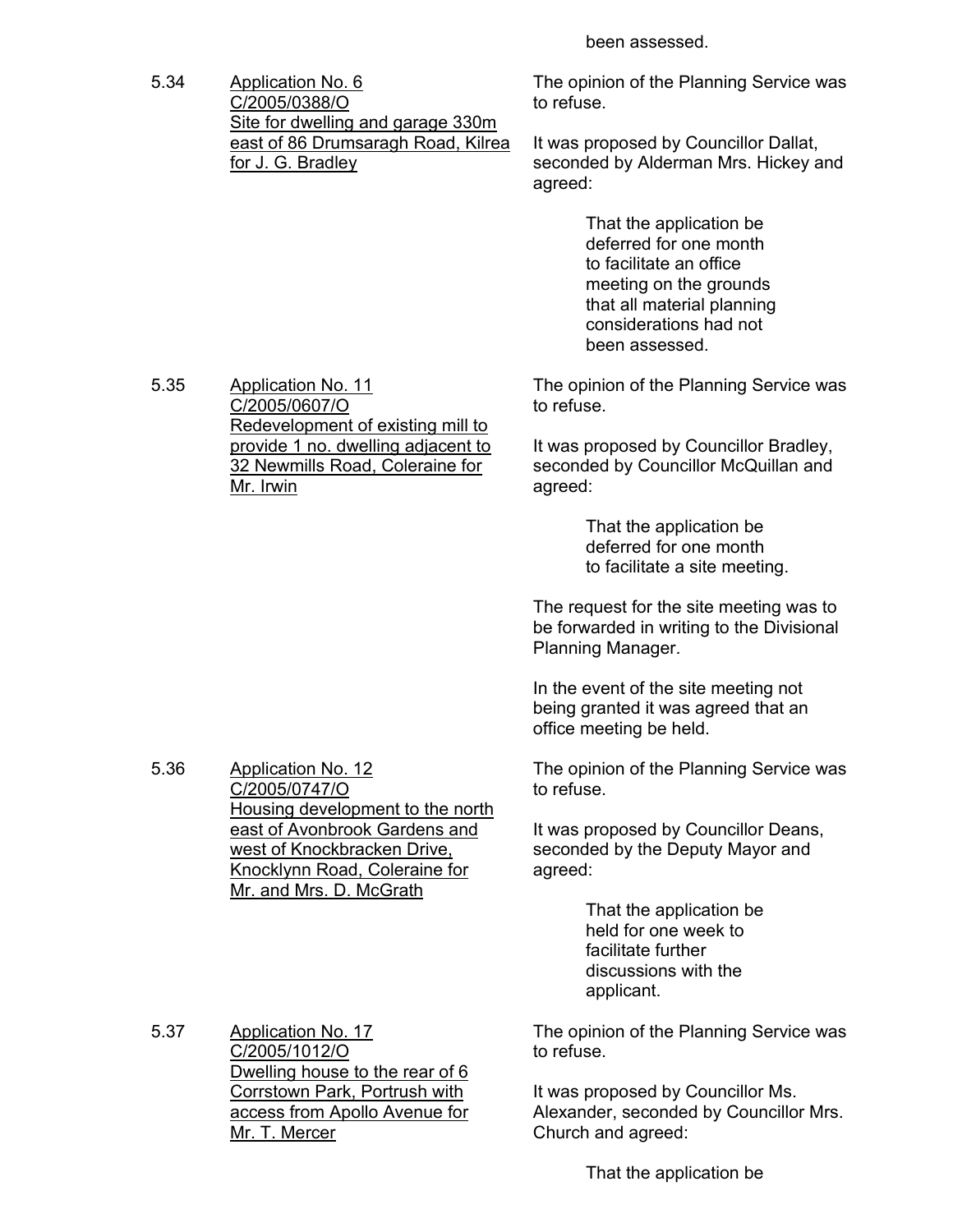been assessed.

5.34 Application No. 6
C/2005/0388/O
Site for dwelling and garage 330m east of 86 Drumsaragh Road, Kilrea for J. G. Bradley

The opinion of the Planning Service was to refuse.

It was proposed by Councillor Dallat, seconded by Alderman Mrs. Hickey and agreed:

> That the application be deferred for one month to facilitate an office meeting on the grounds that all material planning considerations had not been assessed.

5.35 Application No. 11
C/2005/0607/O
Redevelopment of existing mill to provide 1 no. dwelling adjacent to 32 Newmills Road, Coleraine for Mr. Irwin

The opinion of the Planning Service was to refuse.

It was proposed by Councillor Bradley, seconded by Councillor McQuillan and agreed:

> That the application be deferred for one month to facilitate a site meeting.

The request for the site meeting was to be forwarded in writing to the Divisional Planning Manager.

In the event of the site meeting not being granted it was agreed that an office meeting be held.

5.36 Application No. 12
C/2005/0747/O
Housing development to the north east of Avonbrook Gardens and west of Knockbracken Drive, Knocklynn Road, Coleraine for Mr. and Mrs. D. McGrath

The opinion of the Planning Service was to refuse.

It was proposed by Councillor Deans, seconded by the Deputy Mayor and agreed:

> That the application be held for one week to facilitate further discussions with the applicant.

5.37 Application No. 17
C/2005/1012/O
Dwelling house to the rear of 6 Corrstown Park, Portrush with access from Apollo Avenue for Mr. T. Mercer

The opinion of the Planning Service was to refuse.

It was proposed by Councillor Ms. Alexander, seconded by Councillor Mrs. Church and agreed:

> That the application be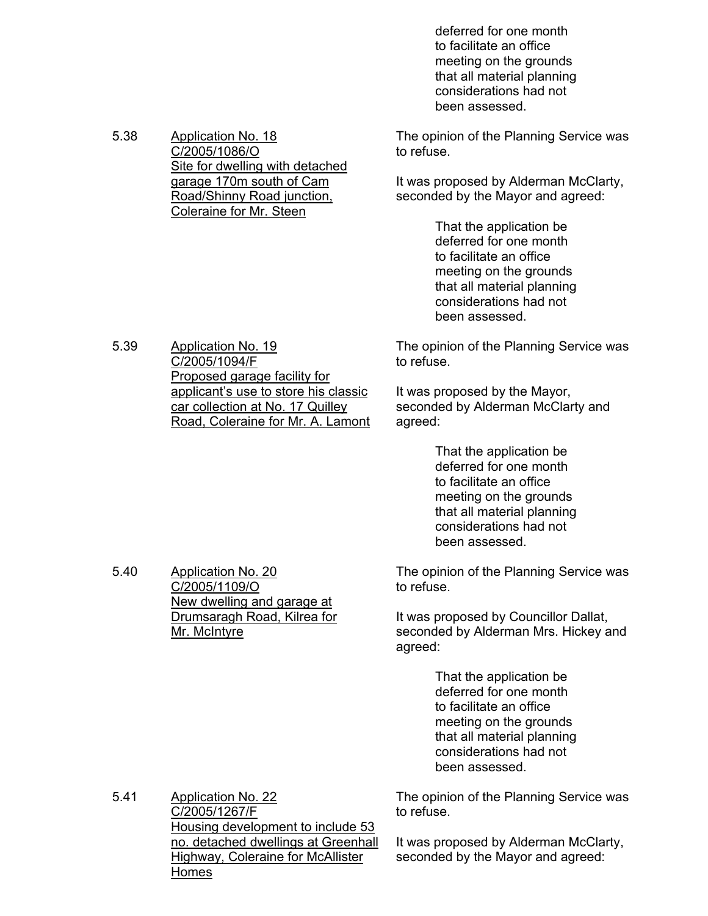deferred for one month to facilitate an office meeting on the grounds that all material planning considerations had not been assessed.

5.38 Application No. 18
C/2005/1086/O
Site for dwelling with detached garage 170m south of Cam Road/Shinny Road junction, Coleraine for Mr. Steen

The opinion of the Planning Service was to refuse.

It was proposed by Alderman McClarty, seconded by the Mayor and agreed:

> That the application be deferred for one month to facilitate an office meeting on the grounds that all material planning considerations had not been assessed.

5.39 Application No. 19
C/2005/1094/F
Proposed garage facility for applicant's use to store his classic car collection at No. 17 Quilley Road, Coleraine for Mr. A. Lamont

The opinion of the Planning Service was to refuse.

It was proposed by the Mayor, seconded by Alderman McClarty and agreed:

> That the application be deferred for one month to facilitate an office meeting on the grounds that all material planning considerations had not been assessed.

5.40 Application No. 20
C/2005/1109/O
New dwelling and garage at Drumsaragh Road, Kilrea for Mr. McIntyre

The opinion of the Planning Service was to refuse.

It was proposed by Councillor Dallat, seconded by Alderman Mrs. Hickey and agreed:

> That the application be deferred for one month to facilitate an office meeting on the grounds that all material planning considerations had not been assessed.

5.41 Application No. 22
C/2005/1267/F
Housing development to include 53 no. detached dwellings at Greenhall Highway, Coleraine for McAllister Homes

The opinion of the Planning Service was to refuse.

It was proposed by Alderman McClarty, seconded by the Mayor and agreed: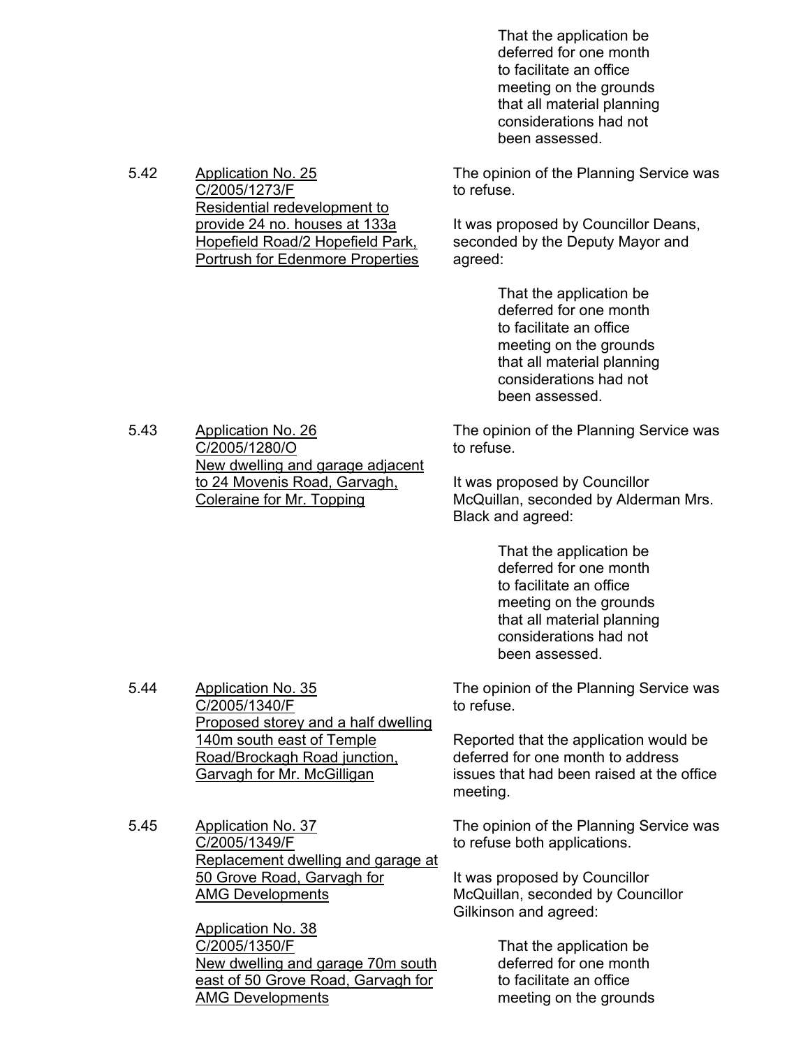That the application be deferred for one month to facilitate an office meeting on the grounds that all material planning considerations had not been assessed.

5.42 <u>Application No. 25 C/2005/1273/F Residential redevelopment to provide 24 no. houses at 133a Hopefield Road/2 Hopefield Park, Portrush for Edenmore Properties</u>

The opinion of the Planning Service was to refuse.

It was proposed by Councillor Deans, seconded by the Deputy Mayor and agreed:

> That the application be deferred for one month to facilitate an office meeting on the grounds that all material planning considerations had not been assessed.

5.43 <u>Application No. 26 C/2005/1280/O New dwelling and garage adjacent to 24 Movenis Road, Garvagh, Coleraine for Mr. Topping</u>

The opinion of the Planning Service was to refuse.

It was proposed by Councillor McQuillan, seconded by Alderman Mrs. Black and agreed:

> That the application be deferred for one month to facilitate an office meeting on the grounds that all material planning considerations had not been assessed.

5.44 <u>Application No. 35 C/2005/1340/F Proposed storey and a half dwelling 140m south east of Temple Road/Brockagh Road junction, Garvagh for Mr. McGilligan</u>

The opinion of the Planning Service was to refuse.

Reported that the application would be deferred for one month to address issues that had been raised at the office meeting.

5.45 <u>Application No. 37 C/2005/1349/F Replacement dwelling and garage at 50 Grove Road, Garvagh for AMG Developments</u>

<u>Application No. 38 C/2005/1350/F New dwelling and garage 70m south east of 50 Grove Road, Garvagh for AMG Developments</u>

The opinion of the Planning Service was to refuse both applications.

It was proposed by Councillor McQuillan, seconded by Councillor Gilkinson and agreed:

> That the application be deferred for one month to facilitate an office meeting on the grounds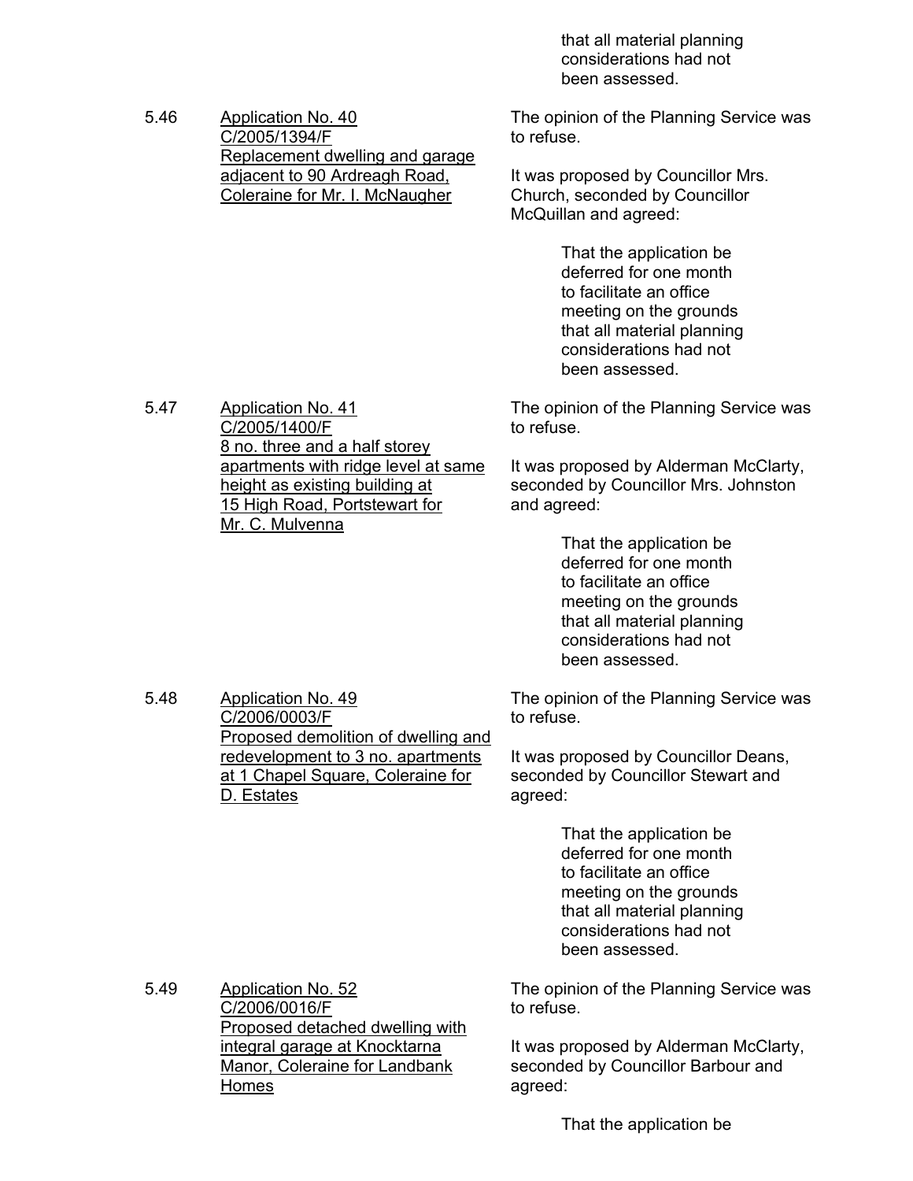that all material planning considerations had not been assessed.

5.46 Application No. 40
C/2005/1394/F
Replacement dwelling and garage adjacent to 90 Ardreagh Road, Coleraine for Mr. I. McNaugher

The opinion of the Planning Service was to refuse.

It was proposed by Councillor Mrs. Church, seconded by Councillor McQuillan and agreed:

> That the application be deferred for one month to facilitate an office meeting on the grounds that all material planning considerations had not been assessed.

5.47 Application No. 41
C/2005/1400/F
8 no. three and a half storey apartments with ridge level at same height as existing building at 15 High Road, Portstewart for Mr. C. Mulvenna

The opinion of the Planning Service was to refuse.

It was proposed by Alderman McClarty, seconded by Councillor Mrs. Johnston and agreed:

> That the application be deferred for one month to facilitate an office meeting on the grounds that all material planning considerations had not been assessed.

5.48 Application No. 49
C/2006/0003/F
Proposed demolition of dwelling and redevelopment to 3 no. apartments at 1 Chapel Square, Coleraine for D. Estates

The opinion of the Planning Service was to refuse.

It was proposed by Councillor Deans, seconded by Councillor Stewart and agreed:

> That the application be deferred for one month to facilitate an office meeting on the grounds that all material planning considerations had not been assessed.

5.49 Application No. 52
C/2006/0016/F
Proposed detached dwelling with integral garage at Knocktarna Manor, Coleraine for Landbank Homes

The opinion of the Planning Service was to refuse.

It was proposed by Alderman McClarty, seconded by Councillor Barbour and agreed:

> That the application be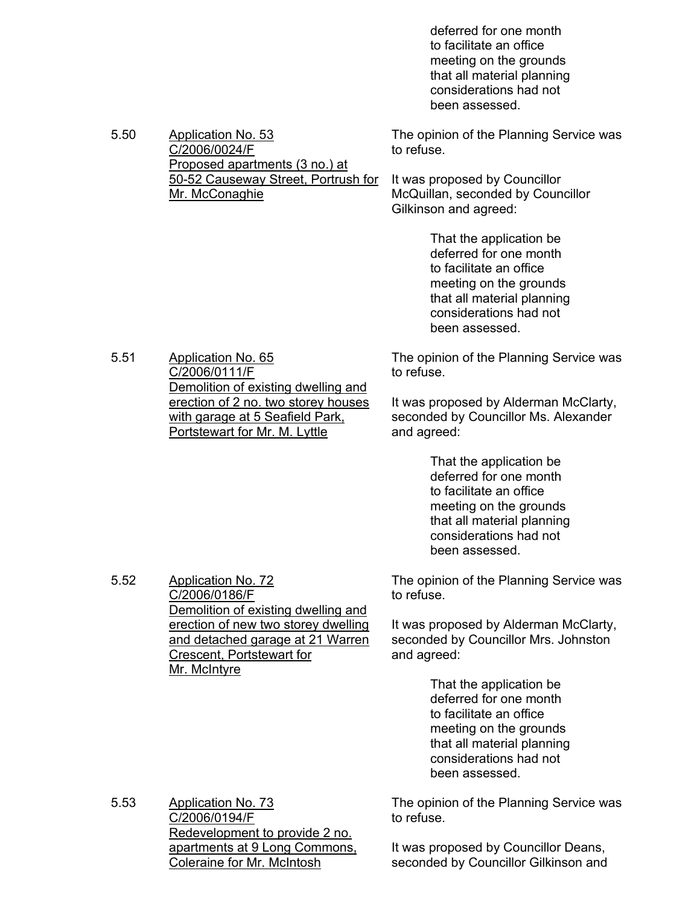deferred for one month to facilitate an office meeting on the grounds that all material planning considerations had not been assessed.

5.50 Application No. 53
C/2006/0024/F
Proposed apartments (3 no.) at 50-52 Causeway Street, Portrush for Mr. McConaghie

The opinion of the Planning Service was to refuse.

It was proposed by Councillor McQuillan, seconded by Councillor Gilkinson and agreed:

> That the application be deferred for one month to facilitate an office meeting on the grounds that all material planning considerations had not been assessed.

5.51 Application No. 65
C/2006/0111/F
Demolition of existing dwelling and erection of 2 no. two storey houses with garage at 5 Seafield Park, Portstewart for Mr. M. Lyttle

The opinion of the Planning Service was to refuse.

It was proposed by Alderman McClarty, seconded by Councillor Ms. Alexander and agreed:

> That the application be deferred for one month to facilitate an office meeting on the grounds that all material planning considerations had not been assessed.

5.52 Application No. 72
C/2006/0186/F
Demolition of existing dwelling and erection of new two storey dwelling and detached garage at 21 Warren Crescent, Portstewart for Mr. McIntyre

The opinion of the Planning Service was to refuse.

It was proposed by Alderman McClarty, seconded by Councillor Mrs. Johnston and agreed:

> That the application be deferred for one month to facilitate an office meeting on the grounds that all material planning considerations had not been assessed.

5.53 Application No. 73
C/2006/0194/F
Redevelopment to provide 2 no. apartments at 9 Long Commons, Coleraine for Mr. McIntosh

The opinion of the Planning Service was to refuse.

It was proposed by Councillor Deans, seconded by Councillor Gilkinson and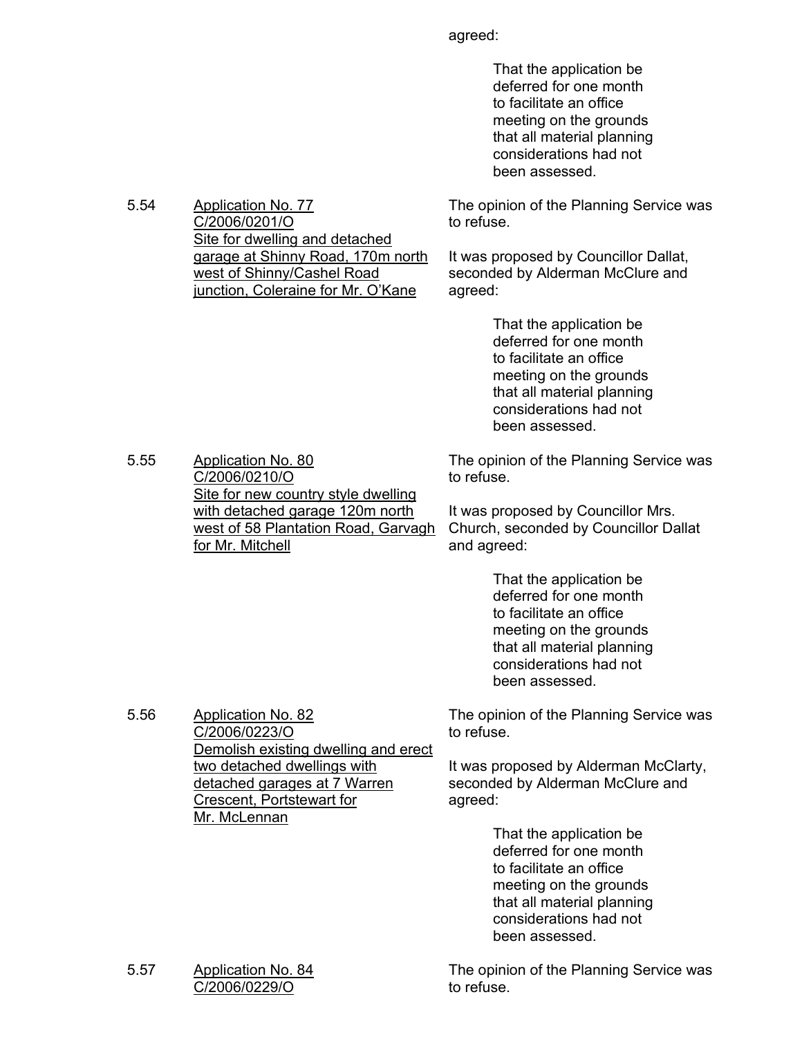agreed:

> That the application be deferred for one month to facilitate an office meeting on the grounds that all material planning considerations had not been assessed.

5.54 Application No. 77
C/2006/0201/O
Site for dwelling and detached garage at Shinny Road, 170m north west of Shinny/Cashel Road junction, Coleraine for Mr. O'Kane

The opinion of the Planning Service was to refuse.

It was proposed by Councillor Dallat, seconded by Alderman McClure and agreed:

> That the application be deferred for one month to facilitate an office meeting on the grounds that all material planning considerations had not been assessed.

5.55 Application No. 80
C/2006/0210/O
Site for new country style dwelling with detached garage 120m north west of 58 Plantation Road, Garvagh for Mr. Mitchell

The opinion of the Planning Service was to refuse.

It was proposed by Councillor Mrs. Church, seconded by Councillor Dallat and agreed:

> That the application be deferred for one month to facilitate an office meeting on the grounds that all material planning considerations had not been assessed.

5.56 Application No. 82
C/2006/0223/O
Demolish existing dwelling and erect two detached dwellings with detached garages at 7 Warren Crescent, Portstewart for Mr. McLennan

The opinion of the Planning Service was to refuse.

It was proposed by Alderman McClarty, seconded by Alderman McClure and agreed:

> That the application be deferred for one month to facilitate an office meeting on the grounds that all material planning considerations had not been assessed.

5.57 Application No. 84
C/2006/0229/O

The opinion of the Planning Service was to refuse.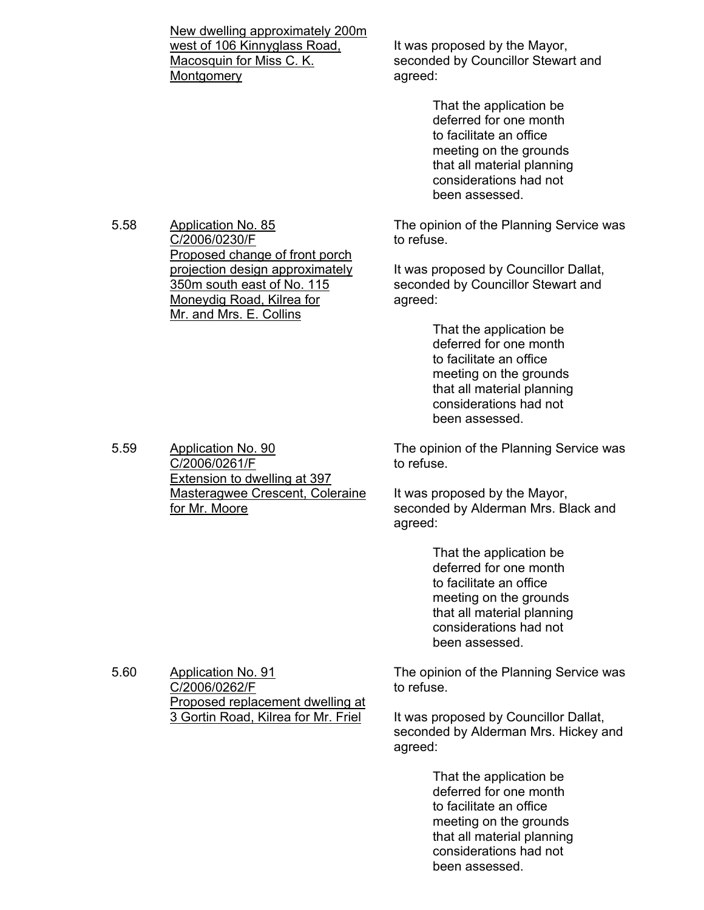New dwelling approximately 200m west of 106 Kinnyglass Road, Macosquin for Miss C. K. Montgomery

It was proposed by the Mayor, seconded by Councillor Stewart and agreed:

> That the application be deferred for one month to facilitate an office meeting on the grounds that all material planning considerations had not been assessed.

5.58 Application No. 85 C/2006/0230/F Proposed change of front porch projection design approximately 350m south east of No. 115 Moneydig Road, Kilrea for Mr. and Mrs. E. Collins

The opinion of the Planning Service was to refuse.

It was proposed by Councillor Dallat, seconded by Councillor Stewart and agreed:

> That the application be deferred for one month to facilitate an office meeting on the grounds that all material planning considerations had not been assessed.

5.59 Application No. 90 C/2006/0261/F Extension to dwelling at 397 Masteragwee Crescent, Coleraine for Mr. Moore

The opinion of the Planning Service was to refuse.

It was proposed by the Mayor, seconded by Alderman Mrs. Black and agreed:

> That the application be deferred for one month to facilitate an office meeting on the grounds that all material planning considerations had not been assessed.

5.60 Application No. 91 C/2006/0262/F Proposed replacement dwelling at 3 Gortin Road, Kilrea for Mr. Friel

The opinion of the Planning Service was to refuse.

It was proposed by Councillor Dallat, seconded by Alderman Mrs. Hickey and agreed:

> That the application be deferred for one month to facilitate an office meeting on the grounds that all material planning considerations had not been assessed.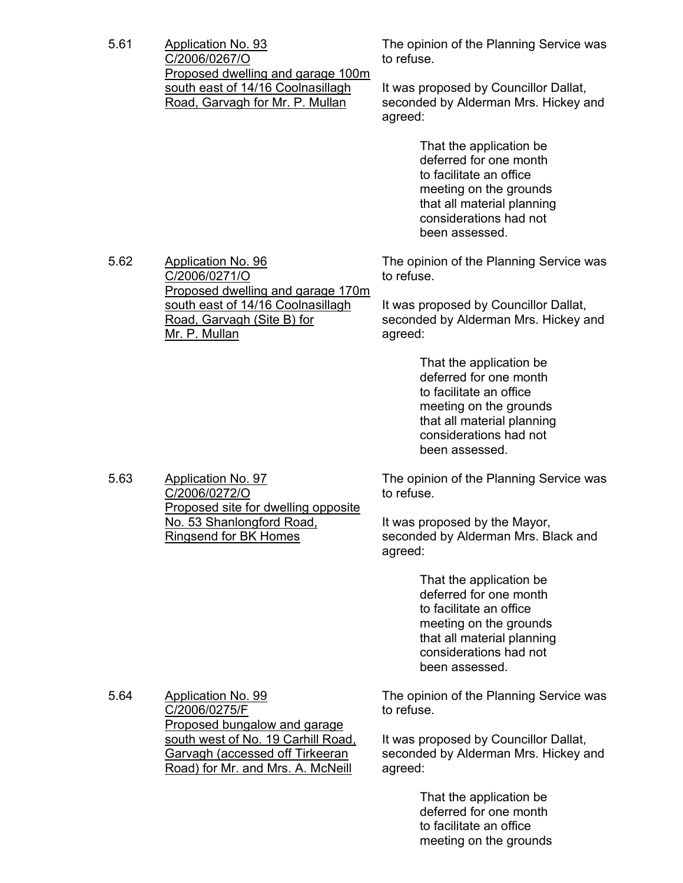5.61 Application No. 93
C/2006/0267/O
Proposed dwelling and garage 100m south east of 14/16 Coolnasillagh Road, Garvagh for Mr. P. Mullan

The opinion of the Planning Service was to refuse.

It was proposed by Councillor Dallat, seconded by Alderman Mrs. Hickey and agreed:

> That the application be deferred for one month to facilitate an office meeting on the grounds that all material planning considerations had not been assessed.

5.62 Application No. 96
C/2006/0271/O
Proposed dwelling and garage 170m south east of 14/16 Coolnasillagh Road, Garvagh (Site B) for Mr. P. Mullan

The opinion of the Planning Service was to refuse.

It was proposed by Councillor Dallat, seconded by Alderman Mrs. Hickey and agreed:

> That the application be deferred for one month to facilitate an office meeting on the grounds that all material planning considerations had not been assessed.

5.63 Application No. 97
C/2006/0272/O
Proposed site for dwelling opposite No. 53 Shanlongford Road, Ringsend for BK Homes

The opinion of the Planning Service was to refuse.

It was proposed by the Mayor, seconded by Alderman Mrs. Black and agreed:

> That the application be deferred for one month to facilitate an office meeting on the grounds that all material planning considerations had not been assessed.

5.64 Application No. 99
C/2006/0275/F
Proposed bungalow and garage south west of No. 19 Carhill Road, Garvagh (accessed off Tirkeeran Road) for Mr. and Mrs. A. McNeill

The opinion of the Planning Service was to refuse.

It was proposed by Councillor Dallat, seconded by Alderman Mrs. Hickey and agreed:

> That the application be deferred for one month to facilitate an office meeting on the grounds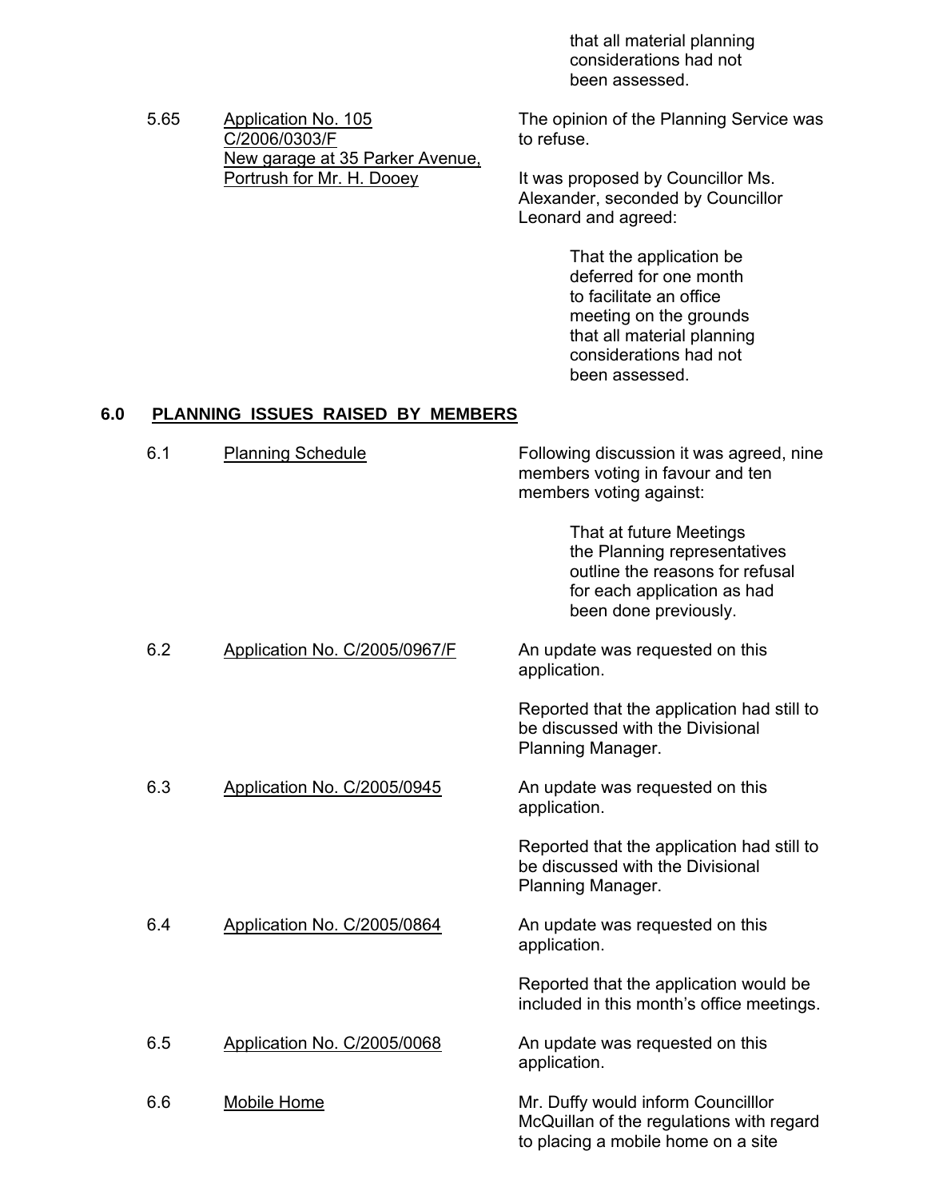that all material planning considerations had not been assessed.

5.65 Application No. 105 C/2006/0303/F New garage at 35 Parker Avenue, Portrush for Mr. H. Dooey

The opinion of the Planning Service was to refuse.

It was proposed by Councillor Ms. Alexander, seconded by Councillor Leonard and agreed:

> That the application be deferred for one month to facilitate an office meeting on the grounds that all material planning considerations had not been assessed.

## 6.0 PLANNING ISSUES RAISED BY MEMBERS

6.1 Planning Schedule

Following discussion it was agreed, nine members voting in favour and ten members voting against:

> That at future Meetings the Planning representatives outline the reasons for refusal for each application as had been done previously.

6.2 Application No. C/2005/0967/F

An update was requested on this application.

Reported that the application had still to be discussed with the Divisional Planning Manager.

6.3 Application No. C/2005/0945

An update was requested on this application.

Reported that the application had still to be discussed with the Divisional Planning Manager.

6.4 Application No. C/2005/0864

An update was requested on this application.

Reported that the application would be included in this month's office meetings.

6.5 Application No. C/2005/0068

An update was requested on this application.

6.6 Mobile Home

Mr. Duffy would inform Councilllor McQuillan of the regulations with regard to placing a mobile home on a site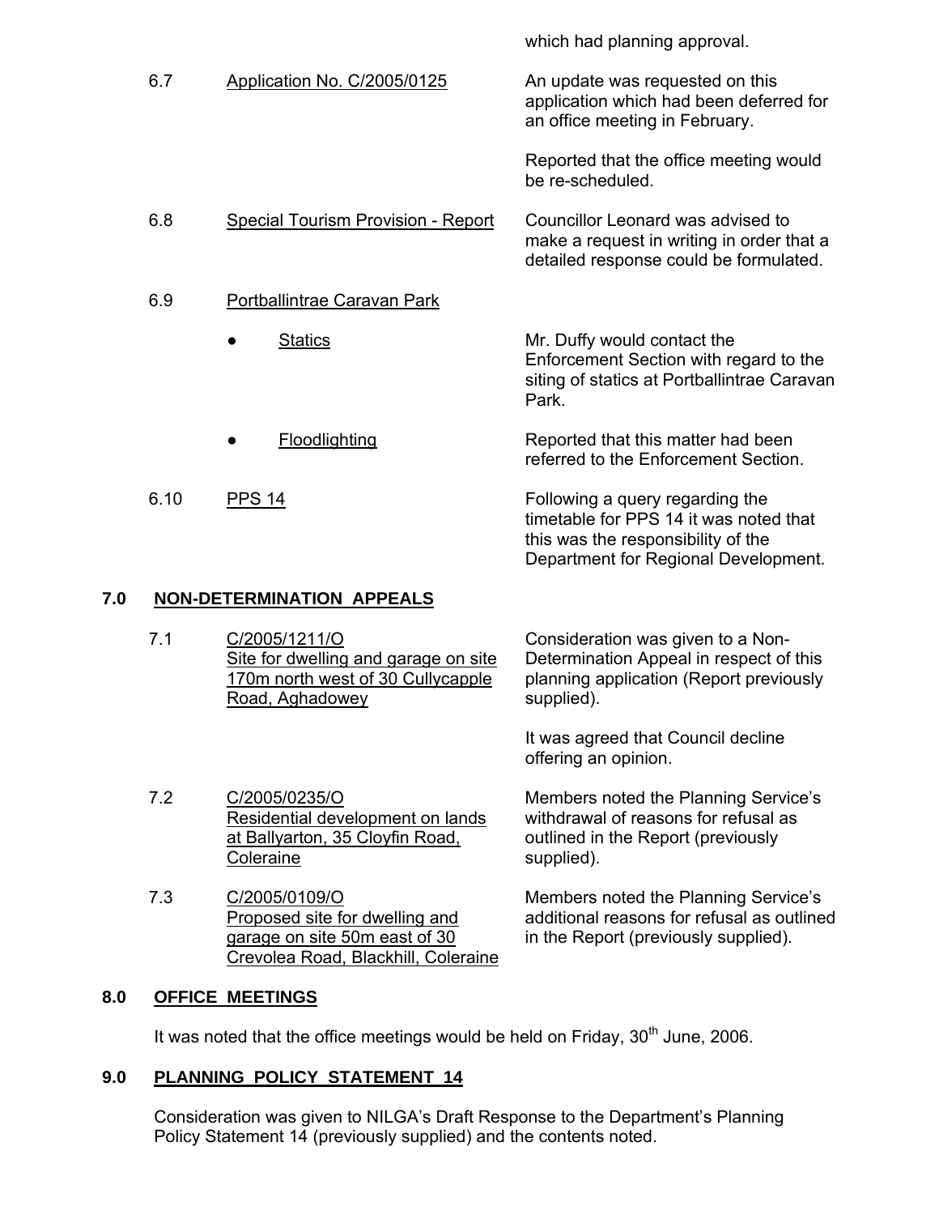which had planning approval.

| | | |
|---|---|---|
| 6.7 | Application No. C/2005/0125 | An update was requested on this application which had been deferred for an office meeting in February.<br><br>Reported that the office meeting would be re-scheduled. |
| 6.8 | Special Tourism Provision - Report | Councillor Leonard was advised to make a request in writing in order that a detailed response could be formulated. |
| 6.9 | Portballintrae Caravan Park | |
| | ● Statics | Mr. Duffy would contact the Enforcement Section with regard to the siting of statics at Portballintrae Caravan Park. |
| | ● Floodlighting | Reported that this matter had been referred to the Enforcement Section. |
| 6.10 | PPS 14 | Following a query regarding the timetable for PPS 14 it was noted that this was the responsibility of the Department for Regional Development. |

## 7.0 NON-DETERMINATION APPEALS

| | | |
|---|---|---|
| 7.1 | C/2005/1211/O<br>Site for dwelling and garage on site 170m north west of 30 Cullycapple Road, Aghadowey | Consideration was given to a Non-Determination Appeal in respect of this planning application (Report previously supplied).<br><br>It was agreed that Council decline offering an opinion. |
| 7.2 | C/2005/0235/O<br>Residential development on lands at Ballyarton, 35 Cloyfin Road, Coleraine | Members noted the Planning Service's withdrawal of reasons for refusal as outlined in the Report (previously supplied). |
| 7.3 | C/2005/0109/O<br>Proposed site for dwelling and garage on site 50m east of 30 Crevolea Road, Blackhill, Coleraine | Members noted the Planning Service's additional reasons for refusal as outlined in the Report (previously supplied). |

## 8.0 OFFICE MEETINGS

It was noted that the office meetings would be held on Friday, 30th June, 2006.

## 9.0 PLANNING POLICY STATEMENT 14

Consideration was given to NILGA's Draft Response to the Department's Planning Policy Statement 14 (previously supplied) and the contents noted.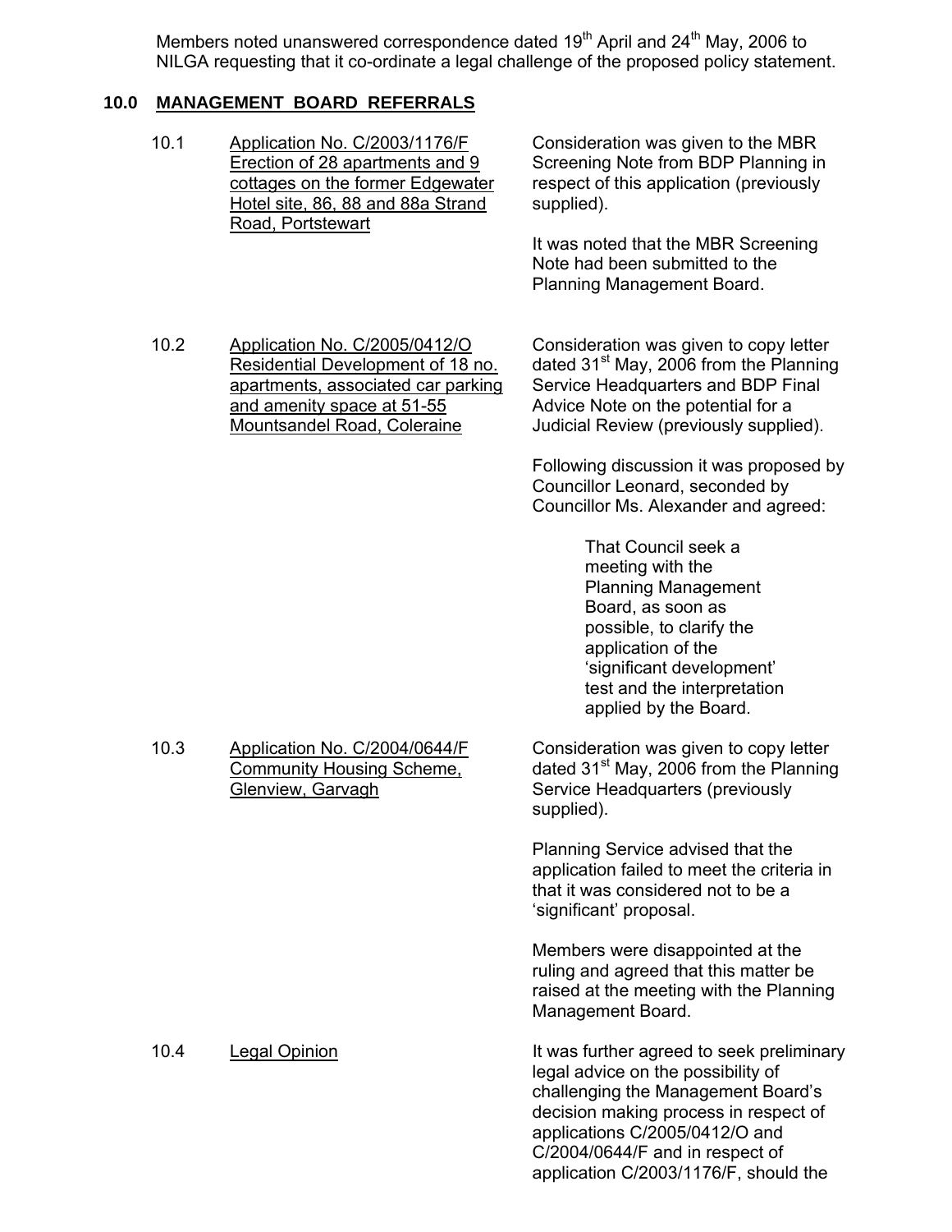Members noted unanswered correspondence dated 19th April and 24th May, 2006 to NILGA requesting that it co-ordinate a legal challenge of the proposed policy statement.

## 10.0 MANAGEMENT BOARD REFERRALS

10.1 Application No. C/2003/1176/F Erection of 28 apartments and 9 cottages on the former Edgewater Hotel site, 86, 88 and 88a Strand Road, Portstewart

Consideration was given to the MBR Screening Note from BDP Planning in respect of this application (previously supplied).

It was noted that the MBR Screening Note had been submitted to the Planning Management Board.

10.2 Application No. C/2005/0412/O Residential Development of 18 no. apartments, associated car parking and amenity space at 51-55 Mountsandel Road, Coleraine

Consideration was given to copy letter dated 31st May, 2006 from the Planning Service Headquarters and BDP Final Advice Note on the potential for a Judicial Review (previously supplied).

Following discussion it was proposed by Councillor Leonard, seconded by Councillor Ms. Alexander and agreed:

> That Council seek a meeting with the Planning Management Board, as soon as possible, to clarify the application of the 'significant development' test and the interpretation applied by the Board.

10.3 Application No. C/2004/0644/F Community Housing Scheme, Glenview, Garvagh

Consideration was given to copy letter dated 31st May, 2006 from the Planning Service Headquarters (previously supplied).

Planning Service advised that the application failed to meet the criteria in that it was considered not to be a 'significant' proposal.

Members were disappointed at the ruling and agreed that this matter be raised at the meeting with the Planning Management Board.

10.4 Legal Opinion

It was further agreed to seek preliminary legal advice on the possibility of challenging the Management Board's decision making process in respect of applications C/2005/0412/O and C/2004/0644/F and in respect of application C/2003/1176/F, should the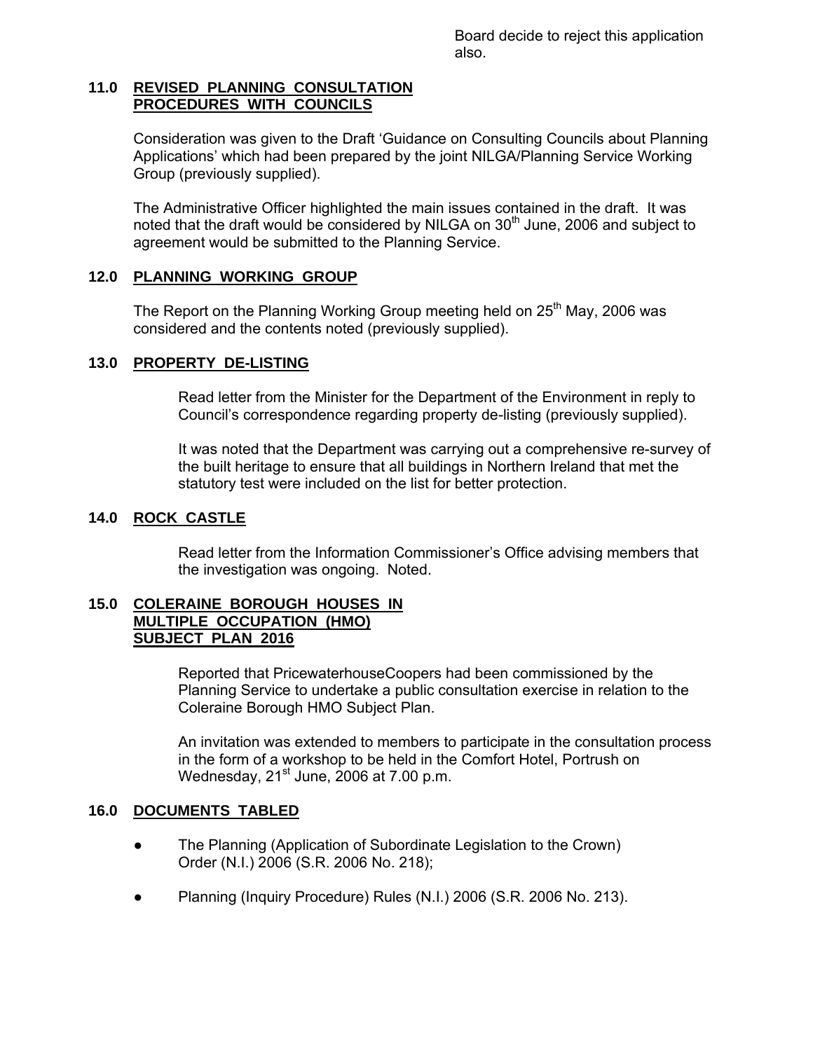Board decide to reject this application also.

## 11.0 REVISED PLANNING CONSULTATION PROCEDURES WITH COUNCILS

Consideration was given to the Draft 'Guidance on Consulting Councils about Planning Applications' which had been prepared by the joint NILGA/Planning Service Working Group (previously supplied).

The Administrative Officer highlighted the main issues contained in the draft. It was noted that the draft would be considered by NILGA on 30th June, 2006 and subject to agreement would be submitted to the Planning Service.

## 12.0 PLANNING WORKING GROUP

The Report on the Planning Working Group meeting held on 25th May, 2006 was considered and the contents noted (previously supplied).

## 13.0 PROPERTY DE-LISTING

Read letter from the Minister for the Department of the Environment in reply to Council's correspondence regarding property de-listing (previously supplied).

It was noted that the Department was carrying out a comprehensive re-survey of the built heritage to ensure that all buildings in Northern Ireland that met the statutory test were included on the list for better protection.

## 14.0 ROCK CASTLE

Read letter from the Information Commissioner's Office advising members that the investigation was ongoing. Noted.

## 15.0 COLERAINE BOROUGH HOUSES IN MULTIPLE OCCUPATION (HMO) SUBJECT PLAN 2016

Reported that PricewaterhouseCoopers had been commissioned by the Planning Service to undertake a public consultation exercise in relation to the Coleraine Borough HMO Subject Plan.

An invitation was extended to members to participate in the consultation process in the form of a workshop to be held in the Comfort Hotel, Portrush on Wednesday, 21st June, 2006 at 7.00 p.m.

## 16.0 DOCUMENTS TABLED

- The Planning (Application of Subordinate Legislation to the Crown) Order (N.I.) 2006 (S.R. 2006 No. 218);
- Planning (Inquiry Procedure) Rules (N.I.) 2006 (S.R. 2006 No. 213).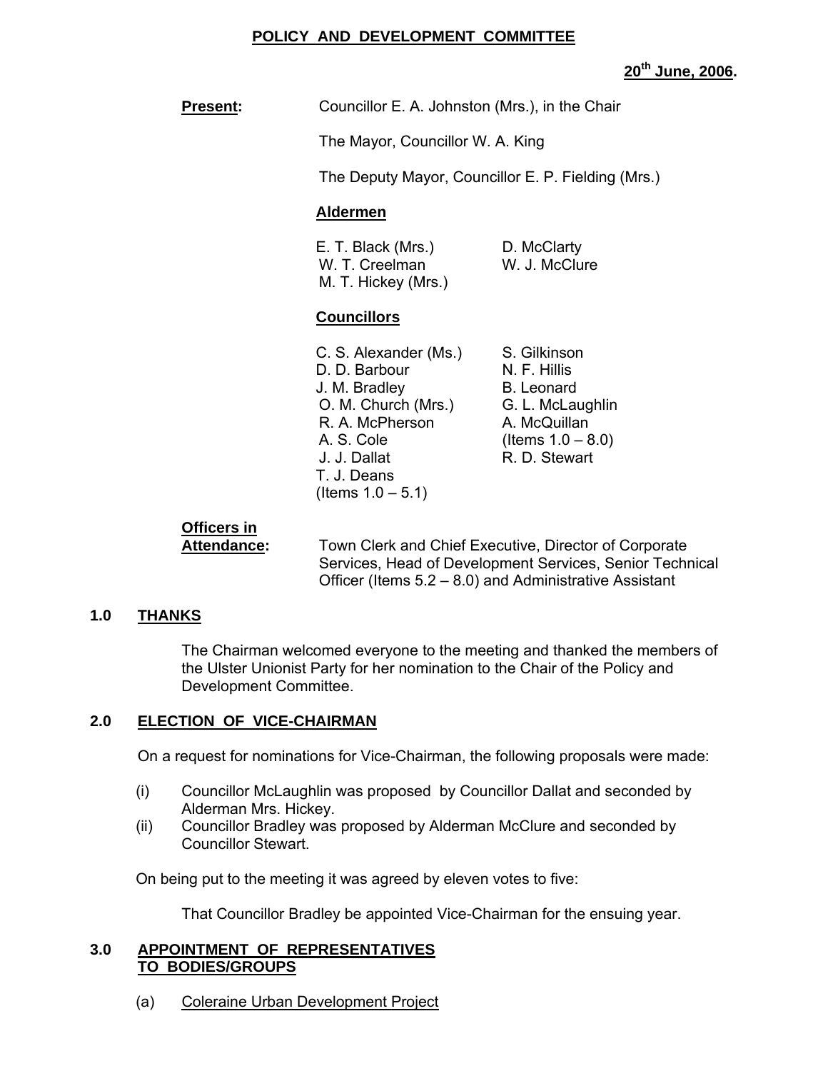**POLICY AND DEVELOPMENT COMMITTEE**

**20th June, 2006.**

**Present:** Councillor E. A. Johnston (Mrs.), in the Chair

The Mayor, Councillor W. A. King

The Deputy Mayor, Councillor E. P. Fielding (Mrs.)

**Aldermen**

| | |
|---|---|
| E. T. Black (Mrs.) | D. McClarty |
| W. T. Creelman | W. J. McClure |
| M. T. Hickey (Mrs.) | |

**Councillors**

| | |
|---|---|
| C. S. Alexander (Ms.) | S. Gilkinson |
| D. D. Barbour | N. F. Hillis |
| J. M. Bradley | B. Leonard |
| O. M. Church (Mrs.) | G. L. McLaughlin |
| R. A. McPherson | A. McQuillan |
| A. S. Cole | (Items 1.0 – 8.0) |
| J. J. Dallat | R. D. Stewart |
| T. J. Deans | |
| (Items 1.0 – 5.1) | |

**Officers in Attendance:** Town Clerk and Chief Executive, Director of Corporate Services, Head of Development Services, Senior Technical Officer (Items 5.2 – 8.0) and Administrative Assistant

## 1.0 THANKS

The Chairman welcomed everyone to the meeting and thanked the members of the Ulster Unionist Party for her nomination to the Chair of the Policy and Development Committee.

## 2.0 ELECTION OF VICE-CHAIRMAN

On a request for nominations for Vice-Chairman, the following proposals were made:

(i) Councillor McLaughlin was proposed by Councillor Dallat and seconded by Alderman Mrs. Hickey.

(ii) Councillor Bradley was proposed by Alderman McClure and seconded by Councillor Stewart.

On being put to the meeting it was agreed by eleven votes to five:

That Councillor Bradley be appointed Vice-Chairman for the ensuing year.

## 3.0 APPOINTMENT OF REPRESENTATIVES TO BODIES/GROUPS

(a) Coleraine Urban Development Project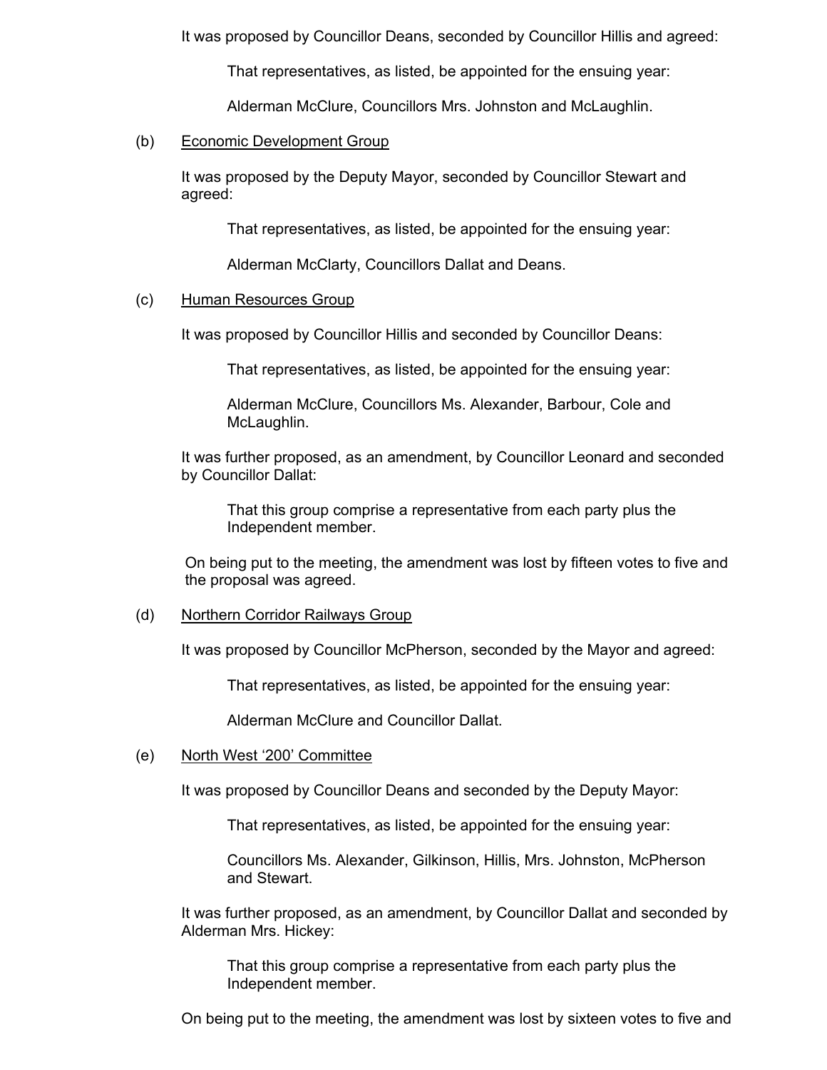It was proposed by Councillor Deans, seconded by Councillor Hillis and agreed:

> That representatives, as listed, be appointed for the ensuing year:
>
> Alderman McClure, Councillors Mrs. Johnston and McLaughlin.

(b) Economic Development Group

It was proposed by the Deputy Mayor, seconded by Councillor Stewart and agreed:

> That representatives, as listed, be appointed for the ensuing year:
>
> Alderman McClarty, Councillors Dallat and Deans.

(c) Human Resources Group

It was proposed by Councillor Hillis and seconded by Councillor Deans:

> That representatives, as listed, be appointed for the ensuing year:
>
> Alderman McClure, Councillors Ms. Alexander, Barbour, Cole and McLaughlin.

It was further proposed, as an amendment, by Councillor Leonard and seconded by Councillor Dallat:

> That this group comprise a representative from each party plus the Independent member.

On being put to the meeting, the amendment was lost by fifteen votes to five and the proposal was agreed.

(d) Northern Corridor Railways Group

It was proposed by Councillor McPherson, seconded by the Mayor and agreed:

> That representatives, as listed, be appointed for the ensuing year:
>
> Alderman McClure and Councillor Dallat.

(e) North West '200' Committee

It was proposed by Councillor Deans and seconded by the Deputy Mayor:

> That representatives, as listed, be appointed for the ensuing year:
>
> Councillors Ms. Alexander, Gilkinson, Hillis, Mrs. Johnston, McPherson and Stewart.

It was further proposed, as an amendment, by Councillor Dallat and seconded by Alderman Mrs. Hickey:

> That this group comprise a representative from each party plus the Independent member.

On being put to the meeting, the amendment was lost by sixteen votes to five and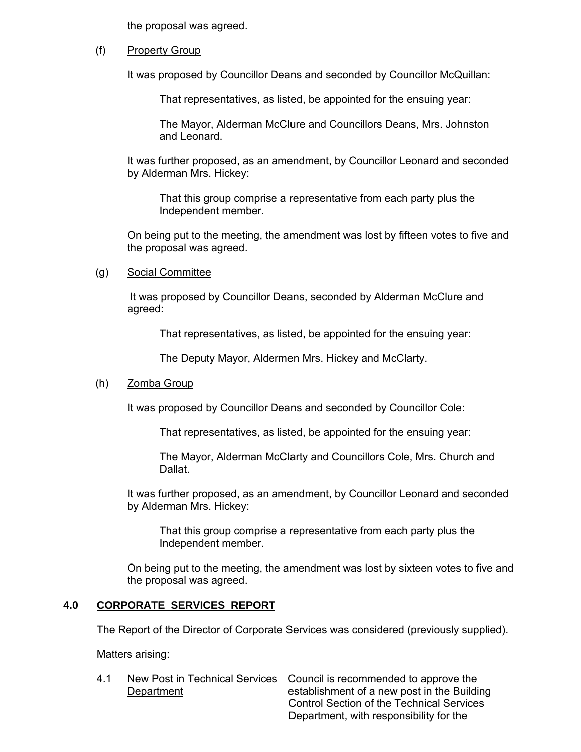the proposal was agreed.

(f) Property Group

It was proposed by Councillor Deans and seconded by Councillor McQuillan:

> That representatives, as listed, be appointed for the ensuing year:
>
> The Mayor, Alderman McClure and Councillors Deans, Mrs. Johnston and Leonard.

It was further proposed, as an amendment, by Councillor Leonard and seconded by Alderman Mrs. Hickey:

> That this group comprise a representative from each party plus the Independent member.

On being put to the meeting, the amendment was lost by fifteen votes to five and the proposal was agreed.

(g) Social Committee

It was proposed by Councillor Deans, seconded by Alderman McClure and agreed:

> That representatives, as listed, be appointed for the ensuing year:
>
> The Deputy Mayor, Aldermen Mrs. Hickey and McClarty.

(h) Zomba Group

It was proposed by Councillor Deans and seconded by Councillor Cole:

> That representatives, as listed, be appointed for the ensuing year:
>
> The Mayor, Alderman McClarty and Councillors Cole, Mrs. Church and Dallat.

It was further proposed, as an amendment, by Councillor Leonard and seconded by Alderman Mrs. Hickey:

> That this group comprise a representative from each party plus the Independent member.

On being put to the meeting, the amendment was lost by sixteen votes to five and the proposal was agreed.

## 4.0 CORPORATE SERVICES REPORT

The Report of the Director of Corporate Services was considered (previously supplied).

Matters arising:

4.1 New Post in Technical Services Department — Council is recommended to approve the establishment of a new post in the Building Control Section of the Technical Services Department, with responsibility for the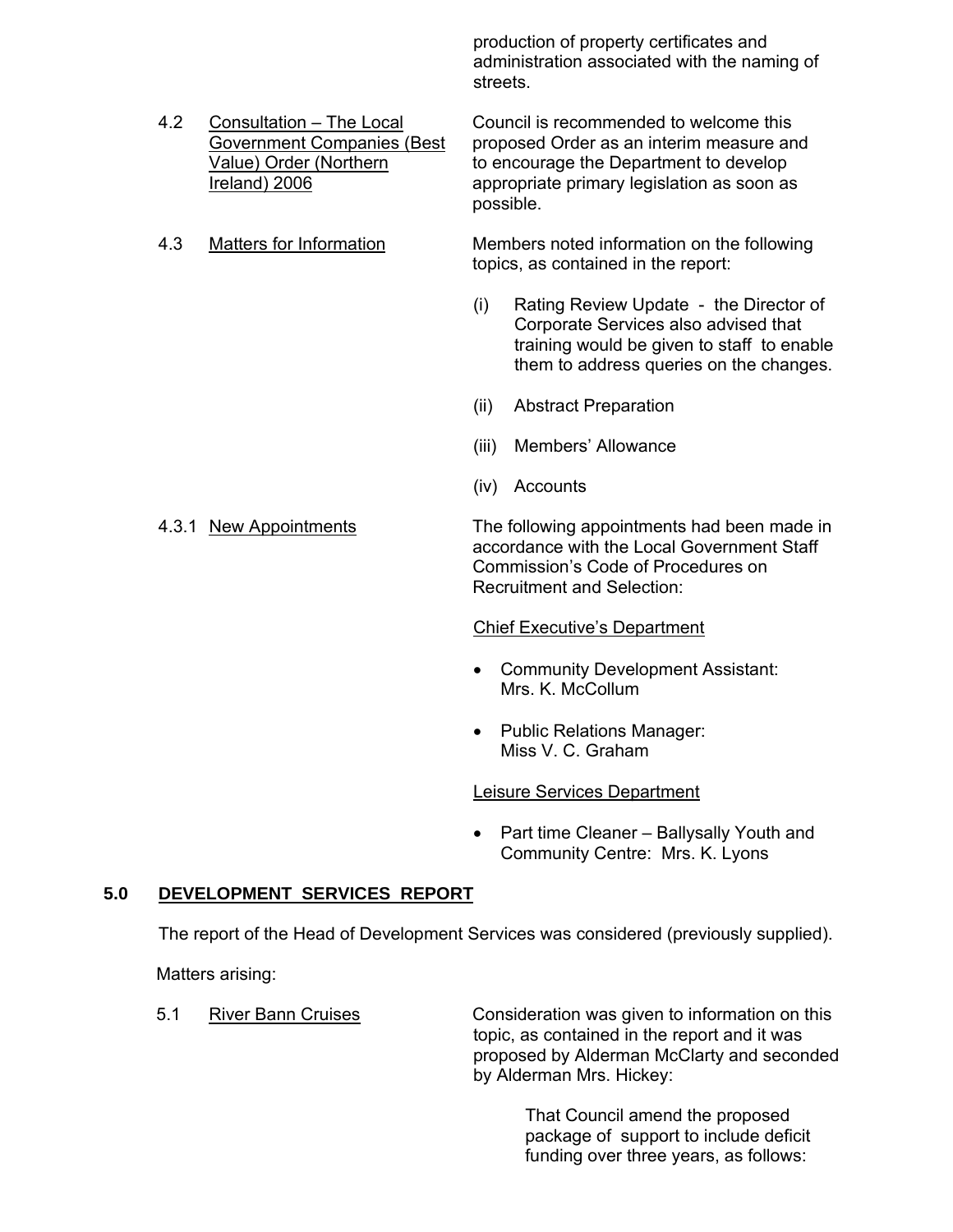production of property certificates and administration associated with the naming of streets.

4.2 Consultation – The Local Government Companies (Best Value) Order (Northern Ireland) 2006

Council is recommended to welcome this proposed Order as an interim measure and to encourage the Department to develop appropriate primary legislation as soon as possible.

4.3 Matters for Information

Members noted information on the following topics, as contained in the report:

(i) Rating Review Update - the Director of Corporate Services also advised that training would be given to staff to enable them to address queries on the changes.

(ii) Abstract Preparation

(iii) Members' Allowance

(iv) Accounts

4.3.1 New Appointments

The following appointments had been made in accordance with the Local Government Staff Commission's Code of Procedures on Recruitment and Selection:

Chief Executive's Department

- Community Development Assistant: Mrs. K. McCollum
- Public Relations Manager: Miss V. C. Graham

Leisure Services Department

- Part time Cleaner – Ballysally Youth and Community Centre: Mrs. K. Lyons

## 5.0 DEVELOPMENT SERVICES REPORT

The report of the Head of Development Services was considered (previously supplied).

Matters arising:

5.1 River Bann Cruises

Consideration was given to information on this topic, as contained in the report and it was proposed by Alderman McClarty and seconded by Alderman Mrs. Hickey:

> That Council amend the proposed package of support to include deficit funding over three years, as follows: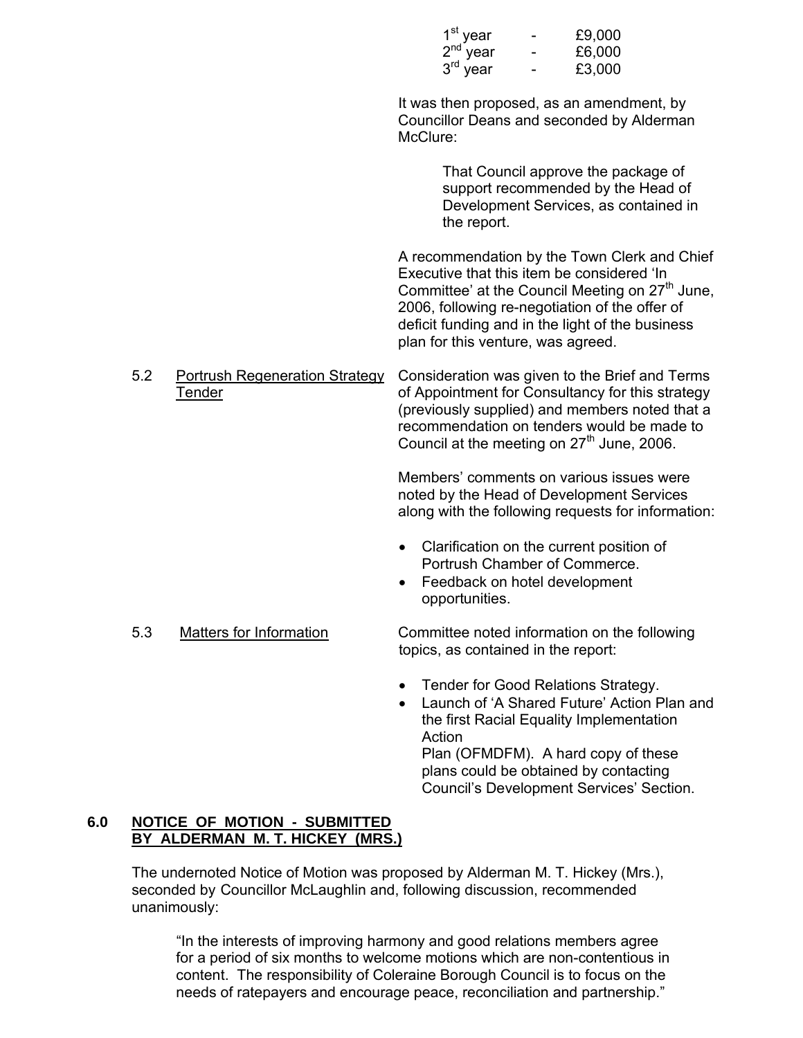| | |
|---|---|
| 1st year | - £9,000 |
| 2nd year | - £6,000 |
| 3rd year | - £3,000 |

It was then proposed, as an amendment, by Councillor Deans and seconded by Alderman McClure:

> That Council approve the package of support recommended by the Head of Development Services, as contained in the report.

A recommendation by the Town Clerk and Chief Executive that this item be considered 'In Committee' at the Council Meeting on 27th June, 2006, following re-negotiation of the offer of deficit funding and in the light of the business plan for this venture, was agreed.

5.2 Portrush Regeneration Strategy Tender

Consideration was given to the Brief and Terms of Appointment for Consultancy for this strategy (previously supplied) and members noted that a recommendation on tenders would be made to Council at the meeting on 27th June, 2006.

Members' comments on various issues were noted by the Head of Development Services along with the following requests for information:

- Clarification on the current position of Portrush Chamber of Commerce.
- Feedback on hotel development opportunities.

5.3 Matters for Information

Committee noted information on the following topics, as contained in the report:

- Tender for Good Relations Strategy.
- Launch of 'A Shared Future' Action Plan and the first Racial Equality Implementation Action Plan (OFMDFM). A hard copy of these plans could be obtained by contacting Council's Development Services' Section.

## 6.0 NOTICE OF MOTION - SUBMITTED BY ALDERMAN M. T. HICKEY (MRS.)

The undernoted Notice of Motion was proposed by Alderman M. T. Hickey (Mrs.), seconded by Councillor McLaughlin and, following discussion, recommended unanimously:

> "In the interests of improving harmony and good relations members agree for a period of six months to welcome motions which are non-contentious in content. The responsibility of Coleraine Borough Council is to focus on the needs of ratepayers and encourage peace, reconciliation and partnership."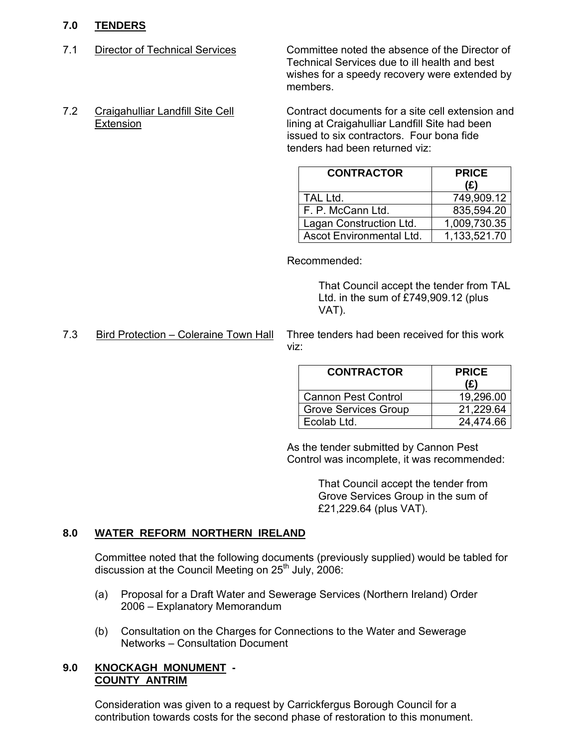## 7.0 TENDERS

7.1 Director of Technical Services

Committee noted the absence of the Director of Technical Services due to ill health and best wishes for a speedy recovery were extended by members.

7.2 Craigahulliar Landfill Site Cell Extension

Contract documents for a site cell extension and lining at Craigahulliar Landfill Site had been issued to six contractors. Four bona fide tenders had been returned viz:

| CONTRACTOR | PRICE (£) |
|---|---|
| TAL Ltd. | 749,909.12 |
| F. P. McCann Ltd. | 835,594.20 |
| Lagan Construction Ltd. | 1,009,730.35 |
| Ascot Environmental Ltd. | 1,133,521.70 |

Recommended:

> That Council accept the tender from TAL Ltd. in the sum of £749,909.12 (plus VAT).

7.3 Bird Protection – Coleraine Town Hall

Three tenders had been received for this work viz:

| CONTRACTOR | PRICE (£) |
|---|---|
| Cannon Pest Control | 19,296.00 |
| Grove Services Group | 21,229.64 |
| Ecolab Ltd. | 24,474.66 |

As the tender submitted by Cannon Pest Control was incomplete, it was recommended:

> That Council accept the tender from Grove Services Group in the sum of £21,229.64 (plus VAT).

## 8.0 WATER REFORM NORTHERN IRELAND

Committee noted that the following documents (previously supplied) would be tabled for discussion at the Council Meeting on 25th July, 2006:

(a) Proposal for a Draft Water and Sewerage Services (Northern Ireland) Order 2006 – Explanatory Memorandum

(b) Consultation on the Charges for Connections to the Water and Sewerage Networks – Consultation Document

## 9.0 KNOCKAGH MONUMENT - COUNTY ANTRIM

Consideration was given to a request by Carrickfergus Borough Council for a contribution towards costs for the second phase of restoration to this monument.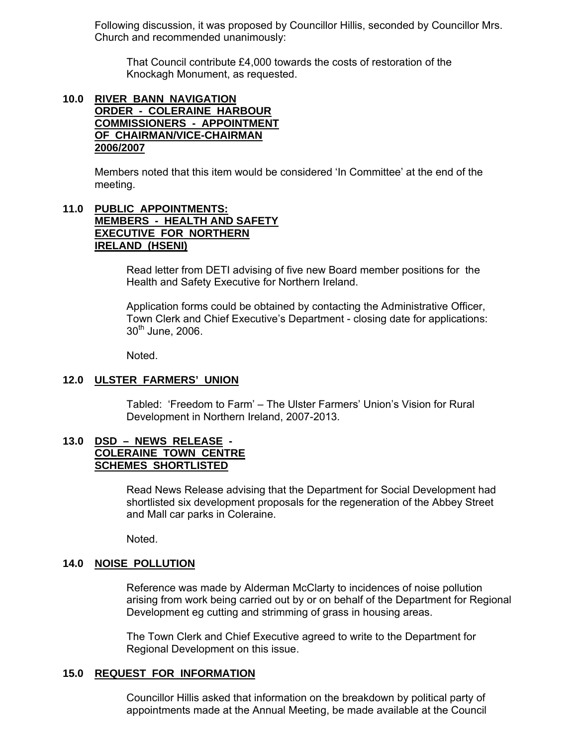Following discussion, it was proposed by Councillor Hillis, seconded by Councillor Mrs. Church and recommended unanimously:

> That Council contribute £4,000 towards the costs of restoration of the Knockagh Monument, as requested.

## 10.0 RIVER BANN NAVIGATION ORDER - COLERAINE HARBOUR COMMISSIONERS - APPOINTMENT OF CHAIRMAN/VICE-CHAIRMAN 2006/2007

Members noted that this item would be considered 'In Committee' at the end of the meeting.

## 11.0 PUBLIC APPOINTMENTS: MEMBERS - HEALTH AND SAFETY EXECUTIVE FOR NORTHERN IRELAND (HSENI)

Read letter from DETI advising of five new Board member positions for the Health and Safety Executive for Northern Ireland.

Application forms could be obtained by contacting the Administrative Officer, Town Clerk and Chief Executive's Department - closing date for applications: 30th June, 2006.

Noted.

## 12.0 ULSTER FARMERS' UNION

Tabled: 'Freedom to Farm' – The Ulster Farmers' Union's Vision for Rural Development in Northern Ireland, 2007-2013.

## 13.0 DSD – NEWS RELEASE - COLERAINE TOWN CENTRE SCHEMES SHORTLISTED

Read News Release advising that the Department for Social Development had shortlisted six development proposals for the regeneration of the Abbey Street and Mall car parks in Coleraine.

Noted.

## 14.0 NOISE POLLUTION

Reference was made by Alderman McClarty to incidences of noise pollution arising from work being carried out by or on behalf of the Department for Regional Development eg cutting and strimming of grass in housing areas.

The Town Clerk and Chief Executive agreed to write to the Department for Regional Development on this issue.

## 15.0 REQUEST FOR INFORMATION

Councillor Hillis asked that information on the breakdown by political party of appointments made at the Annual Meeting, be made available at the Council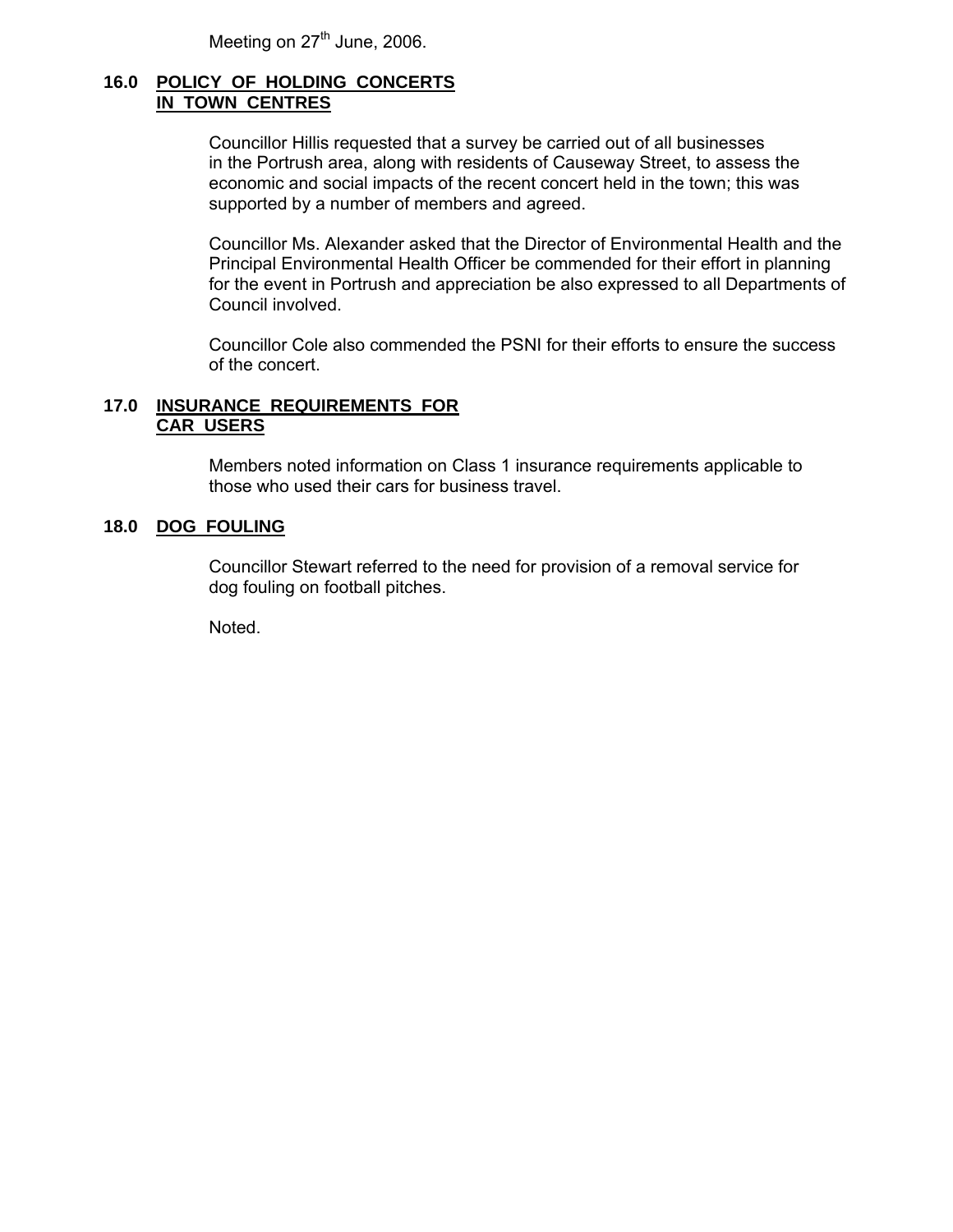Meeting on 27th June, 2006.

## 16.0 POLICY OF HOLDING CONCERTS IN TOWN CENTRES

Councillor Hillis requested that a survey be carried out of all businesses in the Portrush area, along with residents of Causeway Street, to assess the economic and social impacts of the recent concert held in the town; this was supported by a number of members and agreed.

Councillor Ms. Alexander asked that the Director of Environmental Health and the Principal Environmental Health Officer be commended for their effort in planning for the event in Portrush and appreciation be also expressed to all Departments of Council involved.

Councillor Cole also commended the PSNI for their efforts to ensure the success of the concert.

## 17.0 INSURANCE REQUIREMENTS FOR CAR USERS

Members noted information on Class 1 insurance requirements applicable to those who used their cars for business travel.

## 18.0 DOG FOULING

Councillor Stewart referred to the need for provision of a removal service for dog fouling on football pitches.

Noted.